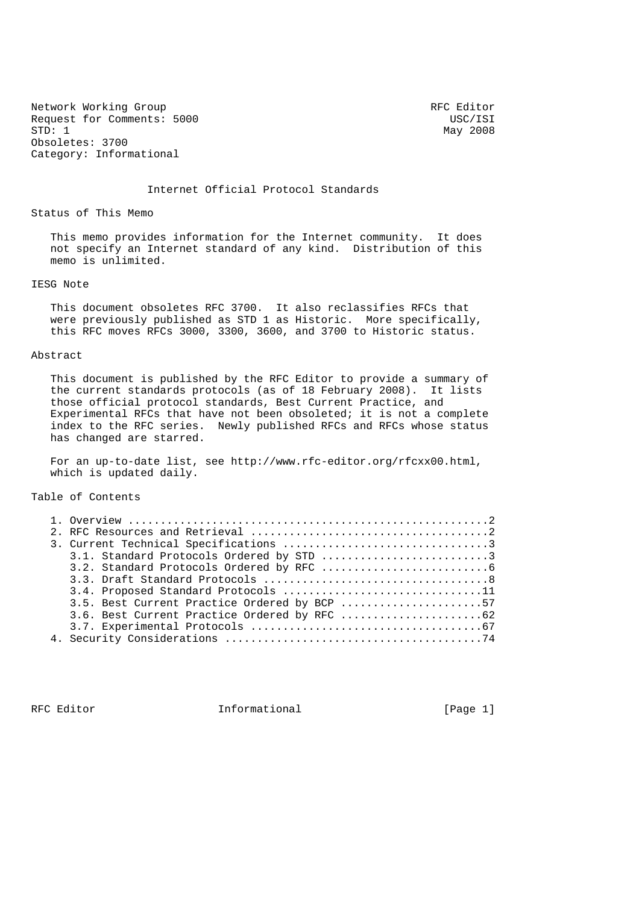Network Working Group — RFC Editor
Request for Comments: 5000 — USC/ISI
STD: 1 — May 2008
Obsoletes: 3700
Category: Informational

# Internet Official Protocol Standards

## Status of This Memo

This memo provides information for the Internet community. It does not specify an Internet standard of any kind. Distribution of this memo is unlimited.

## IESG Note

This document obsoletes RFC 3700. It also reclassifies RFCs that were previously published as STD 1 as Historic. More specifically, this RFC moves RFCs 3000, 3300, 3600, and 3700 to Historic status.

## Abstract

This document is published by the RFC Editor to provide a summary of the current standards protocols (as of 18 February 2008). It lists those official protocol standards, Best Current Practice, and Experimental RFCs that have not been obsoleted; it is not a complete index to the RFC series. Newly published RFCs and RFCs whose status has changed are starred.

For an up-to-date list, see http://www.rfc-editor.org/rfcxx00.html, which is updated daily.

## Table of Contents

```
   1. Overview ........................................................2
   2. RFC Resources and Retrieval .....................................2
   3. Current Technical Specifications ................................3
      3.1. Standard Protocols Ordered by STD ..........................3
      3.2. Standard Protocols Ordered by RFC ..........................6
      3.3. Draft Standard Protocols ...................................8
      3.4. Proposed Standard Protocols ...............................11
      3.5. Best Current Practice Ordered by BCP ......................57
      3.6. Best Current Practice Ordered by RFC ......................62
      3.7. Experimental Protocols ....................................67
   4. Security Considerations ........................................74
```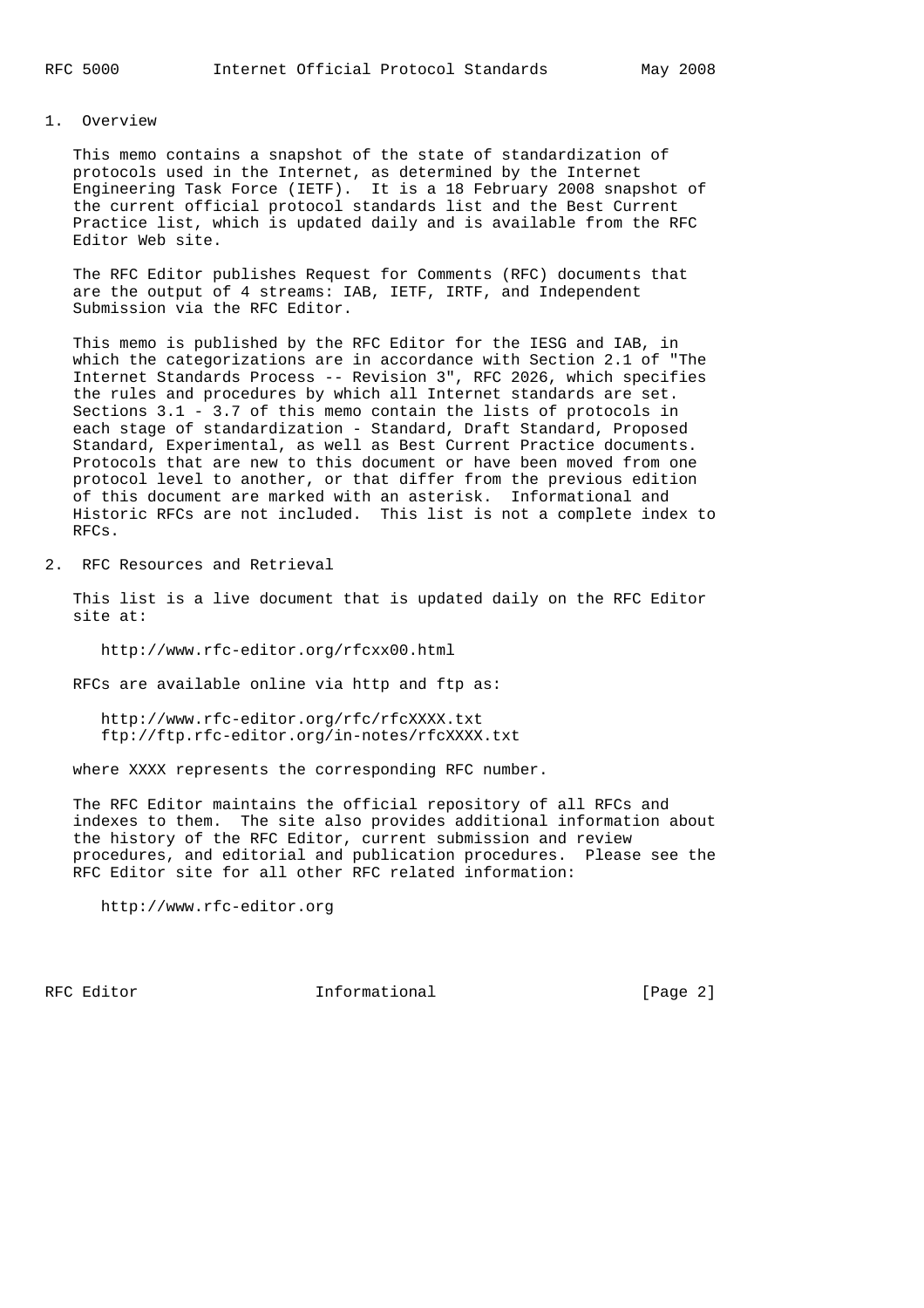## 1. Overview

This memo contains a snapshot of the state of standardization of protocols used in the Internet, as determined by the Internet Engineering Task Force (IETF). It is a 18 February 2008 snapshot of the current official protocol standards list and the Best Current Practice list, which is updated daily and is available from the RFC Editor Web site.

The RFC Editor publishes Request for Comments (RFC) documents that are the output of 4 streams: IAB, IETF, IRTF, and Independent Submission via the RFC Editor.

This memo is published by the RFC Editor for the IESG and IAB, in which the categorizations are in accordance with Section 2.1 of "The Internet Standards Process -- Revision 3", RFC 2026, which specifies the rules and procedures by which all Internet standards are set. Sections 3.1 - 3.7 of this memo contain the lists of protocols in each stage of standardization - Standard, Draft Standard, Proposed Standard, Experimental, as well as Best Current Practice documents. Protocols that are new to this document or have been moved from one protocol level to another, or that differ from the previous edition of this document are marked with an asterisk. Informational and Historic RFCs are not included. This list is not a complete index to RFCs.

## 2. RFC Resources and Retrieval

This list is a live document that is updated daily on the RFC Editor site at:

http://www.rfc-editor.org/rfcxx00.html

RFCs are available online via http and ftp as:

http://www.rfc-editor.org/rfc/rfcXXXX.txt
ftp://ftp.rfc-editor.org/in-notes/rfcXXXX.txt

where XXXX represents the corresponding RFC number.

The RFC Editor maintains the official repository of all RFCs and indexes to them. The site also provides additional information about the history of the RFC Editor, current submission and review procedures, and editorial and publication procedures. Please see the RFC Editor site for all other RFC related information:

http://www.rfc-editor.org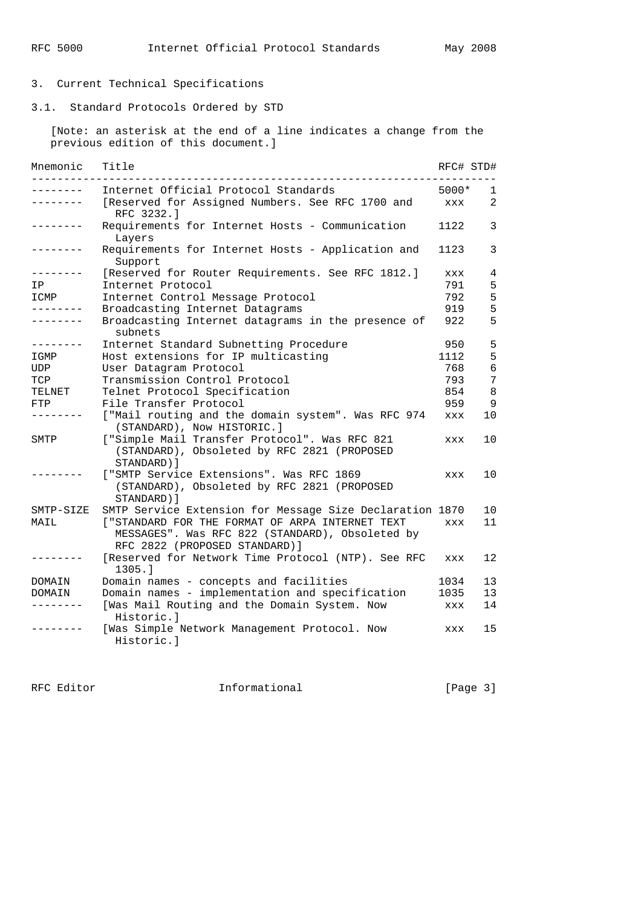## 3. Current Technical Specifications

### 3.1. Standard Protocols Ordered by STD

[Note: an asterisk at the end of a line indicates a change from the previous edition of this document.]

| Mnemonic | Title | RFC# | STD# |
|---|---|---|---|
| -------- | Internet Official Protocol Standards | 5000* | 1 |
| -------- | [Reserved for Assigned Numbers. See RFC 1700 and RFC 3232.] | xxx | 2 |
| -------- | Requirements for Internet Hosts - Communication Layers | 1122 | 3 |
| -------- | Requirements for Internet Hosts - Application and Support | 1123 | 3 |
| -------- | [Reserved for Router Requirements. See RFC 1812.] | xxx | 4 |
| IP | Internet Protocol | 791 | 5 |
| ICMP | Internet Control Message Protocol | 792 | 5 |
| -------- | Broadcasting Internet Datagrams | 919 | 5 |
| -------- | Broadcasting Internet datagrams in the presence of subnets | 922 | 5 |
| -------- | Internet Standard Subnetting Procedure | 950 | 5 |
| IGMP | Host extensions for IP multicasting | 1112 | 5 |
| UDP | User Datagram Protocol | 768 | 6 |
| TCP | Transmission Control Protocol | 793 | 7 |
| TELNET | Telnet Protocol Specification | 854 | 8 |
| FTP | File Transfer Protocol | 959 | 9 |
| -------- | ["Mail routing and the domain system". Was RFC 974 (STANDARD), Now HISTORIC.] | xxx | 10 |
| SMTP | ["Simple Mail Transfer Protocol". Was RFC 821 (STANDARD), Obsoleted by RFC 2821 (PROPOSED STANDARD)] | xxx | 10 |
| -------- | ["SMTP Service Extensions". Was RFC 1869 (STANDARD), Obsoleted by RFC 2821 (PROPOSED STANDARD)] | xxx | 10 |
| SMTP-SIZE | SMTP Service Extension for Message Size Declaration | 1870 | 10 |
| MAIL | ["STANDARD FOR THE FORMAT OF ARPA INTERNET TEXT MESSAGES". Was RFC 822 (STANDARD), Obsoleted by RFC 2822 (PROPOSED STANDARD)] | xxx | 11 |
| -------- | [Reserved for Network Time Protocol (NTP). See RFC 1305.] | xxx | 12 |
| DOMAIN | Domain names - concepts and facilities | 1034 | 13 |
| DOMAIN | Domain names - implementation and specification | 1035 | 13 |
| -------- | [Was Mail Routing and the Domain System. Now Historic.] | xxx | 14 |
| -------- | [Was Simple Network Management Protocol. Now Historic.] | xxx | 15 |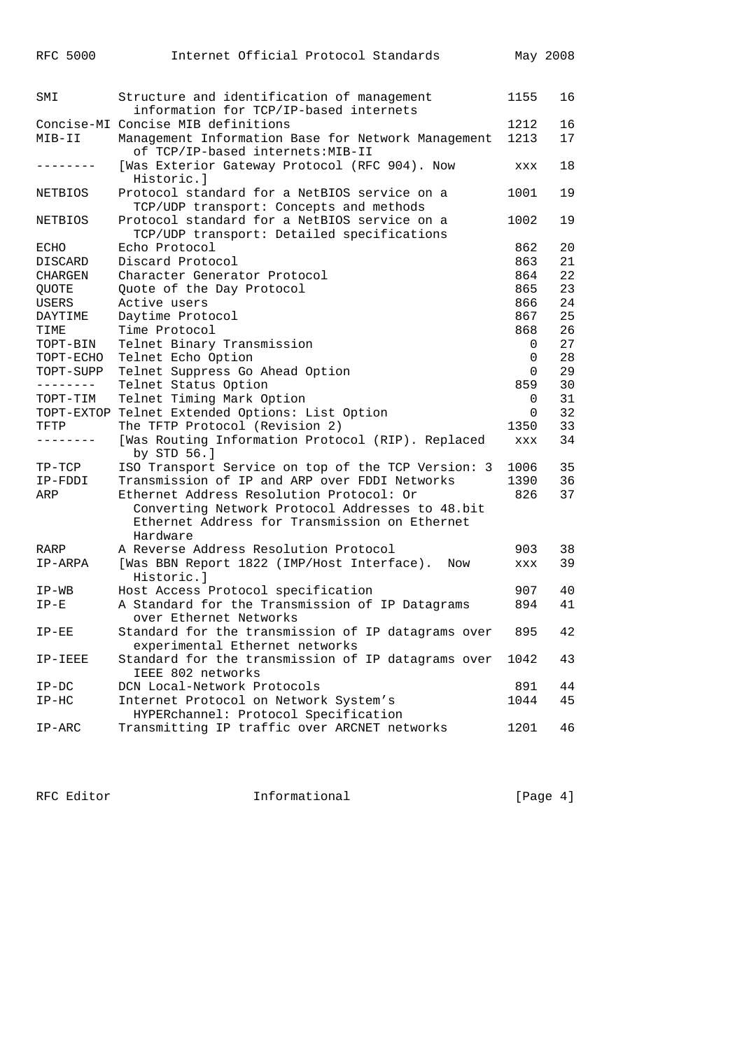| | | | |
|---|---|---|---|
| SMI | Structure and identification of management information for TCP/IP-based internets | 1155 | 16 |
| Concise-MI | Concise MIB definitions | 1212 | 16 |
| MIB-II | Management Information Base for Network Management of TCP/IP-based internets:MIB-II | 1213 | 17 |
| -------- | [Was Exterior Gateway Protocol (RFC 904). Now Historic.] | xxx | 18 |
| NETBIOS | Protocol standard for a NetBIOS service on a TCP/UDP transport: Concepts and methods | 1001 | 19 |
| NETBIOS | Protocol standard for a NetBIOS service on a TCP/UDP transport: Detailed specifications | 1002 | 19 |
| ECHO | Echo Protocol | 862 | 20 |
| DISCARD | Discard Protocol | 863 | 21 |
| CHARGEN | Character Generator Protocol | 864 | 22 |
| QUOTE | Quote of the Day Protocol | 865 | 23 |
| USERS | Active users | 866 | 24 |
| DAYTIME | Daytime Protocol | 867 | 25 |
| TIME | Time Protocol | 868 | 26 |
| TOPT-BIN | Telnet Binary Transmission | 0 | 27 |
| TOPT-ECHO | Telnet Echo Option | 0 | 28 |
| TOPT-SUPP | Telnet Suppress Go Ahead Option | 0 | 29 |
| -------- | Telnet Status Option | 859 | 30 |
| TOPT-TIM | Telnet Timing Mark Option | 0 | 31 |
| TOPT-EXTOP | Telnet Extended Options: List Option | 0 | 32 |
| TFTP | The TFTP Protocol (Revision 2) | 1350 | 33 |
| -------- | [Was Routing Information Protocol (RIP). Replaced by STD 56.] | xxx | 34 |
| TP-TCP | ISO Transport Service on top of the TCP Version: 3 | 1006 | 35 |
| IP-FDDI | Transmission of IP and ARP over FDDI Networks | 1390 | 36 |
| ARP | Ethernet Address Resolution Protocol: Or Converting Network Protocol Addresses to 48.bit Ethernet Address for Transmission on Ethernet Hardware | 826 | 37 |
| RARP | A Reverse Address Resolution Protocol | 903 | 38 |
| IP-ARPA | [Was BBN Report 1822 (IMP/Host Interface). Now Historic.] | xxx | 39 |
| IP-WB | Host Access Protocol specification | 907 | 40 |
| IP-E | A Standard for the Transmission of IP Datagrams over Ethernet Networks | 894 | 41 |
| IP-EE | Standard for the transmission of IP datagrams over experimental Ethernet networks | 895 | 42 |
| IP-IEEE | Standard for the transmission of IP datagrams over IEEE 802 networks | 1042 | 43 |
| IP-DC | DCN Local-Network Protocols | 891 | 44 |
| IP-HC | Internet Protocol on Network System's HYPERchannel: Protocol Specification | 1044 | 45 |
| IP-ARC | Transmitting IP traffic over ARCNET networks | 1201 | 46 |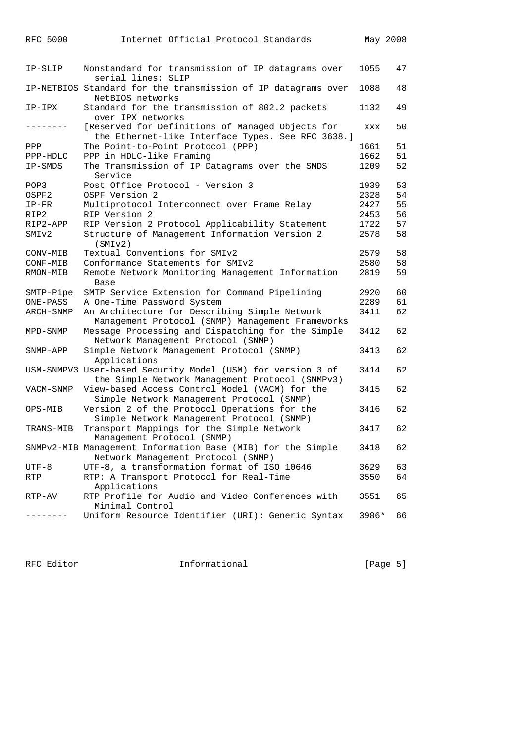| Mnemonic | Title | RFC | STD |
|---|---|---|---|
| IP-SLIP | Nonstandard for transmission of IP datagrams over serial lines: SLIP | 1055 | 47 |
| IP-NETBIOS | Standard for the transmission of IP datagrams over NetBIOS networks | 1088 | 48 |
| IP-IPX | Standard for the transmission of 802.2 packets over IPX networks | 1132 | 49 |
| -------- | [Reserved for Definitions of Managed Objects for the Ethernet-like Interface Types. See RFC 3638.] | xxx | 50 |
| PPP | The Point-to-Point Protocol (PPP) | 1661 | 51 |
| PPP-HDLC | PPP in HDLC-like Framing | 1662 | 51 |
| IP-SMDS | The Transmission of IP Datagrams over the SMDS Service | 1209 | 52 |
| POP3 | Post Office Protocol - Version 3 | 1939 | 53 |
| OSPF2 | OSPF Version 2 | 2328 | 54 |
| IP-FR | Multiprotocol Interconnect over Frame Relay | 2427 | 55 |
| RIP2 | RIP Version 2 | 2453 | 56 |
| RIP2-APP | RIP Version 2 Protocol Applicability Statement | 1722 | 57 |
| SMIv2 | Structure of Management Information Version 2 (SMIv2) | 2578 | 58 |
| CONV-MIB | Textual Conventions for SMIv2 | 2579 | 58 |
| CONF-MIB | Conformance Statements for SMIv2 | 2580 | 58 |
| RMON-MIB | Remote Network Monitoring Management Information Base | 2819 | 59 |
| SMTP-Pipe | SMTP Service Extension for Command Pipelining | 2920 | 60 |
| ONE-PASS | A One-Time Password System | 2289 | 61 |
| ARCH-SNMP | An Architecture for Describing Simple Network Management Protocol (SNMP) Management Frameworks | 3411 | 62 |
| MPD-SNMP | Message Processing and Dispatching for the Simple Network Management Protocol (SNMP) | 3412 | 62 |
| SNMP-APP | Simple Network Management Protocol (SNMP) Applications | 3413 | 62 |
| USM-SNMPV3 | User-based Security Model (USM) for version 3 of the Simple Network Management Protocol (SNMPv3) | 3414 | 62 |
| VACM-SNMP | View-based Access Control Model (VACM) for the Simple Network Management Protocol (SNMP) | 3415 | 62 |
| OPS-MIB | Version 2 of the Protocol Operations for the Simple Network Management Protocol (SNMP) | 3416 | 62 |
| TRANS-MIB | Transport Mappings for the Simple Network Management Protocol (SNMP) | 3417 | 62 |
| SNMPv2-MIB | Management Information Base (MIB) for the Simple Network Management Protocol (SNMP) | 3418 | 62 |
| UTF-8 | UTF-8, a transformation format of ISO 10646 | 3629 | 63 |
| RTP | RTP: A Transport Protocol for Real-Time Applications | 3550 | 64 |
| RTP-AV | RTP Profile for Audio and Video Conferences with Minimal Control | 3551 | 65 |
| -------- | Uniform Resource Identifier (URI): Generic Syntax | 3986* | 66 |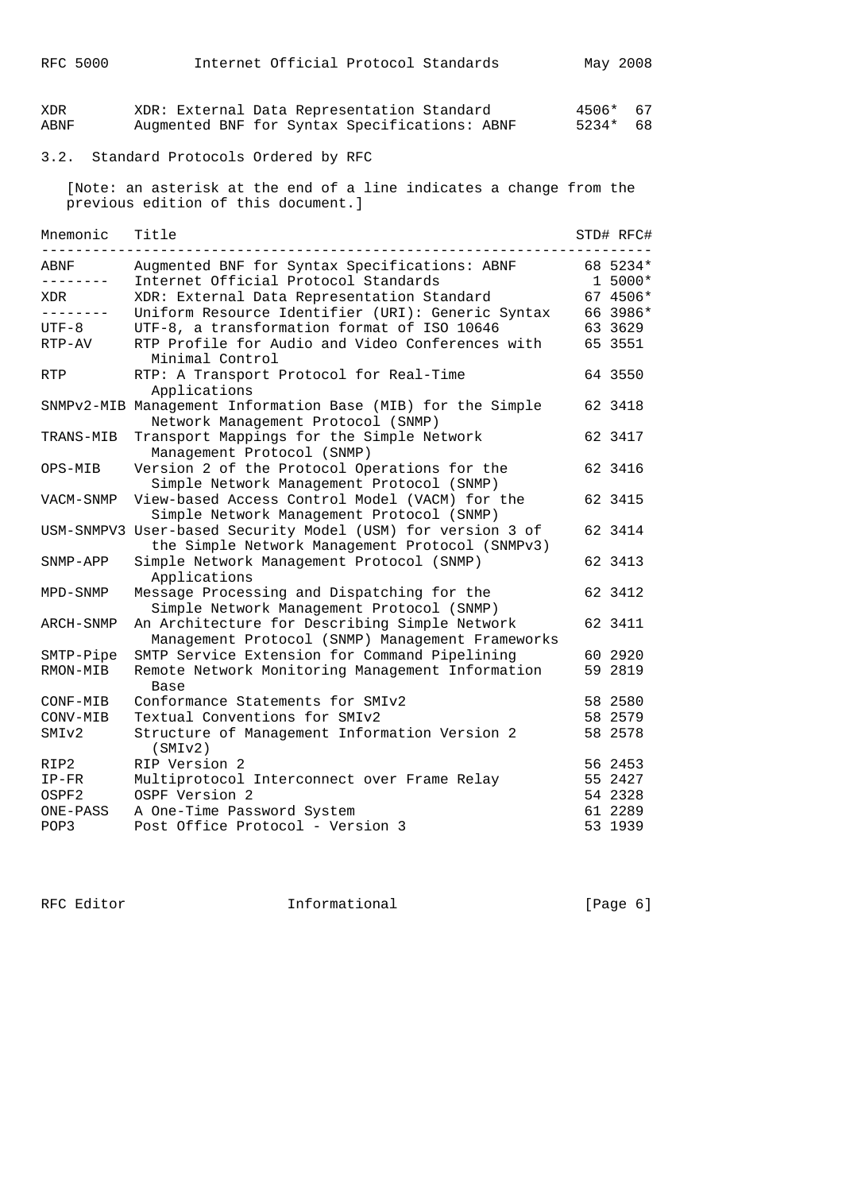| XDR | XDR: External Data Representation Standard | 4506* | 67 |
|---|---|---|---|
| ABNF | Augmented BNF for Syntax Specifications: ABNF | 5234* | 68 |

## 3.2. Standard Protocols Ordered by RFC

[Note: an asterisk at the end of a line indicates a change from the previous edition of this document.]

| Mnemonic | Title | STD# | RFC# |
|---|---|---|---|
| ABNF | Augmented BNF for Syntax Specifications: ABNF | 68 | 5234* |
| -------- | Internet Official Protocol Standards | 1 | 5000* |
| XDR | XDR: External Data Representation Standard | 67 | 4506* |
| -------- | Uniform Resource Identifier (URI): Generic Syntax | 66 | 3986* |
| UTF-8 | UTF-8, a transformation format of ISO 10646 | 63 | 3629 |
| RTP-AV | RTP Profile for Audio and Video Conferences with Minimal Control | 65 | 3551 |
| RTP | RTP: A Transport Protocol for Real-Time Applications | 64 | 3550 |
| SNMPv2-MIB | Management Information Base (MIB) for the Simple Network Management Protocol (SNMP) | 62 | 3418 |
| TRANS-MIB | Transport Mappings for the Simple Network Management Protocol (SNMP) | 62 | 3417 |
| OPS-MIB | Version 2 of the Protocol Operations for the Simple Network Management Protocol (SNMP) | 62 | 3416 |
| VACM-SNMP | View-based Access Control Model (VACM) for the Simple Network Management Protocol (SNMP) | 62 | 3415 |
| USM-SNMPV3 | User-based Security Model (USM) for version 3 of the Simple Network Management Protocol (SNMPv3) | 62 | 3414 |
| SNMP-APP | Simple Network Management Protocol (SNMP) Applications | 62 | 3413 |
| MPD-SNMP | Message Processing and Dispatching for the Simple Network Management Protocol (SNMP) | 62 | 3412 |
| ARCH-SNMP | An Architecture for Describing Simple Network Management Protocol (SNMP) Management Frameworks | 62 | 3411 |
| SMTP-Pipe | SMTP Service Extension for Command Pipelining | 60 | 2920 |
| RMON-MIB | Remote Network Monitoring Management Information Base | 59 | 2819 |
| CONF-MIB | Conformance Statements for SMIv2 | 58 | 2580 |
| CONV-MIB | Textual Conventions for SMIv2 | 58 | 2579 |
| SMIv2 | Structure of Management Information Version 2 (SMIv2) | 58 | 2578 |
| RIP2 | RIP Version 2 | 56 | 2453 |
| IP-FR | Multiprotocol Interconnect over Frame Relay | 55 | 2427 |
| OSPF2 | OSPF Version 2 | 54 | 2328 |
| ONE-PASS | A One-Time Password System | 61 | 2289 |
| POP3 | Post Office Protocol - Version 3 | 53 | 1939 |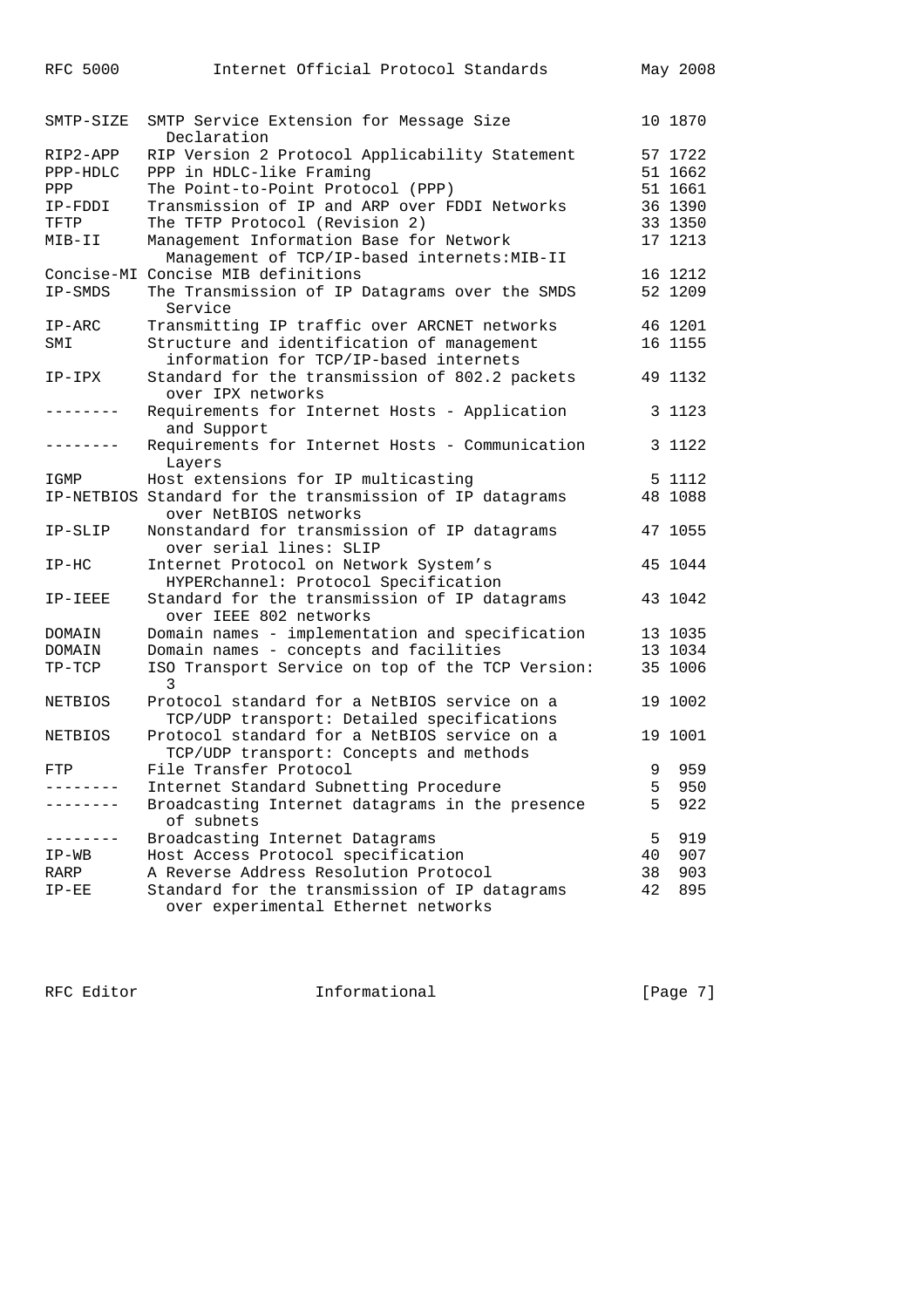| Mnemonic | Title | STD | RFC |
|---|---|---|---|
| SMTP-SIZE | SMTP Service Extension for Message Size Declaration | 10 | 1870 |
| RIP2-APP | RIP Version 2 Protocol Applicability Statement | 57 | 1722 |
| PPP-HDLC | PPP in HDLC-like Framing | 51 | 1662 |
| PPP | The Point-to-Point Protocol (PPP) | 51 | 1661 |
| IP-FDDI | Transmission of IP and ARP over FDDI Networks | 36 | 1390 |
| TFTP | The TFTP Protocol (Revision 2) | 33 | 1350 |
| MIB-II | Management Information Base for Network Management of TCP/IP-based internets:MIB-II | 17 | 1213 |
| Concise-MI | Concise MIB definitions | 16 | 1212 |
| IP-SMDS | The Transmission of IP Datagrams over the SMDS Service | 52 | 1209 |
| IP-ARC | Transmitting IP traffic over ARCNET networks | 46 | 1201 |
| SMI | Structure and identification of management information for TCP/IP-based internets | 16 | 1155 |
| IP-IPX | Standard for the transmission of 802.2 packets over IPX networks | 49 | 1132 |
| -------- | Requirements for Internet Hosts - Application and Support | 3 | 1123 |
| -------- | Requirements for Internet Hosts - Communication Layers | 3 | 1122 |
| IGMP | Host extensions for IP multicasting | 5 | 1112 |
| IP-NETBIOS | Standard for the transmission of IP datagrams over NetBIOS networks | 48 | 1088 |
| IP-SLIP | Nonstandard for transmission of IP datagrams over serial lines: SLIP | 47 | 1055 |
| IP-HC | Internet Protocol on Network System's HYPERchannel: Protocol Specification | 45 | 1044 |
| IP-IEEE | Standard for the transmission of IP datagrams over IEEE 802 networks | 43 | 1042 |
| DOMAIN | Domain names - implementation and specification | 13 | 1035 |
| DOMAIN | Domain names - concepts and facilities | 13 | 1034 |
| TP-TCP | ISO Transport Service on top of the TCP Version: 3 | 35 | 1006 |
| NETBIOS | Protocol standard for a NetBIOS service on a TCP/UDP transport: Detailed specifications | 19 | 1002 |
| NETBIOS | Protocol standard for a NetBIOS service on a TCP/UDP transport: Concepts and methods | 19 | 1001 |
| FTP | File Transfer Protocol | 9 | 959 |
| -------- | Internet Standard Subnetting Procedure | 5 | 950 |
| -------- | Broadcasting Internet datagrams in the presence of subnets | 5 | 922 |
| -------- | Broadcasting Internet Datagrams | 5 | 919 |
| IP-WB | Host Access Protocol specification | 40 | 907 |
| RARP | A Reverse Address Resolution Protocol | 38 | 903 |
| IP-EE | Standard for the transmission of IP datagrams over experimental Ethernet networks | 42 | 895 |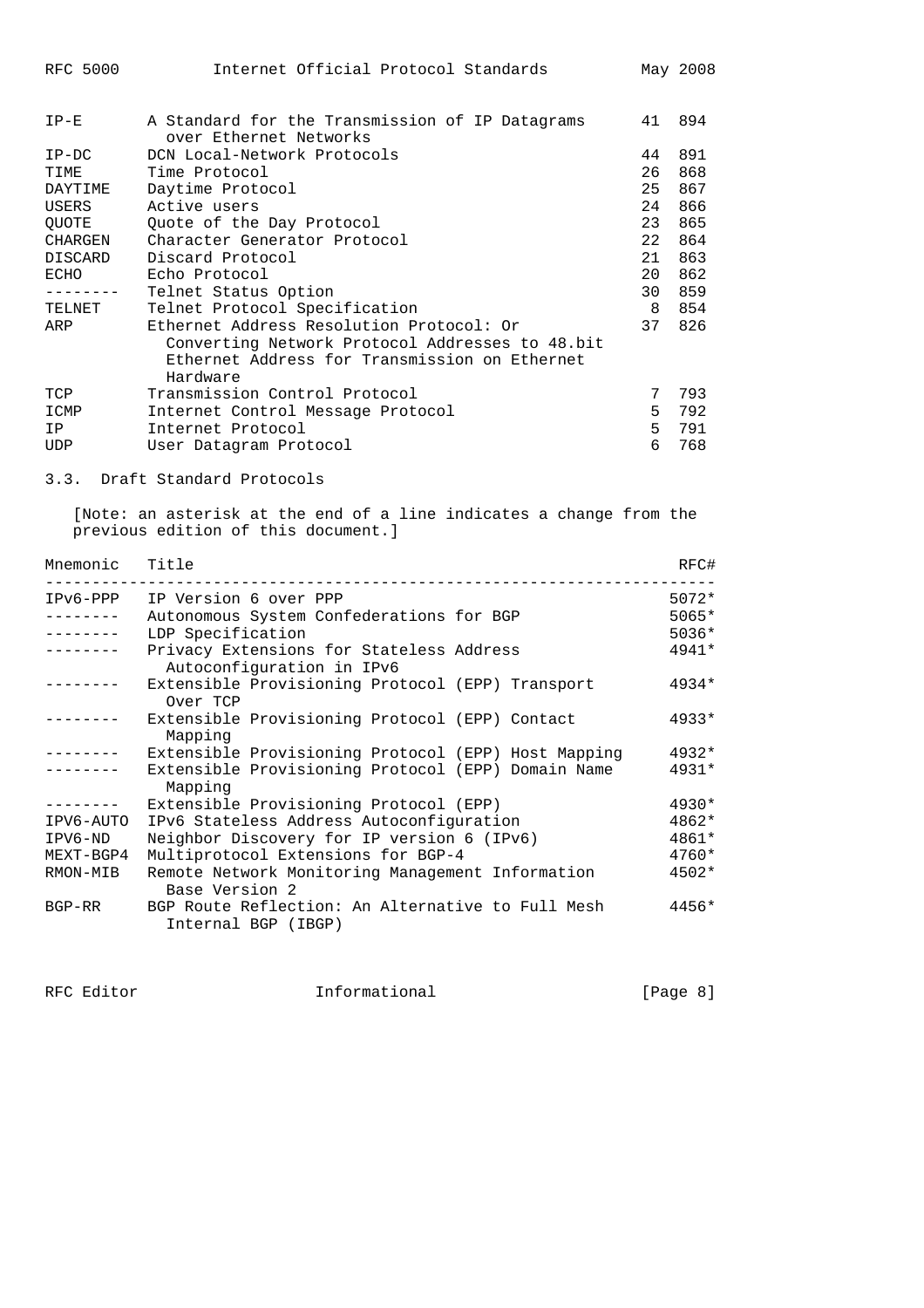| Mnemonic | Title | STD | RFC |
|---|---|---|---|
| IP-E | A Standard for the Transmission of IP Datagrams over Ethernet Networks | 41 | 894 |
| IP-DC | DCN Local-Network Protocols | 44 | 891 |
| TIME | Time Protocol | 26 | 868 |
| DAYTIME | Daytime Protocol | 25 | 867 |
| USERS | Active users | 24 | 866 |
| QUOTE | Quote of the Day Protocol | 23 | 865 |
| CHARGEN | Character Generator Protocol | 22 | 864 |
| DISCARD | Discard Protocol | 21 | 863 |
| ECHO | Echo Protocol | 20 | 862 |
| -------- | Telnet Status Option | 30 | 859 |
| TELNET | Telnet Protocol Specification | 8 | 854 |
| ARP | Ethernet Address Resolution Protocol: Or Converting Network Protocol Addresses to 48.bit Ethernet Address for Transmission on Ethernet Hardware | 37 | 826 |
| TCP | Transmission Control Protocol | 7 | 793 |
| ICMP | Internet Control Message Protocol | 5 | 792 |
| IP | Internet Protocol | 5 | 791 |
| UDP | User Datagram Protocol | 6 | 768 |

### 3.3. Draft Standard Protocols

[Note: an asterisk at the end of a line indicates a change from the previous edition of this document.]

| Mnemonic | Title | RFC# |
|---|---|---|
| IPv6-PPP | IP Version 6 over PPP | 5072* |
| -------- | Autonomous System Confederations for BGP | 5065* |
| -------- | LDP Specification | 5036* |
| -------- | Privacy Extensions for Stateless Address Autoconfiguration in IPv6 | 4941* |
| -------- | Extensible Provisioning Protocol (EPP) Transport Over TCP | 4934* |
| -------- | Extensible Provisioning Protocol (EPP) Contact Mapping | 4933* |
| -------- | Extensible Provisioning Protocol (EPP) Host Mapping | 4932* |
| -------- | Extensible Provisioning Protocol (EPP) Domain Name Mapping | 4931* |
| -------- | Extensible Provisioning Protocol (EPP) | 4930* |
| IPV6-AUTO | IPv6 Stateless Address Autoconfiguration | 4862* |
| IPV6-ND | Neighbor Discovery for IP version 6 (IPv6) | 4861* |
| MEXT-BGP4 | Multiprotocol Extensions for BGP-4 | 4760* |
| RMON-MIB | Remote Network Monitoring Management Information Base Version 2 | 4502* |
| BGP-RR | BGP Route Reflection: An Alternative to Full Mesh Internal BGP (IBGP) | 4456* |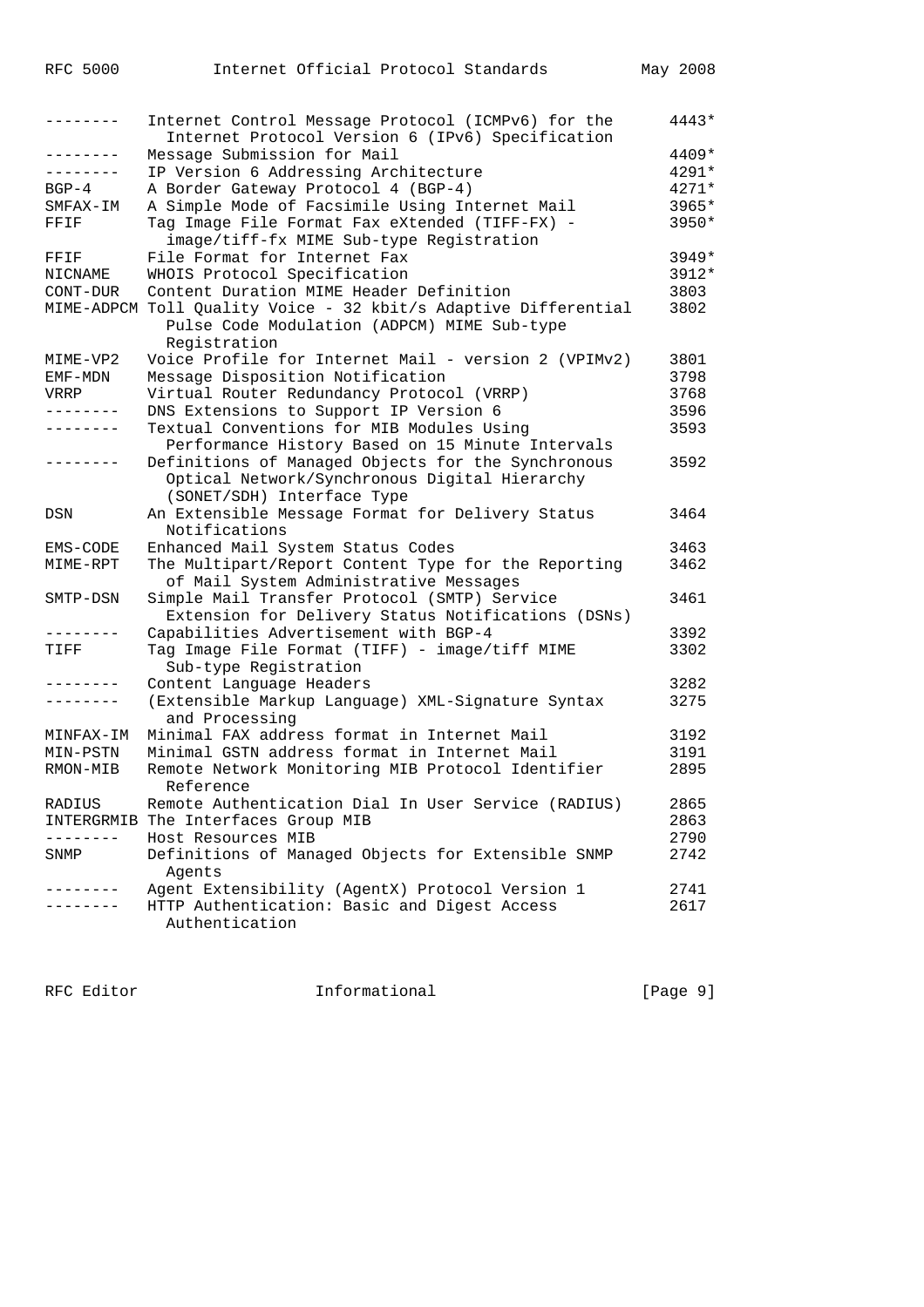| Mnemonic | Title | RFC |
|---|---|---|
| -------- | Internet Control Message Protocol (ICMPv6) for the Internet Protocol Version 6 (IPv6) Specification | 4443* |
| -------- | Message Submission for Mail | 4409* |
| -------- | IP Version 6 Addressing Architecture | 4291* |
| BGP-4 | A Border Gateway Protocol 4 (BGP-4) | 4271* |
| SMFAX-IM | A Simple Mode of Facsimile Using Internet Mail | 3965* |
| FFIF | Tag Image File Format Fax eXtended (TIFF-FX) - image/tiff-fx MIME Sub-type Registration | 3950* |
| FFIF | File Format for Internet Fax | 3949* |
| NICNAME | WHOIS Protocol Specification | 3912* |
| CONT-DUR | Content Duration MIME Header Definition | 3803 |
| MIME-ADPCM | Toll Quality Voice - 32 kbit/s Adaptive Differential Pulse Code Modulation (ADPCM) MIME Sub-type Registration | 3802 |
| MIME-VP2 | Voice Profile for Internet Mail - version 2 (VPIMv2) | 3801 |
| EMF-MDN | Message Disposition Notification | 3798 |
| VRRP | Virtual Router Redundancy Protocol (VRRP) | 3768 |
| -------- | DNS Extensions to Support IP Version 6 | 3596 |
| -------- | Textual Conventions for MIB Modules Using Performance History Based on 15 Minute Intervals | 3593 |
| -------- | Definitions of Managed Objects for the Synchronous Optical Network/Synchronous Digital Hierarchy (SONET/SDH) Interface Type | 3592 |
| DSN | An Extensible Message Format for Delivery Status Notifications | 3464 |
| EMS-CODE | Enhanced Mail System Status Codes | 3463 |
| MIME-RPT | The Multipart/Report Content Type for the Reporting of Mail System Administrative Messages | 3462 |
| SMTP-DSN | Simple Mail Transfer Protocol (SMTP) Service Extension for Delivery Status Notifications (DSNs) | 3461 |
| -------- | Capabilities Advertisement with BGP-4 | 3392 |
| TIFF | Tag Image File Format (TIFF) - image/tiff MIME Sub-type Registration | 3302 |
| -------- | Content Language Headers | 3282 |
| -------- | (Extensible Markup Language) XML-Signature Syntax and Processing | 3275 |
| MINFAX-IM | Minimal FAX address format in Internet Mail | 3192 |
| MIN-PSTN | Minimal GSTN address format in Internet Mail | 3191 |
| RMON-MIB | Remote Network Monitoring MIB Protocol Identifier Reference | 2895 |
| RADIUS | Remote Authentication Dial In User Service (RADIUS) | 2865 |
| INTERGRMIB | The Interfaces Group MIB | 2863 |
| -------- | Host Resources MIB | 2790 |
| SNMP | Definitions of Managed Objects for Extensible SNMP Agents | 2742 |
| -------- | Agent Extensibility (AgentX) Protocol Version 1 | 2741 |
| -------- | HTTP Authentication: Basic and Digest Access Authentication | 2617 |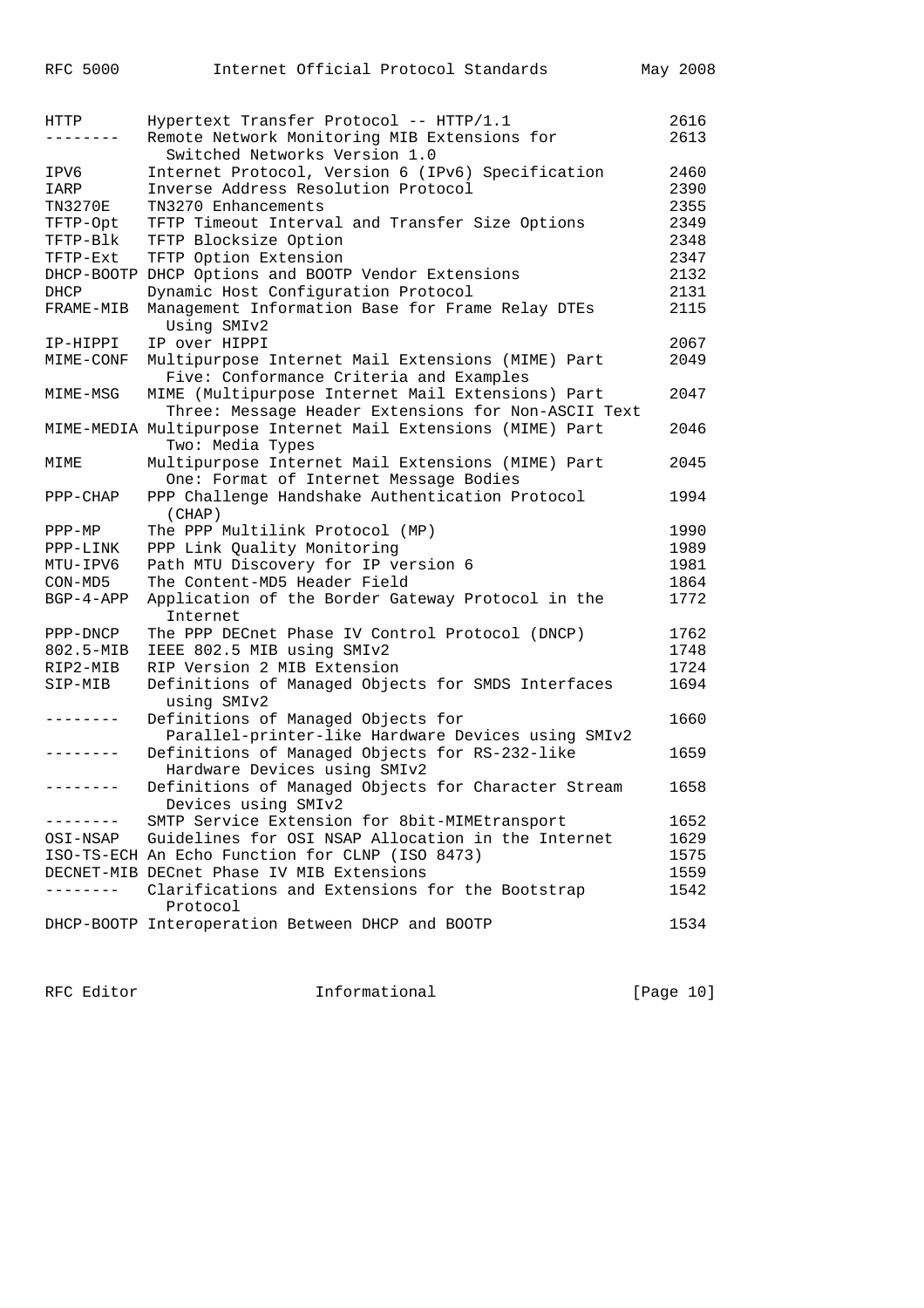| | | |
|---|---|---|
| HTTP | Hypertext Transfer Protocol -- HTTP/1.1 | 2616 |
| -------- | Remote Network Monitoring MIB Extensions for Switched Networks Version 1.0 | 2613 |
| IPV6 | Internet Protocol, Version 6 (IPv6) Specification | 2460 |
| IARP | Inverse Address Resolution Protocol | 2390 |
| TN3270E | TN3270 Enhancements | 2355 |
| TFTP-Opt | TFTP Timeout Interval and Transfer Size Options | 2349 |
| TFTP-Blk | TFTP Blocksize Option | 2348 |
| TFTP-Ext | TFTP Option Extension | 2347 |
| DHCP-BOOTP | DHCP Options and BOOTP Vendor Extensions | 2132 |
| DHCP | Dynamic Host Configuration Protocol | 2131 |
| FRAME-MIB | Management Information Base for Frame Relay DTEs Using SMIv2 | 2115 |
| IP-HIPPI | IP over HIPPI | 2067 |
| MIME-CONF | Multipurpose Internet Mail Extensions (MIME) Part Five: Conformance Criteria and Examples | 2049 |
| MIME-MSG | MIME (Multipurpose Internet Mail Extensions) Part Three: Message Header Extensions for Non-ASCII Text | 2047 |
| MIME-MEDIA | Multipurpose Internet Mail Extensions (MIME) Part Two: Media Types | 2046 |
| MIME | Multipurpose Internet Mail Extensions (MIME) Part One: Format of Internet Message Bodies | 2045 |
| PPP-CHAP | PPP Challenge Handshake Authentication Protocol (CHAP) | 1994 |
| PPP-MP | The PPP Multilink Protocol (MP) | 1990 |
| PPP-LINK | PPP Link Quality Monitoring | 1989 |
| MTU-IPV6 | Path MTU Discovery for IP version 6 | 1981 |
| CON-MD5 | The Content-MD5 Header Field | 1864 |
| BGP-4-APP | Application of the Border Gateway Protocol in the Internet | 1772 |
| PPP-DNCP | The PPP DECnet Phase IV Control Protocol (DNCP) | 1762 |
| 802.5-MIB | IEEE 802.5 MIB using SMIv2 | 1748 |
| RIP2-MIB | RIP Version 2 MIB Extension | 1724 |
| SIP-MIB | Definitions of Managed Objects for SMDS Interfaces using SMIv2 | 1694 |
| -------- | Definitions of Managed Objects for Parallel-printer-like Hardware Devices using SMIv2 | 1660 |
| -------- | Definitions of Managed Objects for RS-232-like Hardware Devices using SMIv2 | 1659 |
| -------- | Definitions of Managed Objects for Character Stream Devices using SMIv2 | 1658 |
| -------- | SMTP Service Extension for 8bit-MIMEtransport | 1652 |
| OSI-NSAP | Guidelines for OSI NSAP Allocation in the Internet | 1629 |
| ISO-TS-ECH | An Echo Function for CLNP (ISO 8473) | 1575 |
| DECNET-MIB | DECnet Phase IV MIB Extensions | 1559 |
| -------- | Clarifications and Extensions for the Bootstrap Protocol | 1542 |
| DHCP-BOOTP | Interoperation Between DHCP and BOOTP | 1534 |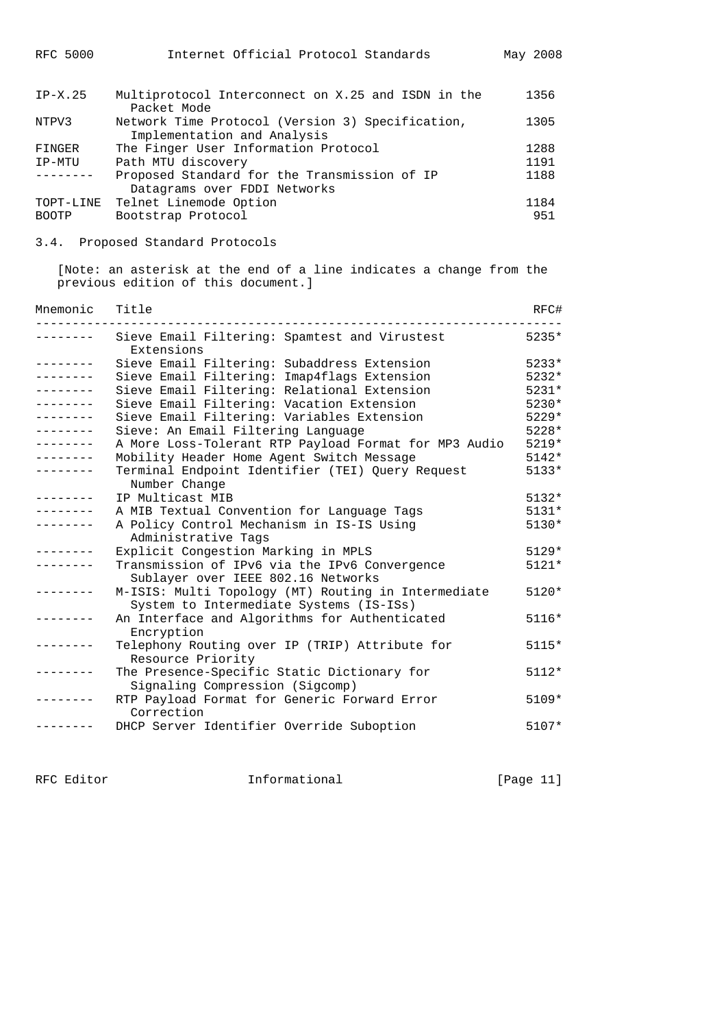| Mnemonic | Title | RFC# |
|---|---|---|
| IP-X.25 | Multiprotocol Interconnect on X.25 and ISDN in the Packet Mode | 1356 |
| NTPV3 | Network Time Protocol (Version 3) Specification, Implementation and Analysis | 1305 |
| FINGER | The Finger User Information Protocol | 1288 |
| IP-MTU | Path MTU discovery | 1191 |
| -------- | Proposed Standard for the Transmission of IP Datagrams over FDDI Networks | 1188 |
| TOPT-LINE | Telnet Linemode Option | 1184 |
| BOOTP | Bootstrap Protocol | 951 |

### 3.4. Proposed Standard Protocols

[Note: an asterisk at the end of a line indicates a change from the previous edition of this document.]

| Mnemonic | Title | RFC# |
|---|---|---|
| -------- | Sieve Email Filtering: Spamtest and Virustest Extensions | 5235* |
| -------- | Sieve Email Filtering: Subaddress Extension | 5233* |
| -------- | Sieve Email Filtering: Imap4flags Extension | 5232* |
| -------- | Sieve Email Filtering: Relational Extension | 5231* |
| -------- | Sieve Email Filtering: Vacation Extension | 5230* |
| -------- | Sieve Email Filtering: Variables Extension | 5229* |
| -------- | Sieve: An Email Filtering Language | 5228* |
| -------- | A More Loss-Tolerant RTP Payload Format for MP3 Audio | 5219* |
| -------- | Mobility Header Home Agent Switch Message | 5142* |
| -------- | Terminal Endpoint Identifier (TEI) Query Request Number Change | 5133* |
| -------- | IP Multicast MIB | 5132* |
| -------- | A MIB Textual Convention for Language Tags | 5131* |
| -------- | A Policy Control Mechanism in IS-IS Using Administrative Tags | 5130* |
| -------- | Explicit Congestion Marking in MPLS | 5129* |
| -------- | Transmission of IPv6 via the IPv6 Convergence Sublayer over IEEE 802.16 Networks | 5121* |
| -------- | M-ISIS: Multi Topology (MT) Routing in Intermediate System to Intermediate Systems (IS-ISs) | 5120* |
| -------- | An Interface and Algorithms for Authenticated Encryption | 5116* |
| -------- | Telephony Routing over IP (TRIP) Attribute for Resource Priority | 5115* |
| -------- | The Presence-Specific Static Dictionary for Signaling Compression (Sigcomp) | 5112* |
| -------- | RTP Payload Format for Generic Forward Error Correction | 5109* |
| -------- | DHCP Server Identifier Override Suboption | 5107* |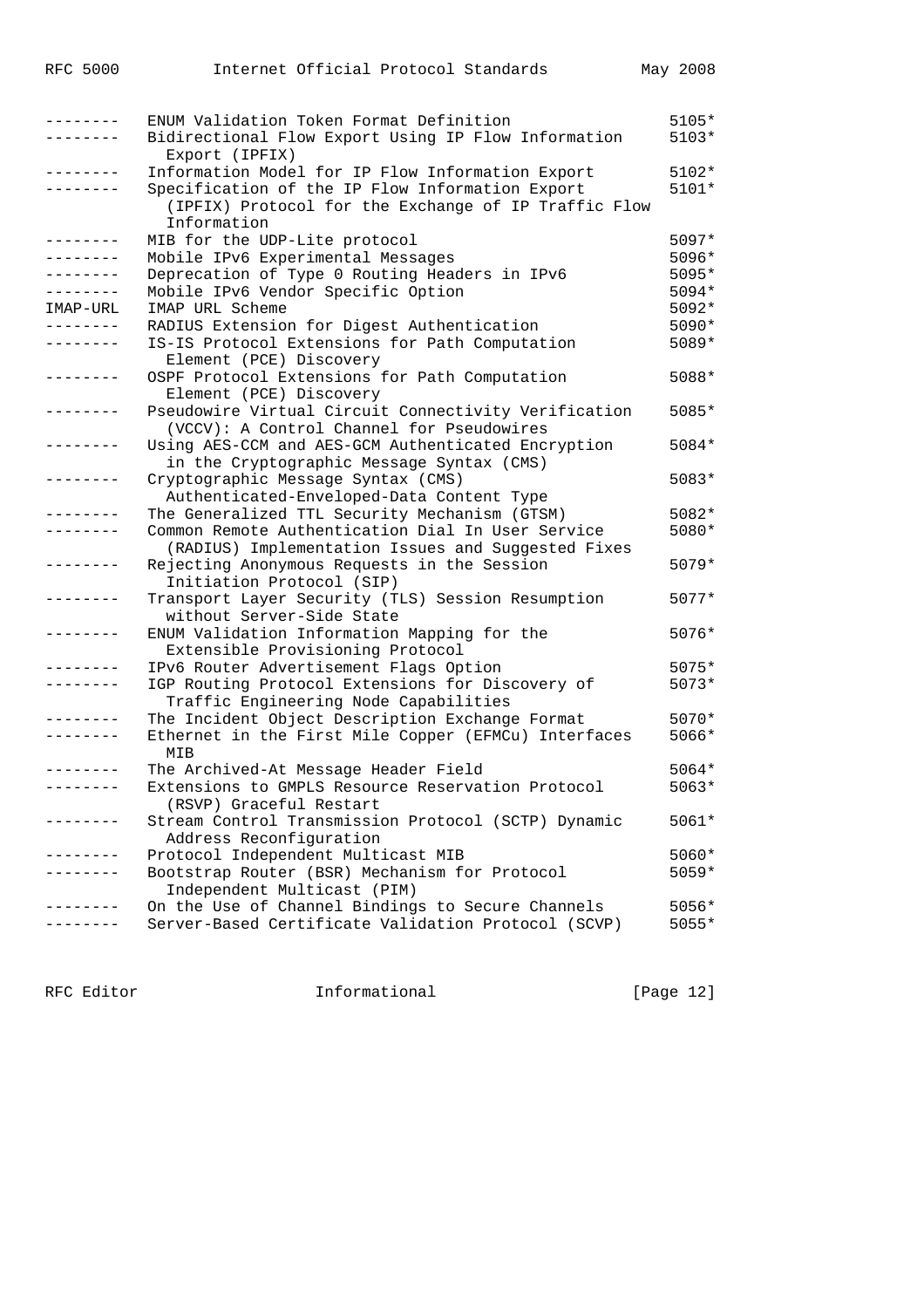| | | |
|---|---|---|
| -------- | ENUM Validation Token Format Definition | 5105* |
| -------- | Bidirectional Flow Export Using IP Flow Information Export (IPFIX) | 5103* |
| -------- | Information Model for IP Flow Information Export | 5102* |
| -------- | Specification of the IP Flow Information Export (IPFIX) Protocol for the Exchange of IP Traffic Flow Information | 5101* |
| -------- | MIB for the UDP-Lite protocol | 5097* |
| -------- | Mobile IPv6 Experimental Messages | 5096* |
| -------- | Deprecation of Type 0 Routing Headers in IPv6 | 5095* |
| -------- | Mobile IPv6 Vendor Specific Option | 5094* |
| IMAP-URL | IMAP URL Scheme | 5092* |
| -------- | RADIUS Extension for Digest Authentication | 5090* |
| -------- | IS-IS Protocol Extensions for Path Computation Element (PCE) Discovery | 5089* |
| -------- | OSPF Protocol Extensions for Path Computation Element (PCE) Discovery | 5088* |
| -------- | Pseudowire Virtual Circuit Connectivity Verification (VCCV): A Control Channel for Pseudowires | 5085* |
| -------- | Using AES-CCM and AES-GCM Authenticated Encryption in the Cryptographic Message Syntax (CMS) | 5084* |
| -------- | Cryptographic Message Syntax (CMS) Authenticated-Enveloped-Data Content Type | 5083* |
| -------- | The Generalized TTL Security Mechanism (GTSM) | 5082* |
| -------- | Common Remote Authentication Dial In User Service (RADIUS) Implementation Issues and Suggested Fixes | 5080* |
| -------- | Rejecting Anonymous Requests in the Session Initiation Protocol (SIP) | 5079* |
| -------- | Transport Layer Security (TLS) Session Resumption without Server-Side State | 5077* |
| -------- | ENUM Validation Information Mapping for the Extensible Provisioning Protocol | 5076* |
| -------- | IPv6 Router Advertisement Flags Option | 5075* |
| -------- | IGP Routing Protocol Extensions for Discovery of Traffic Engineering Node Capabilities | 5073* |
| -------- | The Incident Object Description Exchange Format | 5070* |
| -------- | Ethernet in the First Mile Copper (EFMCu) Interfaces MIB | 5066* |
| -------- | The Archived-At Message Header Field | 5064* |
| -------- | Extensions to GMPLS Resource Reservation Protocol (RSVP) Graceful Restart | 5063* |
| -------- | Stream Control Transmission Protocol (SCTP) Dynamic Address Reconfiguration | 5061* |
| -------- | Protocol Independent Multicast MIB | 5060* |
| -------- | Bootstrap Router (BSR) Mechanism for Protocol Independent Multicast (PIM) | 5059* |
| -------- | On the Use of Channel Bindings to Secure Channels | 5056* |
| -------- | Server-Based Certificate Validation Protocol (SCVP) | 5055* |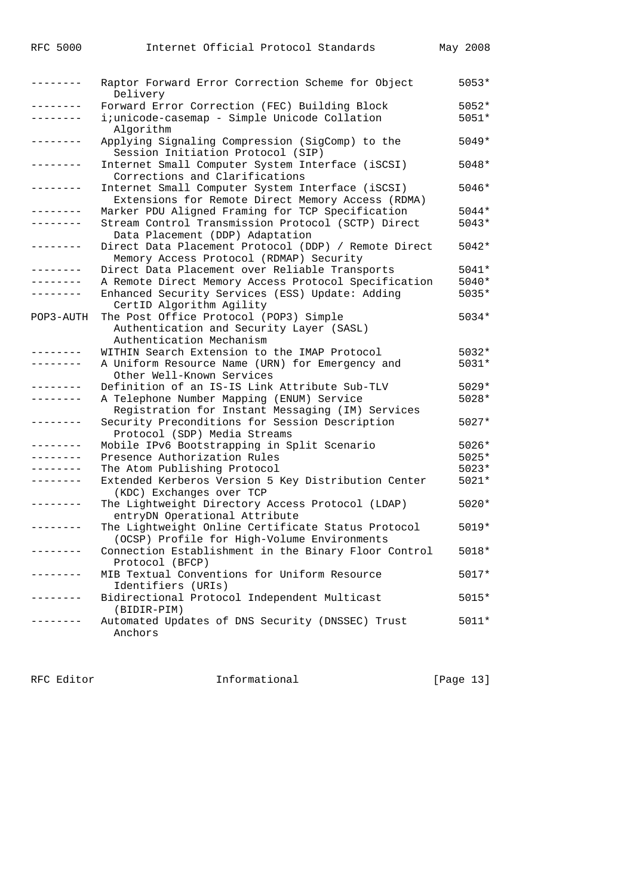| | | |
|---|---|---|
| -------- | Raptor Forward Error Correction Scheme for Object Delivery | 5053* |
| -------- | Forward Error Correction (FEC) Building Block | 5052* |
| -------- | i;unicode-casemap - Simple Unicode Collation Algorithm | 5051* |
| -------- | Applying Signaling Compression (SigComp) to the Session Initiation Protocol (SIP) | 5049* |
| -------- | Internet Small Computer System Interface (iSCSI) Corrections and Clarifications | 5048* |
| -------- | Internet Small Computer System Interface (iSCSI) Extensions for Remote Direct Memory Access (RDMA) | 5046* |
| -------- | Marker PDU Aligned Framing for TCP Specification | 5044* |
| -------- | Stream Control Transmission Protocol (SCTP) Direct Data Placement (DDP) Adaptation | 5043* |
| -------- | Direct Data Placement Protocol (DDP) / Remote Direct Memory Access Protocol (RDMAP) Security | 5042* |
| -------- | Direct Data Placement over Reliable Transports | 5041* |
| -------- | A Remote Direct Memory Access Protocol Specification | 5040* |
| -------- | Enhanced Security Services (ESS) Update: Adding CertID Algorithm Agility | 5035* |
| POP3-AUTH | The Post Office Protocol (POP3) Simple Authentication and Security Layer (SASL) Authentication Mechanism | 5034* |
| -------- | WITHIN Search Extension to the IMAP Protocol | 5032* |
| -------- | A Uniform Resource Name (URN) for Emergency and Other Well-Known Services | 5031* |
| -------- | Definition of an IS-IS Link Attribute Sub-TLV | 5029* |
| -------- | A Telephone Number Mapping (ENUM) Service Registration for Instant Messaging (IM) Services | 5028* |
| -------- | Security Preconditions for Session Description Protocol (SDP) Media Streams | 5027* |
| -------- | Mobile IPv6 Bootstrapping in Split Scenario | 5026* |
| -------- | Presence Authorization Rules | 5025* |
| -------- | The Atom Publishing Protocol | 5023* |
| -------- | Extended Kerberos Version 5 Key Distribution Center (KDC) Exchanges over TCP | 5021* |
| -------- | The Lightweight Directory Access Protocol (LDAP) entryDN Operational Attribute | 5020* |
| -------- | The Lightweight Online Certificate Status Protocol (OCSP) Profile for High-Volume Environments | 5019* |
| -------- | Connection Establishment in the Binary Floor Control Protocol (BFCP) | 5018* |
| -------- | MIB Textual Conventions for Uniform Resource Identifiers (URIs) | 5017* |
| -------- | Bidirectional Protocol Independent Multicast (BIDIR-PIM) | 5015* |
| -------- | Automated Updates of DNS Security (DNSSEC) Trust Anchors | 5011* |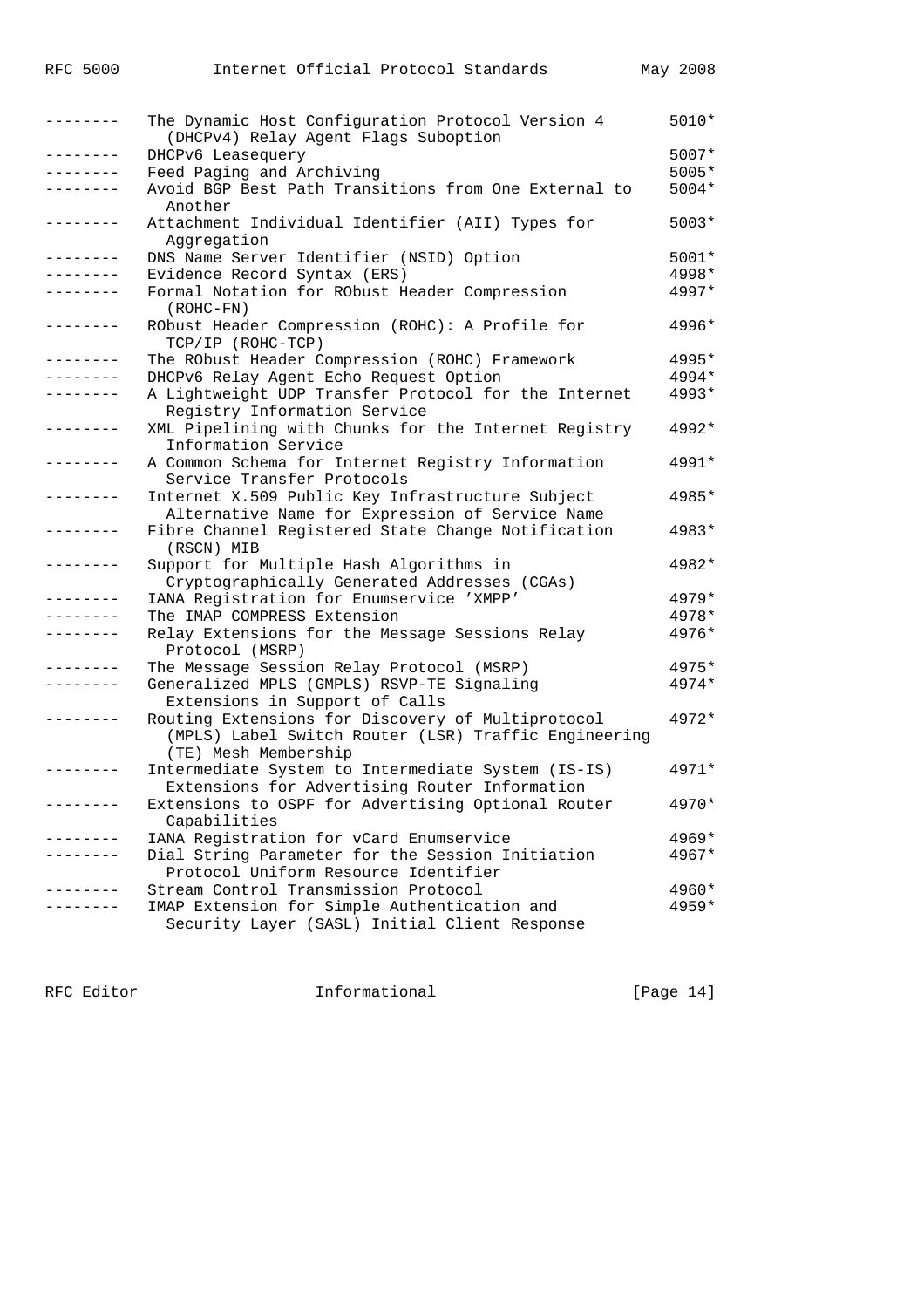| | | |
|---|---|---|
| -------- | The Dynamic Host Configuration Protocol Version 4 (DHCPv4) Relay Agent Flags Suboption | 5010* |
| -------- | DHCPv6 Leasequery | 5007* |
| -------- | Feed Paging and Archiving | 5005* |
| -------- | Avoid BGP Best Path Transitions from One External to Another | 5004* |
| -------- | Attachment Individual Identifier (AII) Types for Aggregation | 5003* |
| -------- | DNS Name Server Identifier (NSID) Option | 5001* |
| -------- | Evidence Record Syntax (ERS) | 4998* |
| -------- | Formal Notation for RObust Header Compression (ROHC-FN) | 4997* |
| -------- | RObust Header Compression (ROHC): A Profile for TCP/IP (ROHC-TCP) | 4996* |
| -------- | The RObust Header Compression (ROHC) Framework | 4995* |
| -------- | DHCPv6 Relay Agent Echo Request Option | 4994* |
| -------- | A Lightweight UDP Transfer Protocol for the Internet Registry Information Service | 4993* |
| -------- | XML Pipelining with Chunks for the Internet Registry Information Service | 4992* |
| -------- | A Common Schema for Internet Registry Information Service Transfer Protocols | 4991* |
| -------- | Internet X.509 Public Key Infrastructure Subject Alternative Name for Expression of Service Name | 4985* |
| -------- | Fibre Channel Registered State Change Notification (RSCN) MIB | 4983* |
| -------- | Support for Multiple Hash Algorithms in Cryptographically Generated Addresses (CGAs) | 4982* |
| -------- | IANA Registration for Enumservice 'XMPP' | 4979* |
| -------- | The IMAP COMPRESS Extension | 4978* |
| -------- | Relay Extensions for the Message Sessions Relay Protocol (MSRP) | 4976* |
| -------- | The Message Session Relay Protocol (MSRP) | 4975* |
| -------- | Generalized MPLS (GMPLS) RSVP-TE Signaling Extensions in Support of Calls | 4974* |
| -------- | Routing Extensions for Discovery of Multiprotocol (MPLS) Label Switch Router (LSR) Traffic Engineering (TE) Mesh Membership | 4972* |
| -------- | Intermediate System to Intermediate System (IS-IS) Extensions for Advertising Router Information | 4971* |
| -------- | Extensions to OSPF for Advertising Optional Router Capabilities | 4970* |
| -------- | IANA Registration for vCard Enumservice | 4969* |
| -------- | Dial String Parameter for the Session Initiation Protocol Uniform Resource Identifier | 4967* |
| -------- | Stream Control Transmission Protocol | 4960* |
| -------- | IMAP Extension for Simple Authentication and Security Layer (SASL) Initial Client Response | 4959* |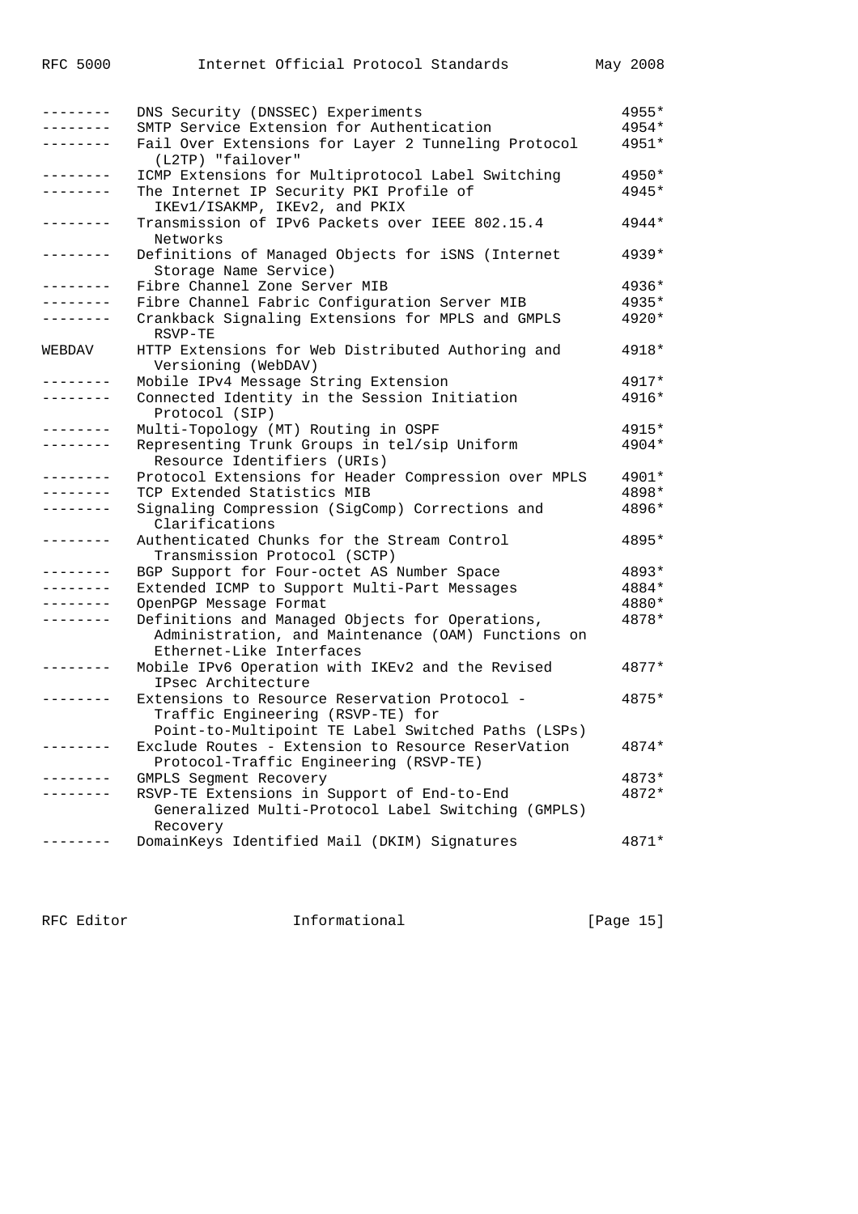| | | |
|---|---|---|
| -------- | DNS Security (DNSSEC) Experiments | 4955* |
| -------- | SMTP Service Extension for Authentication | 4954* |
| -------- | Fail Over Extensions for Layer 2 Tunneling Protocol (L2TP) "failover" | 4951* |
| -------- | ICMP Extensions for Multiprotocol Label Switching | 4950* |
| -------- | The Internet IP Security PKI Profile of IKEv1/ISAKMP, IKEv2, and PKIX | 4945* |
| -------- | Transmission of IPv6 Packets over IEEE 802.15.4 Networks | 4944* |
| -------- | Definitions of Managed Objects for iSNS (Internet Storage Name Service) | 4939* |
| -------- | Fibre Channel Zone Server MIB | 4936* |
| -------- | Fibre Channel Fabric Configuration Server MIB | 4935* |
| -------- | Crankback Signaling Extensions for MPLS and GMPLS RSVP-TE | 4920* |
| WEBDAV | HTTP Extensions for Web Distributed Authoring and Versioning (WebDAV) | 4918* |
| -------- | Mobile IPv4 Message String Extension | 4917* |
| -------- | Connected Identity in the Session Initiation Protocol (SIP) | 4916* |
| -------- | Multi-Topology (MT) Routing in OSPF | 4915* |
| -------- | Representing Trunk Groups in tel/sip Uniform Resource Identifiers (URIs) | 4904* |
| -------- | Protocol Extensions for Header Compression over MPLS | 4901* |
| -------- | TCP Extended Statistics MIB | 4898* |
| -------- | Signaling Compression (SigComp) Corrections and Clarifications | 4896* |
| -------- | Authenticated Chunks for the Stream Control Transmission Protocol (SCTP) | 4895* |
| -------- | BGP Support for Four-octet AS Number Space | 4893* |
| -------- | Extended ICMP to Support Multi-Part Messages | 4884* |
| -------- | OpenPGP Message Format | 4880* |
| -------- | Definitions and Managed Objects for Operations, Administration, and Maintenance (OAM) Functions on Ethernet-Like Interfaces | 4878* |
| -------- | Mobile IPv6 Operation with IKEv2 and the Revised IPsec Architecture | 4877* |
| -------- | Extensions to Resource Reservation Protocol - Traffic Engineering (RSVP-TE) for Point-to-Multipoint TE Label Switched Paths (LSPs) | 4875* |
| -------- | Exclude Routes - Extension to Resource ReserVation Protocol-Traffic Engineering (RSVP-TE) | 4874* |
| -------- | GMPLS Segment Recovery | 4873* |
| -------- | RSVP-TE Extensions in Support of End-to-End Generalized Multi-Protocol Label Switching (GMPLS) Recovery | 4872* |
| -------- | DomainKeys Identified Mail (DKIM) Signatures | 4871* |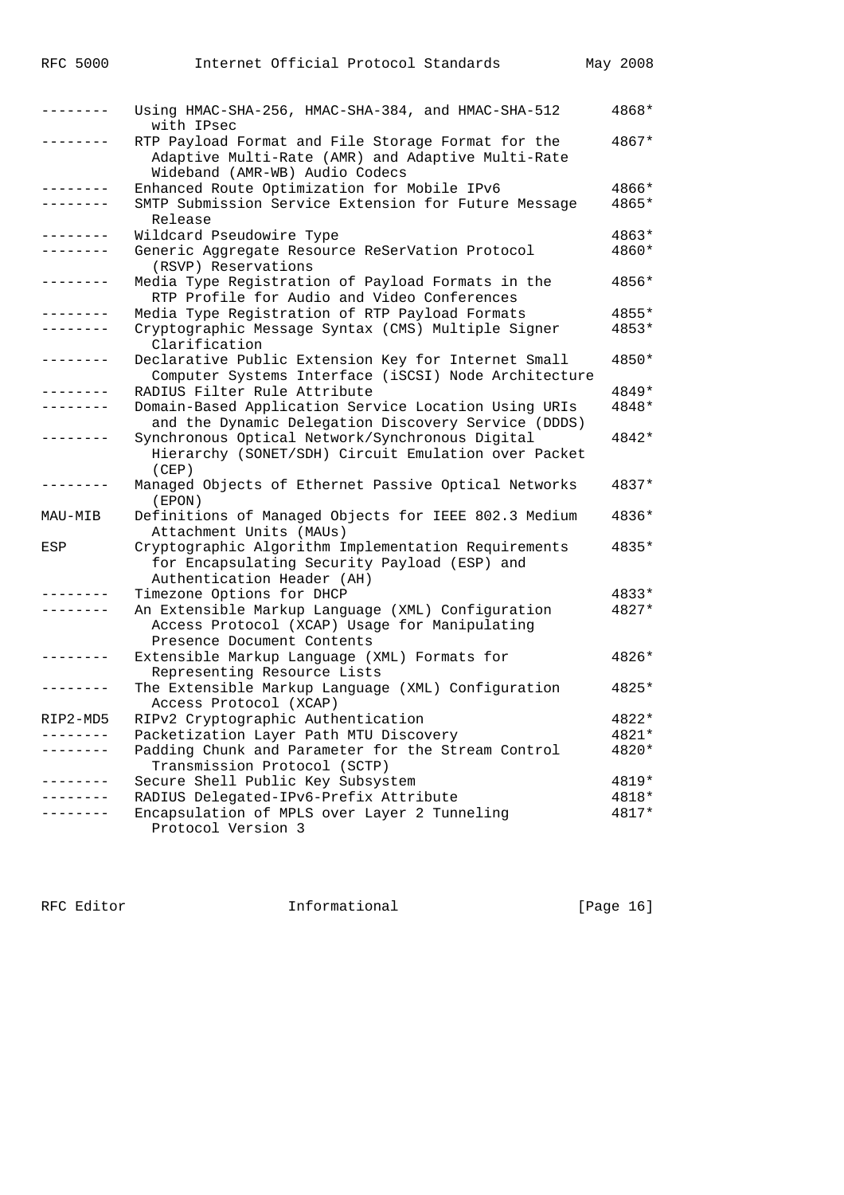| | | |
|---|---|---|
| -------- | Using HMAC-SHA-256, HMAC-SHA-384, and HMAC-SHA-512 with IPsec | 4868* |
| -------- | RTP Payload Format and File Storage Format for the Adaptive Multi-Rate (AMR) and Adaptive Multi-Rate Wideband (AMR-WB) Audio Codecs | 4867* |
| -------- | Enhanced Route Optimization for Mobile IPv6 | 4866* |
| -------- | SMTP Submission Service Extension for Future Message Release | 4865* |
| -------- | Wildcard Pseudowire Type | 4863* |
| -------- | Generic Aggregate Resource ReSerVation Protocol (RSVP) Reservations | 4860* |
| -------- | Media Type Registration of Payload Formats in the RTP Profile for Audio and Video Conferences | 4856* |
| -------- | Media Type Registration of RTP Payload Formats | 4855* |
| -------- | Cryptographic Message Syntax (CMS) Multiple Signer Clarification | 4853* |
| -------- | Declarative Public Extension Key for Internet Small Computer Systems Interface (iSCSI) Node Architecture | 4850* |
| -------- | RADIUS Filter Rule Attribute | 4849* |
| -------- | Domain-Based Application Service Location Using URIs and the Dynamic Delegation Discovery Service (DDDS) | 4848* |
| -------- | Synchronous Optical Network/Synchronous Digital Hierarchy (SONET/SDH) Circuit Emulation over Packet (CEP) | 4842* |
| -------- | Managed Objects of Ethernet Passive Optical Networks (EPON) | 4837* |
| MAU-MIB | Definitions of Managed Objects for IEEE 802.3 Medium Attachment Units (MAUs) | 4836* |
| ESP | Cryptographic Algorithm Implementation Requirements for Encapsulating Security Payload (ESP) and Authentication Header (AH) | 4835* |
| -------- | Timezone Options for DHCP | 4833* |
| -------- | An Extensible Markup Language (XML) Configuration Access Protocol (XCAP) Usage for Manipulating Presence Document Contents | 4827* |
| -------- | Extensible Markup Language (XML) Formats for Representing Resource Lists | 4826* |
| -------- | The Extensible Markup Language (XML) Configuration Access Protocol (XCAP) | 4825* |
| RIP2-MD5 | RIPv2 Cryptographic Authentication | 4822* |
| -------- | Packetization Layer Path MTU Discovery | 4821* |
| -------- | Padding Chunk and Parameter for the Stream Control Transmission Protocol (SCTP) | 4820* |
| -------- | Secure Shell Public Key Subsystem | 4819* |
| -------- | RADIUS Delegated-IPv6-Prefix Attribute | 4818* |
| -------- | Encapsulation of MPLS over Layer 2 Tunneling Protocol Version 3 | 4817* |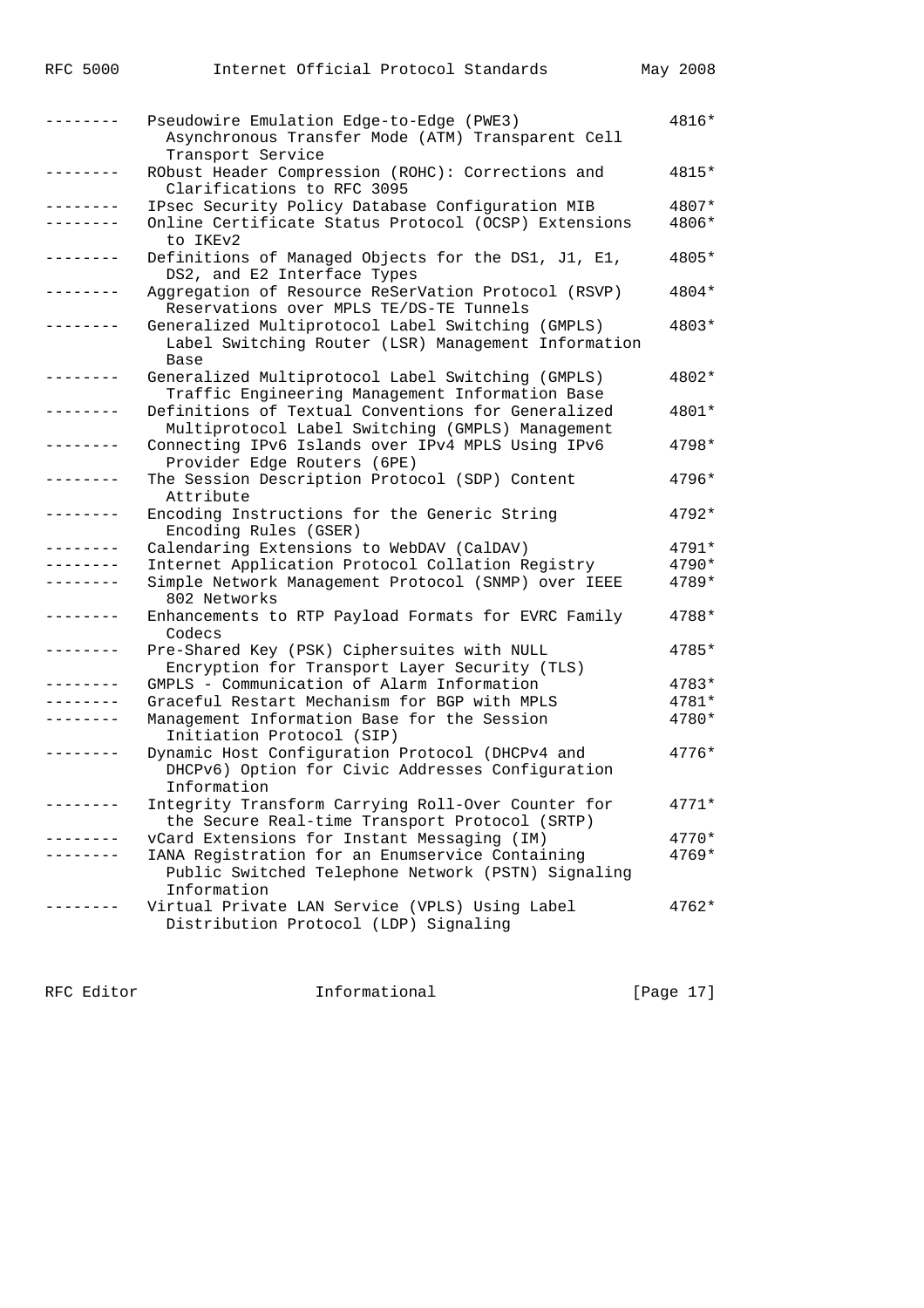| | | |
|---|---|---|
| -------- | Pseudowire Emulation Edge-to-Edge (PWE3) Asynchronous Transfer Mode (ATM) Transparent Cell Transport Service | 4816* |
| -------- | RObust Header Compression (ROHC): Corrections and Clarifications to RFC 3095 | 4815* |
| -------- | IPsec Security Policy Database Configuration MIB | 4807* |
| -------- | Online Certificate Status Protocol (OCSP) Extensions to IKEv2 | 4806* |
| -------- | Definitions of Managed Objects for the DS1, J1, E1, DS2, and E2 Interface Types | 4805* |
| -------- | Aggregation of Resource ReSerVation Protocol (RSVP) Reservations over MPLS TE/DS-TE Tunnels | 4804* |
| -------- | Generalized Multiprotocol Label Switching (GMPLS) Label Switching Router (LSR) Management Information Base | 4803* |
| -------- | Generalized Multiprotocol Label Switching (GMPLS) Traffic Engineering Management Information Base | 4802* |
| -------- | Definitions of Textual Conventions for Generalized Multiprotocol Label Switching (GMPLS) Management | 4801* |
| -------- | Connecting IPv6 Islands over IPv4 MPLS Using IPv6 Provider Edge Routers (6PE) | 4798* |
| -------- | The Session Description Protocol (SDP) Content Attribute | 4796* |
| -------- | Encoding Instructions for the Generic String Encoding Rules (GSER) | 4792* |
| -------- | Calendaring Extensions to WebDAV (CalDAV) | 4791* |
| -------- | Internet Application Protocol Collation Registry | 4790* |
| -------- | Simple Network Management Protocol (SNMP) over IEEE 802 Networks | 4789* |
| -------- | Enhancements to RTP Payload Formats for EVRC Family Codecs | 4788* |
| -------- | Pre-Shared Key (PSK) Ciphersuites with NULL Encryption for Transport Layer Security (TLS) | 4785* |
| -------- | GMPLS - Communication of Alarm Information | 4783* |
| -------- | Graceful Restart Mechanism for BGP with MPLS | 4781* |
| -------- | Management Information Base for the Session Initiation Protocol (SIP) | 4780* |
| -------- | Dynamic Host Configuration Protocol (DHCPv4 and DHCPv6) Option for Civic Addresses Configuration Information | 4776* |
| -------- | Integrity Transform Carrying Roll-Over Counter for the Secure Real-time Transport Protocol (SRTP) | 4771* |
| -------- | vCard Extensions for Instant Messaging (IM) | 4770* |
| -------- | IANA Registration for an Enumservice Containing Public Switched Telephone Network (PSTN) Signaling Information | 4769* |
| -------- | Virtual Private LAN Service (VPLS) Using Label Distribution Protocol (LDP) Signaling | 4762* |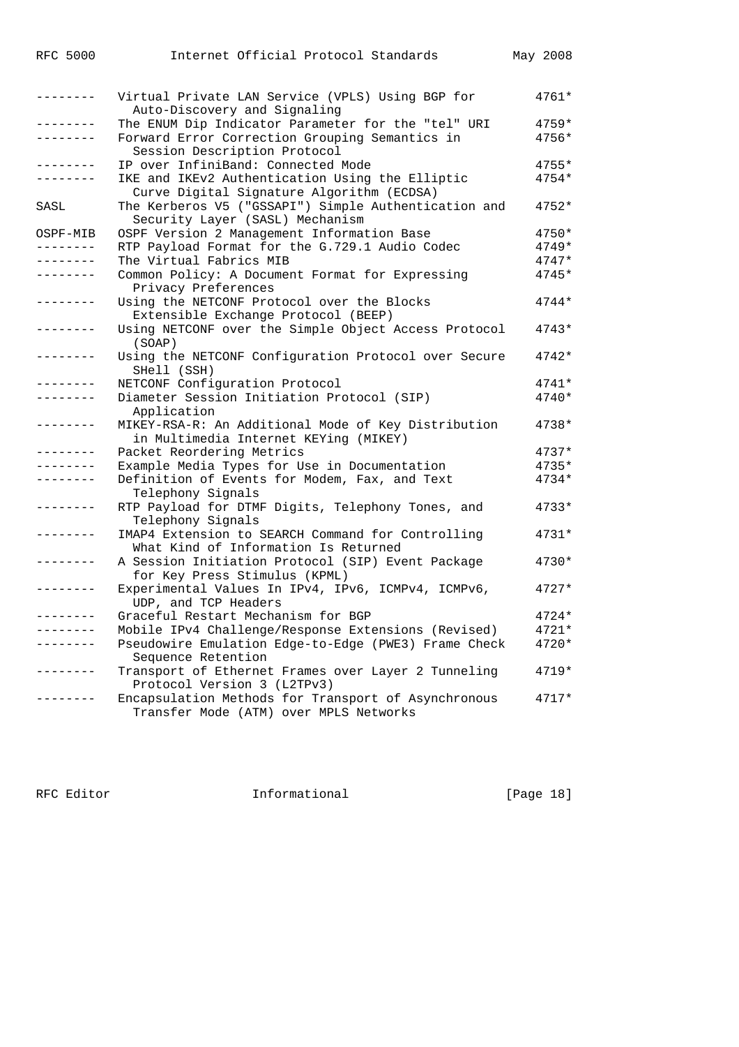| | | |
|---|---|---|
| -------- | Virtual Private LAN Service (VPLS) Using BGP for Auto-Discovery and Signaling | 4761* |
| -------- | The ENUM Dip Indicator Parameter for the "tel" URI | 4759* |
| -------- | Forward Error Correction Grouping Semantics in Session Description Protocol | 4756* |
| -------- | IP over InfiniBand: Connected Mode | 4755* |
| -------- | IKE and IKEv2 Authentication Using the Elliptic Curve Digital Signature Algorithm (ECDSA) | 4754* |
| SASL | The Kerberos V5 ("GSSAPI") Simple Authentication and Security Layer (SASL) Mechanism | 4752* |
| OSPF-MIB | OSPF Version 2 Management Information Base | 4750* |
| -------- | RTP Payload Format for the G.729.1 Audio Codec | 4749* |
| -------- | The Virtual Fabrics MIB | 4747* |
| -------- | Common Policy: A Document Format for Expressing Privacy Preferences | 4745* |
| -------- | Using the NETCONF Protocol over the Blocks Extensible Exchange Protocol (BEEP) | 4744* |
| -------- | Using NETCONF over the Simple Object Access Protocol (SOAP) | 4743* |
| -------- | Using the NETCONF Configuration Protocol over Secure SHell (SSH) | 4742* |
| -------- | NETCONF Configuration Protocol | 4741* |
| -------- | Diameter Session Initiation Protocol (SIP) Application | 4740* |
| -------- | MIKEY-RSA-R: An Additional Mode of Key Distribution in Multimedia Internet KEYing (MIKEY) | 4738* |
| -------- | Packet Reordering Metrics | 4737* |
| -------- | Example Media Types for Use in Documentation | 4735* |
| -------- | Definition of Events for Modem, Fax, and Text Telephony Signals | 4734* |
| -------- | RTP Payload for DTMF Digits, Telephony Tones, and Telephony Signals | 4733* |
| -------- | IMAP4 Extension to SEARCH Command for Controlling What Kind of Information Is Returned | 4731* |
| -------- | A Session Initiation Protocol (SIP) Event Package for Key Press Stimulus (KPML) | 4730* |
| -------- | Experimental Values In IPv4, IPv6, ICMPv4, ICMPv6, UDP, and TCP Headers | 4727* |
| -------- | Graceful Restart Mechanism for BGP | 4724* |
| -------- | Mobile IPv4 Challenge/Response Extensions (Revised) | 4721* |
| -------- | Pseudowire Emulation Edge-to-Edge (PWE3) Frame Check Sequence Retention | 4720* |
| -------- | Transport of Ethernet Frames over Layer 2 Tunneling Protocol Version 3 (L2TPv3) | 4719* |
| -------- | Encapsulation Methods for Transport of Asynchronous Transfer Mode (ATM) over MPLS Networks | 4717* |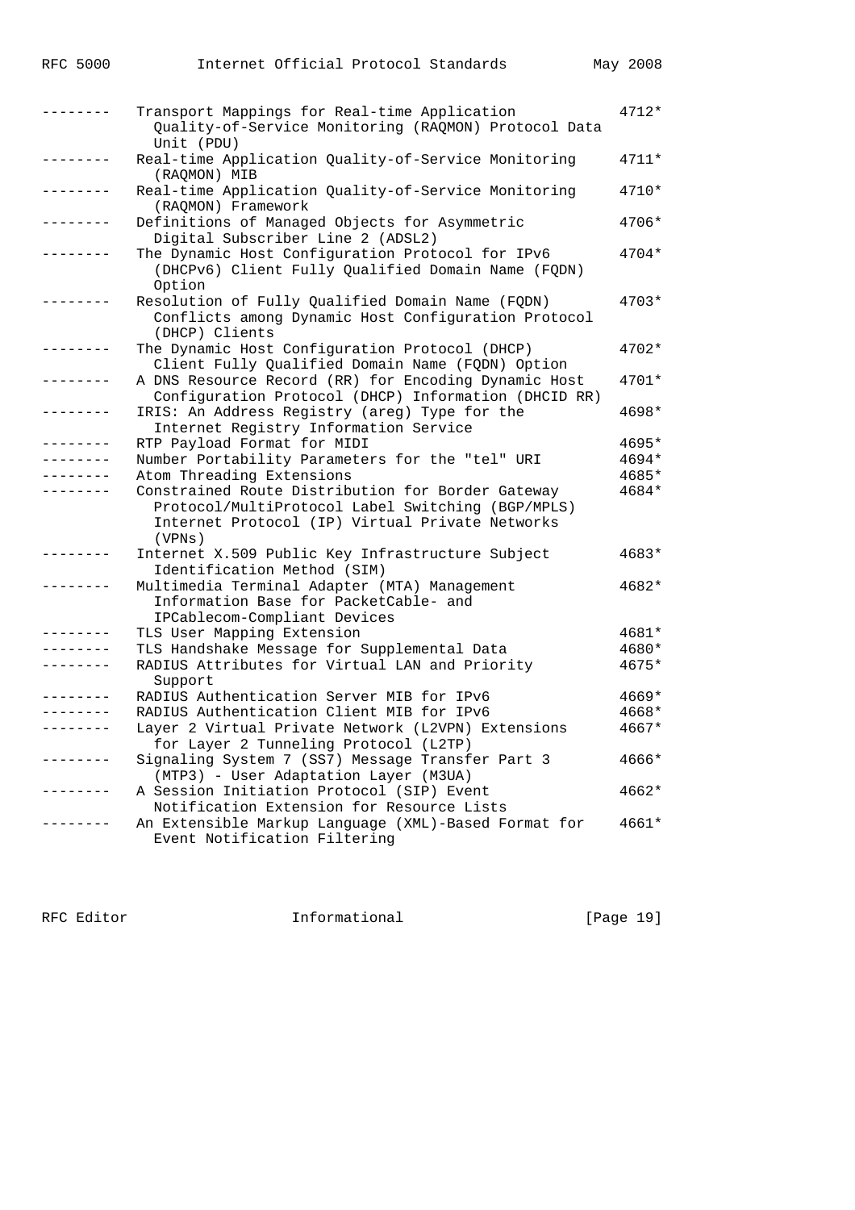| | | |
|---|---|---|
| -------- | Transport Mappings for Real-time Application Quality-of-Service Monitoring (RAQMON) Protocol Data Unit (PDU) | 4712* |
| -------- | Real-time Application Quality-of-Service Monitoring (RAQMON) MIB | 4711* |
| -------- | Real-time Application Quality-of-Service Monitoring (RAQMON) Framework | 4710* |
| -------- | Definitions of Managed Objects for Asymmetric Digital Subscriber Line 2 (ADSL2) | 4706* |
| -------- | The Dynamic Host Configuration Protocol for IPv6 (DHCPv6) Client Fully Qualified Domain Name (FQDN) Option | 4704* |
| -------- | Resolution of Fully Qualified Domain Name (FQDN) Conflicts among Dynamic Host Configuration Protocol (DHCP) Clients | 4703* |
| -------- | The Dynamic Host Configuration Protocol (DHCP) Client Fully Qualified Domain Name (FQDN) Option | 4702* |
| -------- | A DNS Resource Record (RR) for Encoding Dynamic Host Configuration Protocol (DHCP) Information (DHCID RR) | 4701* |
| -------- | IRIS: An Address Registry (areg) Type for the Internet Registry Information Service | 4698* |
| -------- | RTP Payload Format for MIDI | 4695* |
| -------- | Number Portability Parameters for the "tel" URI | 4694* |
| -------- | Atom Threading Extensions | 4685* |
| -------- | Constrained Route Distribution for Border Gateway Protocol/MultiProtocol Label Switching (BGP/MPLS) Internet Protocol (IP) Virtual Private Networks (VPNs) | 4684* |
| -------- | Internet X.509 Public Key Infrastructure Subject Identification Method (SIM) | 4683* |
| -------- | Multimedia Terminal Adapter (MTA) Management Information Base for PacketCable- and IPCablecom-Compliant Devices | 4682* |
| -------- | TLS User Mapping Extension | 4681* |
| -------- | TLS Handshake Message for Supplemental Data | 4680* |
| -------- | RADIUS Attributes for Virtual LAN and Priority Support | 4675* |
| -------- | RADIUS Authentication Server MIB for IPv6 | 4669* |
| -------- | RADIUS Authentication Client MIB for IPv6 | 4668* |
| -------- | Layer 2 Virtual Private Network (L2VPN) Extensions for Layer 2 Tunneling Protocol (L2TP) | 4667* |
| -------- | Signaling System 7 (SS7) Message Transfer Part 3 (MTP3) - User Adaptation Layer (M3UA) | 4666* |
| -------- | A Session Initiation Protocol (SIP) Event Notification Extension for Resource Lists | 4662* |
| -------- | An Extensible Markup Language (XML)-Based Format for Event Notification Filtering | 4661* |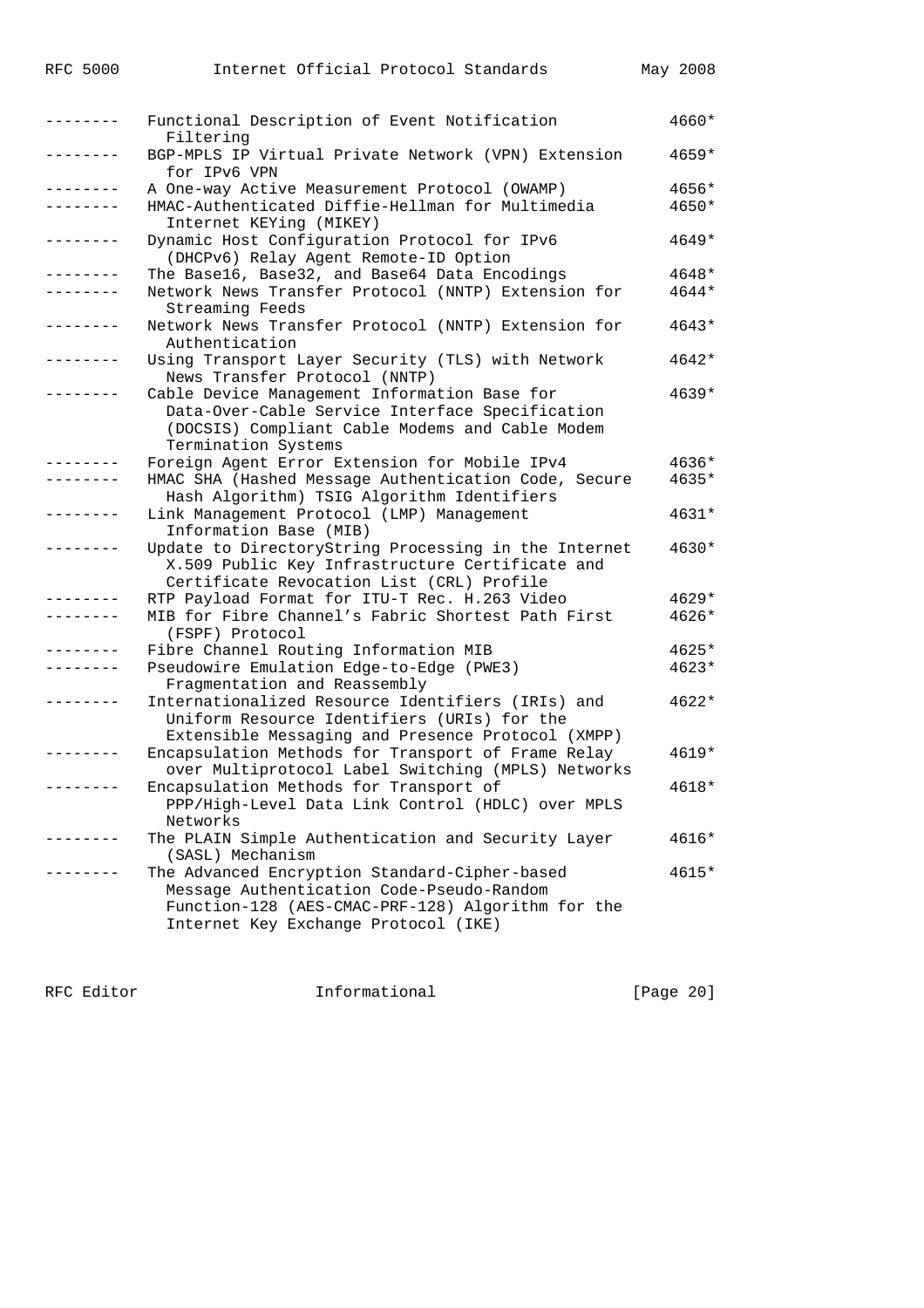| | | |
|---|---|---|
| -------- | Functional Description of Event Notification Filtering | 4660* |
| -------- | BGP-MPLS IP Virtual Private Network (VPN) Extension for IPv6 VPN | 4659* |
| -------- | A One-way Active Measurement Protocol (OWAMP) | 4656* |
| -------- | HMAC-Authenticated Diffie-Hellman for Multimedia Internet KEYing (MIKEY) | 4650* |
| -------- | Dynamic Host Configuration Protocol for IPv6 (DHCPv6) Relay Agent Remote-ID Option | 4649* |
| -------- | The Base16, Base32, and Base64 Data Encodings | 4648* |
| -------- | Network News Transfer Protocol (NNTP) Extension for Streaming Feeds | 4644* |
| -------- | Network News Transfer Protocol (NNTP) Extension for Authentication | 4643* |
| -------- | Using Transport Layer Security (TLS) with Network News Transfer Protocol (NNTP) | 4642* |
| -------- | Cable Device Management Information Base for Data-Over-Cable Service Interface Specification (DOCSIS) Compliant Cable Modems and Cable Modem Termination Systems | 4639* |
| -------- | Foreign Agent Error Extension for Mobile IPv4 | 4636* |
| -------- | HMAC SHA (Hashed Message Authentication Code, Secure Hash Algorithm) TSIG Algorithm Identifiers | 4635* |
| -------- | Link Management Protocol (LMP) Management Information Base (MIB) | 4631* |
| -------- | Update to DirectoryString Processing in the Internet X.509 Public Key Infrastructure Certificate and Certificate Revocation List (CRL) Profile | 4630* |
| -------- | RTP Payload Format for ITU-T Rec. H.263 Video | 4629* |
| -------- | MIB for Fibre Channel's Fabric Shortest Path First (FSPF) Protocol | 4626* |
| -------- | Fibre Channel Routing Information MIB | 4625* |
| -------- | Pseudowire Emulation Edge-to-Edge (PWE3) Fragmentation and Reassembly | 4623* |
| -------- | Internationalized Resource Identifiers (IRIs) and Uniform Resource Identifiers (URIs) for the Extensible Messaging and Presence Protocol (XMPP) | 4622* |
| -------- | Encapsulation Methods for Transport of Frame Relay over Multiprotocol Label Switching (MPLS) Networks | 4619* |
| -------- | Encapsulation Methods for Transport of PPP/High-Level Data Link Control (HDLC) over MPLS Networks | 4618* |
| -------- | The PLAIN Simple Authentication and Security Layer (SASL) Mechanism | 4616* |
| -------- | The Advanced Encryption Standard-Cipher-based Message Authentication Code-Pseudo-Random Function-128 (AES-CMAC-PRF-128) Algorithm for the Internet Key Exchange Protocol (IKE) | 4615* |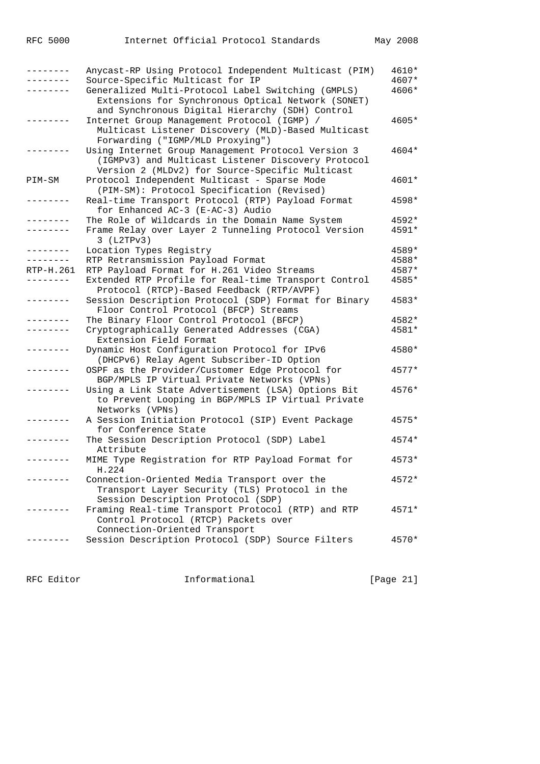| Mnemonic | Title | RFC# |
| --- | --- | --- |
| -------- | Anycast-RP Using Protocol Independent Multicast (PIM) | 4610* |
| -------- | Source-Specific Multicast for IP | 4607* |
| -------- | Generalized Multi-Protocol Label Switching (GMPLS) Extensions for Synchronous Optical Network (SONET) and Synchronous Digital Hierarchy (SDH) Control | 4606* |
| -------- | Internet Group Management Protocol (IGMP) / Multicast Listener Discovery (MLD)-Based Multicast Forwarding ("IGMP/MLD Proxying") | 4605* |
| -------- | Using Internet Group Management Protocol Version 3 (IGMPv3) and Multicast Listener Discovery Protocol Version 2 (MLDv2) for Source-Specific Multicast | 4604* |
| PIM-SM | Protocol Independent Multicast - Sparse Mode (PIM-SM): Protocol Specification (Revised) | 4601* |
| -------- | Real-time Transport Protocol (RTP) Payload Format for Enhanced AC-3 (E-AC-3) Audio | 4598* |
| -------- | The Role of Wildcards in the Domain Name System | 4592* |
| -------- | Frame Relay over Layer 2 Tunneling Protocol Version 3 (L2TPv3) | 4591* |
| -------- | Location Types Registry | 4589* |
| -------- | RTP Retransmission Payload Format | 4588* |
| RTP-H.261 | RTP Payload Format for H.261 Video Streams | 4587* |
| -------- | Extended RTP Profile for Real-time Transport Control Protocol (RTCP)-Based Feedback (RTP/AVPF) | 4585* |
| -------- | Session Description Protocol (SDP) Format for Binary Floor Control Protocol (BFCP) Streams | 4583* |
| -------- | The Binary Floor Control Protocol (BFCP) | 4582* |
| -------- | Cryptographically Generated Addresses (CGA) Extension Field Format | 4581* |
| -------- | Dynamic Host Configuration Protocol for IPv6 (DHCPv6) Relay Agent Subscriber-ID Option | 4580* |
| -------- | OSPF as the Provider/Customer Edge Protocol for BGP/MPLS IP Virtual Private Networks (VPNs) | 4577* |
| -------- | Using a Link State Advertisement (LSA) Options Bit to Prevent Looping in BGP/MPLS IP Virtual Private Networks (VPNs) | 4576* |
| -------- | A Session Initiation Protocol (SIP) Event Package for Conference State | 4575* |
| -------- | The Session Description Protocol (SDP) Label Attribute | 4574* |
| -------- | MIME Type Registration for RTP Payload Format for H.224 | 4573* |
| -------- | Connection-Oriented Media Transport over the Transport Layer Security (TLS) Protocol in the Session Description Protocol (SDP) | 4572* |
| -------- | Framing Real-time Transport Protocol (RTP) and RTP Control Protocol (RTCP) Packets over Connection-Oriented Transport | 4571* |
| -------- | Session Description Protocol (SDP) Source Filters | 4570* |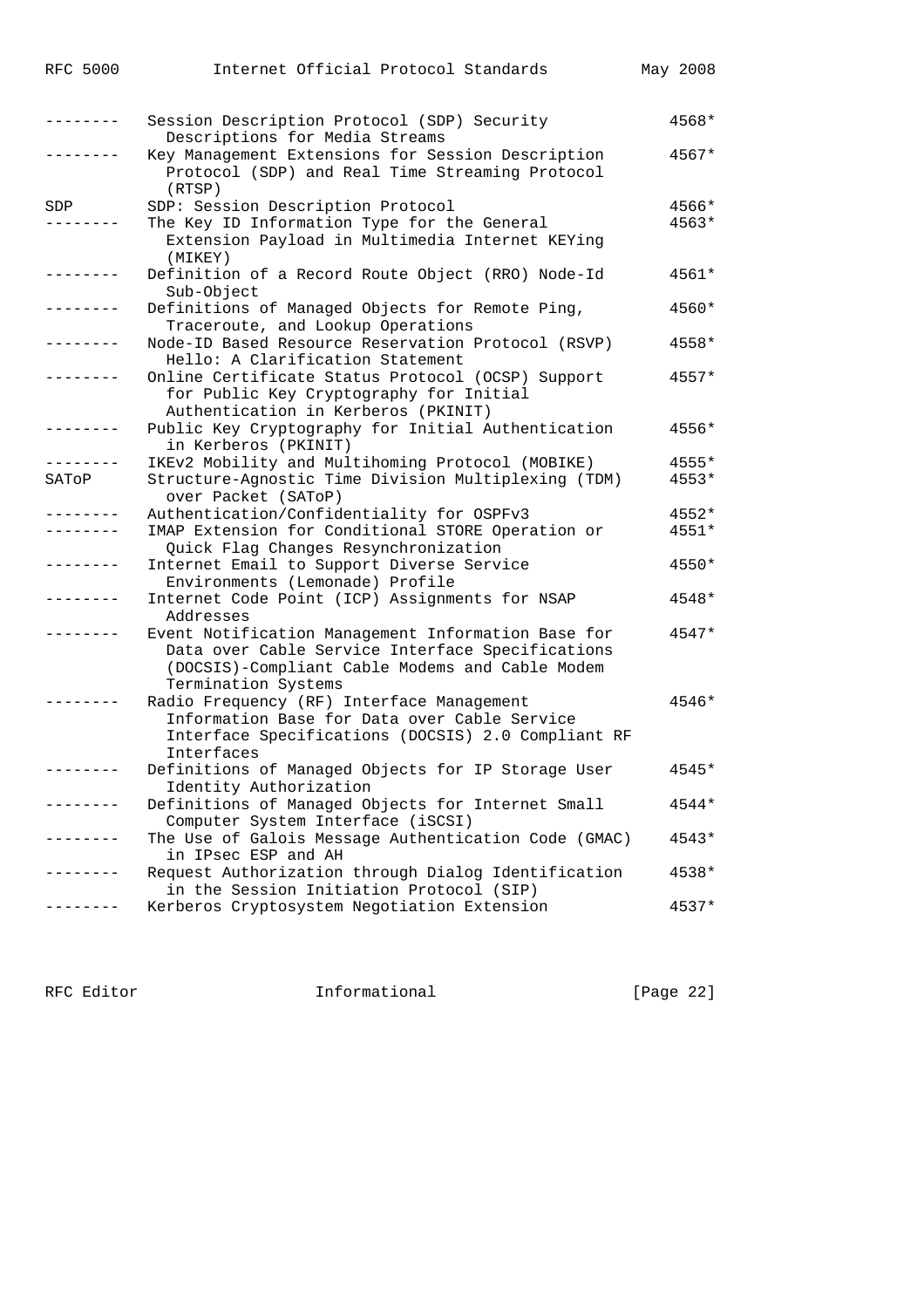| Mnemonic | Title | RFC |
|---|---|---|
| -------- | Session Description Protocol (SDP) Security Descriptions for Media Streams | 4568* |
| -------- | Key Management Extensions for Session Description Protocol (SDP) and Real Time Streaming Protocol (RTSP) | 4567* |
| SDP | SDP: Session Description Protocol | 4566* |
| -------- | The Key ID Information Type for the General Extension Payload in Multimedia Internet KEYing (MIKEY) | 4563* |
| -------- | Definition of a Record Route Object (RRO) Node-Id Sub-Object | 4561* |
| -------- | Definitions of Managed Objects for Remote Ping, Traceroute, and Lookup Operations | 4560* |
| -------- | Node-ID Based Resource Reservation Protocol (RSVP) Hello: A Clarification Statement | 4558* |
| -------- | Online Certificate Status Protocol (OCSP) Support for Public Key Cryptography for Initial Authentication in Kerberos (PKINIT) | 4557* |
| -------- | Public Key Cryptography for Initial Authentication in Kerberos (PKINIT) | 4556* |
| -------- | IKEv2 Mobility and Multihoming Protocol (MOBIKE) | 4555* |
| SAToP | Structure-Agnostic Time Division Multiplexing (TDM) over Packet (SAToP) | 4553* |
| -------- | Authentication/Confidentiality for OSPFv3 | 4552* |
| -------- | IMAP Extension for Conditional STORE Operation or Quick Flag Changes Resynchronization | 4551* |
| -------- | Internet Email to Support Diverse Service Environments (Lemonade) Profile | 4550* |
| -------- | Internet Code Point (ICP) Assignments for NSAP Addresses | 4548* |
| -------- | Event Notification Management Information Base for Data over Cable Service Interface Specifications (DOCSIS)-Compliant Cable Modems and Cable Modem Termination Systems | 4547* |
| -------- | Radio Frequency (RF) Interface Management Information Base for Data over Cable Service Interface Specifications (DOCSIS) 2.0 Compliant RF Interfaces | 4546* |
| -------- | Definitions of Managed Objects for IP Storage User Identity Authorization | 4545* |
| -------- | Definitions of Managed Objects for Internet Small Computer System Interface (iSCSI) | 4544* |
| -------- | The Use of Galois Message Authentication Code (GMAC) in IPsec ESP and AH | 4543* |
| -------- | Request Authorization through Dialog Identification in the Session Initiation Protocol (SIP) | 4538* |
| -------- | Kerberos Cryptosystem Negotiation Extension | 4537* |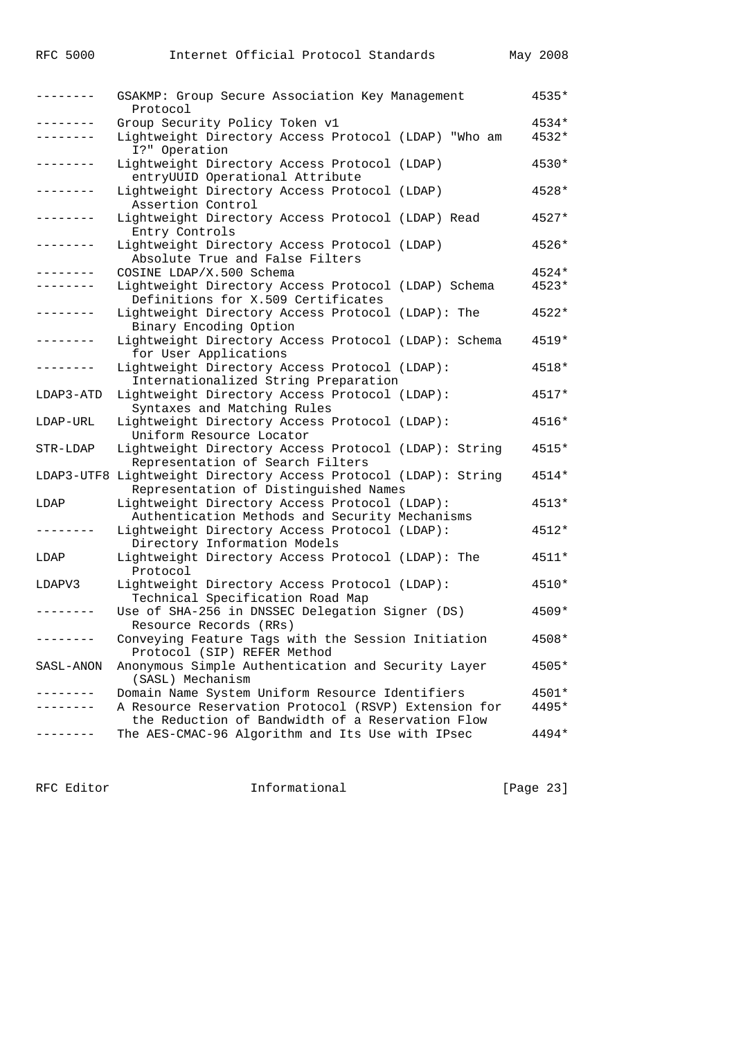| | | |
|---|---|---|
| -------- | GSAKMP: Group Secure Association Key Management Protocol | 4535* |
| -------- | Group Security Policy Token v1 | 4534* |
| -------- | Lightweight Directory Access Protocol (LDAP) "Who am I?" Operation | 4532* |
| -------- | Lightweight Directory Access Protocol (LDAP) entryUUID Operational Attribute | 4530* |
| -------- | Lightweight Directory Access Protocol (LDAP) Assertion Control | 4528* |
| -------- | Lightweight Directory Access Protocol (LDAP) Read Entry Controls | 4527* |
| -------- | Lightweight Directory Access Protocol (LDAP) Absolute True and False Filters | 4526* |
| -------- | COSINE LDAP/X.500 Schema | 4524* |
| -------- | Lightweight Directory Access Protocol (LDAP) Schema Definitions for X.509 Certificates | 4523* |
| -------- | Lightweight Directory Access Protocol (LDAP): The Binary Encoding Option | 4522* |
| -------- | Lightweight Directory Access Protocol (LDAP): Schema for User Applications | 4519* |
| -------- | Lightweight Directory Access Protocol (LDAP): Internationalized String Preparation | 4518* |
| LDAP3-ATD | Lightweight Directory Access Protocol (LDAP): Syntaxes and Matching Rules | 4517* |
| LDAP-URL | Lightweight Directory Access Protocol (LDAP): Uniform Resource Locator | 4516* |
| STR-LDAP | Lightweight Directory Access Protocol (LDAP): String Representation of Search Filters | 4515* |
| LDAP3-UTF8 | Lightweight Directory Access Protocol (LDAP): String Representation of Distinguished Names | 4514* |
| LDAP | Lightweight Directory Access Protocol (LDAP): Authentication Methods and Security Mechanisms | 4513* |
| -------- | Lightweight Directory Access Protocol (LDAP): Directory Information Models | 4512* |
| LDAP | Lightweight Directory Access Protocol (LDAP): The Protocol | 4511* |
| LDAPV3 | Lightweight Directory Access Protocol (LDAP): Technical Specification Road Map | 4510* |
| -------- | Use of SHA-256 in DNSSEC Delegation Signer (DS) Resource Records (RRs) | 4509* |
| -------- | Conveying Feature Tags with the Session Initiation Protocol (SIP) REFER Method | 4508* |
| SASL-ANON | Anonymous Simple Authentication and Security Layer (SASL) Mechanism | 4505* |
| -------- | Domain Name System Uniform Resource Identifiers | 4501* |
| -------- | A Resource Reservation Protocol (RSVP) Extension for the Reduction of Bandwidth of a Reservation Flow | 4495* |
| -------- | The AES-CMAC-96 Algorithm and Its Use with IPsec | 4494* |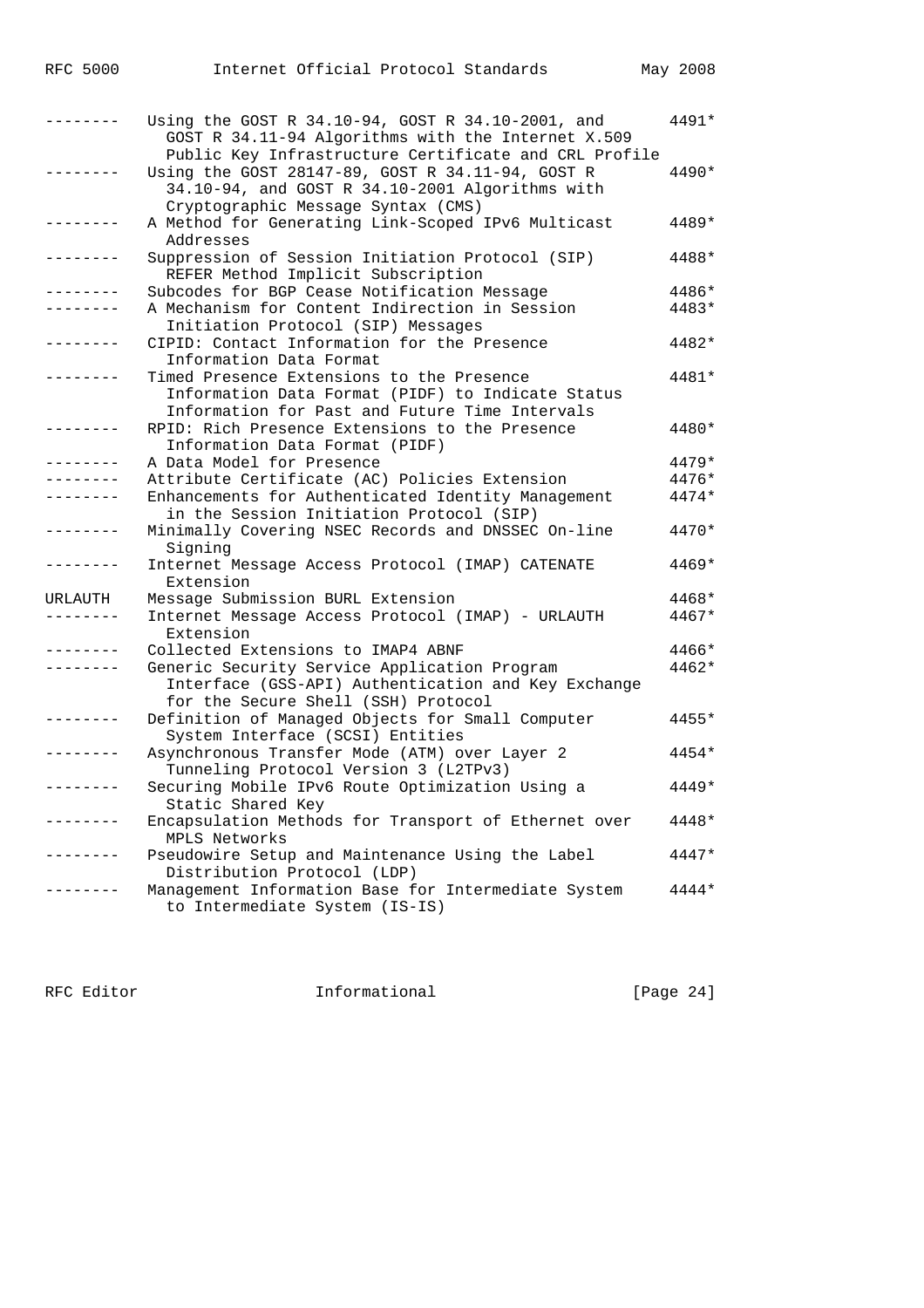| | | |
|---|---|---|
| -------- | Using the GOST R 34.10-94, GOST R 34.10-2001, and GOST R 34.11-94 Algorithms with the Internet X.509 Public Key Infrastructure Certificate and CRL Profile | 4491* |
| -------- | Using the GOST 28147-89, GOST R 34.11-94, GOST R 34.10-94, and GOST R 34.10-2001 Algorithms with Cryptographic Message Syntax (CMS) | 4490* |
| -------- | A Method for Generating Link-Scoped IPv6 Multicast Addresses | 4489* |
| -------- | Suppression of Session Initiation Protocol (SIP) REFER Method Implicit Subscription | 4488* |
| -------- | Subcodes for BGP Cease Notification Message | 4486* |
| -------- | A Mechanism for Content Indirection in Session Initiation Protocol (SIP) Messages | 4483* |
| -------- | CIPID: Contact Information for the Presence Information Data Format | 4482* |
| -------- | Timed Presence Extensions to the Presence Information Data Format (PIDF) to Indicate Status Information for Past and Future Time Intervals | 4481* |
| -------- | RPID: Rich Presence Extensions to the Presence Information Data Format (PIDF) | 4480* |
| -------- | A Data Model for Presence | 4479* |
| -------- | Attribute Certificate (AC) Policies Extension | 4476* |
| -------- | Enhancements for Authenticated Identity Management in the Session Initiation Protocol (SIP) | 4474* |
| -------- | Minimally Covering NSEC Records and DNSSEC On-line Signing | 4470* |
| -------- | Internet Message Access Protocol (IMAP) CATENATE Extension | 4469* |
| URLAUTH | Message Submission BURL Extension | 4468* |
| -------- | Internet Message Access Protocol (IMAP) - URLAUTH Extension | 4467* |
| -------- | Collected Extensions to IMAP4 ABNF | 4466* |
| -------- | Generic Security Service Application Program Interface (GSS-API) Authentication and Key Exchange for the Secure Shell (SSH) Protocol | 4462* |
| -------- | Definition of Managed Objects for Small Computer System Interface (SCSI) Entities | 4455* |
| -------- | Asynchronous Transfer Mode (ATM) over Layer 2 Tunneling Protocol Version 3 (L2TPv3) | 4454* |
| -------- | Securing Mobile IPv6 Route Optimization Using a Static Shared Key | 4449* |
| -------- | Encapsulation Methods for Transport of Ethernet over MPLS Networks | 4448* |
| -------- | Pseudowire Setup and Maintenance Using the Label Distribution Protocol (LDP) | 4447* |
| -------- | Management Information Base for Intermediate System to Intermediate System (IS-IS) | 4444* |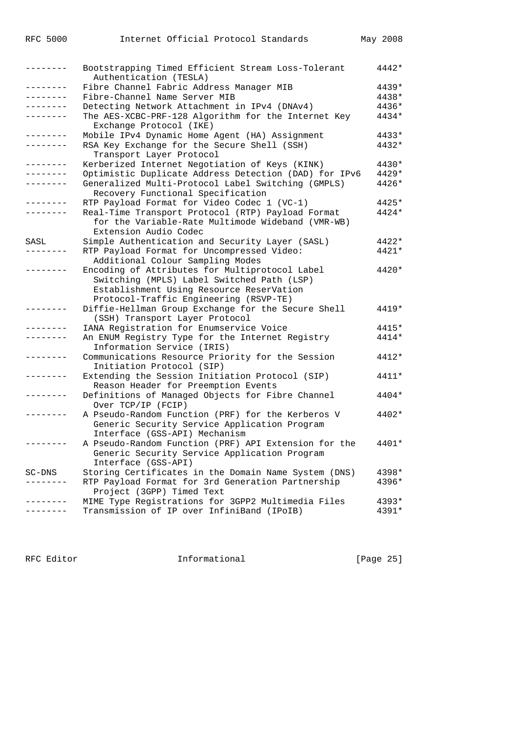| | | |
|---|---|---|
| -------- | Bootstrapping Timed Efficient Stream Loss-Tolerant Authentication (TESLA) | 4442* |
| -------- | Fibre Channel Fabric Address Manager MIB | 4439* |
| -------- | Fibre-Channel Name Server MIB | 4438* |
| -------- | Detecting Network Attachment in IPv4 (DNAv4) | 4436* |
| -------- | The AES-XCBC-PRF-128 Algorithm for the Internet Key Exchange Protocol (IKE) | 4434* |
| -------- | Mobile IPv4 Dynamic Home Agent (HA) Assignment | 4433* |
| -------- | RSA Key Exchange for the Secure Shell (SSH) Transport Layer Protocol | 4432* |
| -------- | Kerberized Internet Negotiation of Keys (KINK) | 4430* |
| -------- | Optimistic Duplicate Address Detection (DAD) for IPv6 | 4429* |
| -------- | Generalized Multi-Protocol Label Switching (GMPLS) Recovery Functional Specification | 4426* |
| -------- | RTP Payload Format for Video Codec 1 (VC-1) | 4425* |
| -------- | Real-Time Transport Protocol (RTP) Payload Format for the Variable-Rate Multimode Wideband (VMR-WB) Extension Audio Codec | 4424* |
| SASL | Simple Authentication and Security Layer (SASL) | 4422* |
| -------- | RTP Payload Format for Uncompressed Video: Additional Colour Sampling Modes | 4421* |
| -------- | Encoding of Attributes for Multiprotocol Label Switching (MPLS) Label Switched Path (LSP) Establishment Using Resource ReserVation Protocol-Traffic Engineering (RSVP-TE) | 4420* |
| -------- | Diffie-Hellman Group Exchange for the Secure Shell (SSH) Transport Layer Protocol | 4419* |
| -------- | IANA Registration for Enumservice Voice | 4415* |
| -------- | An ENUM Registry Type for the Internet Registry Information Service (IRIS) | 4414* |
| -------- | Communications Resource Priority for the Session Initiation Protocol (SIP) | 4412* |
| -------- | Extending the Session Initiation Protocol (SIP) Reason Header for Preemption Events | 4411* |
| -------- | Definitions of Managed Objects for Fibre Channel Over TCP/IP (FCIP) | 4404* |
| -------- | A Pseudo-Random Function (PRF) for the Kerberos V Generic Security Service Application Program Interface (GSS-API) Mechanism | 4402* |
| -------- | A Pseudo-Random Function (PRF) API Extension for the Generic Security Service Application Program Interface (GSS-API) | 4401* |
| SC-DNS | Storing Certificates in the Domain Name System (DNS) | 4398* |
| -------- | RTP Payload Format for 3rd Generation Partnership Project (3GPP) Timed Text | 4396* |
| -------- | MIME Type Registrations for 3GPP2 Multimedia Files | 4393* |
| -------- | Transmission of IP over InfiniBand (IPoIB) | 4391* |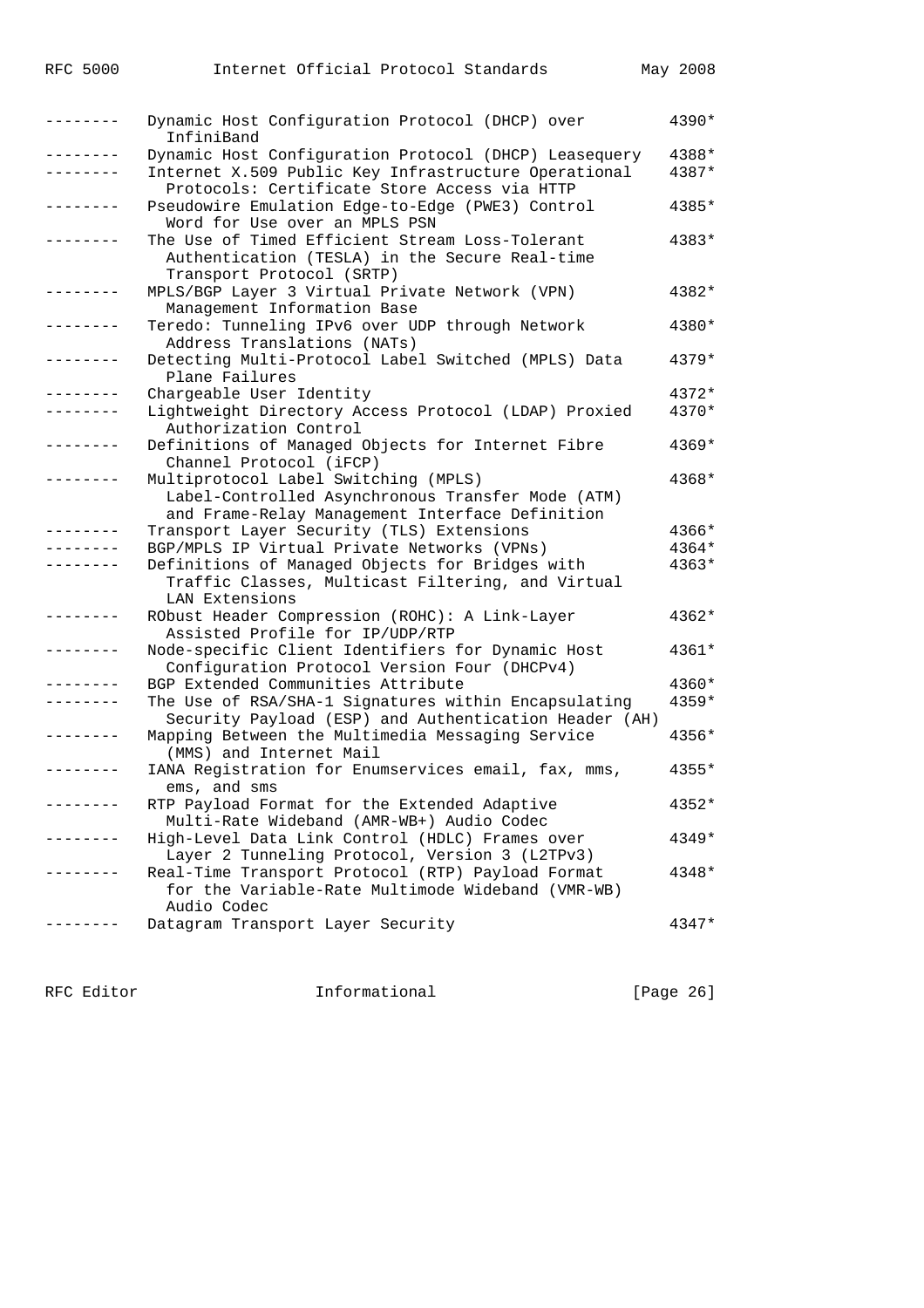| Mnemonic | Title | RFC |
| --- | --- | --- |
| -------- | Dynamic Host Configuration Protocol (DHCP) over InfiniBand | 4390* |
| -------- | Dynamic Host Configuration Protocol (DHCP) Leasequery | 4388* |
| -------- | Internet X.509 Public Key Infrastructure Operational Protocols: Certificate Store Access via HTTP | 4387* |
| -------- | Pseudowire Emulation Edge-to-Edge (PWE3) Control Word for Use over an MPLS PSN | 4385* |
| -------- | The Use of Timed Efficient Stream Loss-Tolerant Authentication (TESLA) in the Secure Real-time Transport Protocol (SRTP) | 4383* |
| -------- | MPLS/BGP Layer 3 Virtual Private Network (VPN) Management Information Base | 4382* |
| -------- | Teredo: Tunneling IPv6 over UDP through Network Address Translations (NATs) | 4380* |
| -------- | Detecting Multi-Protocol Label Switched (MPLS) Data Plane Failures | 4379* |
| -------- | Chargeable User Identity | 4372* |
| -------- | Lightweight Directory Access Protocol (LDAP) Proxied Authorization Control | 4370* |
| -------- | Definitions of Managed Objects for Internet Fibre Channel Protocol (iFCP) | 4369* |
| -------- | Multiprotocol Label Switching (MPLS) Label-Controlled Asynchronous Transfer Mode (ATM) and Frame-Relay Management Interface Definition | 4368* |
| -------- | Transport Layer Security (TLS) Extensions | 4366* |
| -------- | BGP/MPLS IP Virtual Private Networks (VPNs) | 4364* |
| -------- | Definitions of Managed Objects for Bridges with Traffic Classes, Multicast Filtering, and Virtual LAN Extensions | 4363* |
| -------- | RObust Header Compression (ROHC): A Link-Layer Assisted Profile for IP/UDP/RTP | 4362* |
| -------- | Node-specific Client Identifiers for Dynamic Host Configuration Protocol Version Four (DHCPv4) | 4361* |
| -------- | BGP Extended Communities Attribute | 4360* |
| -------- | The Use of RSA/SHA-1 Signatures within Encapsulating Security Payload (ESP) and Authentication Header (AH) | 4359* |
| -------- | Mapping Between the Multimedia Messaging Service (MMS) and Internet Mail | 4356* |
| -------- | IANA Registration for Enumservices email, fax, mms, ems, and sms | 4355* |
| -------- | RTP Payload Format for the Extended Adaptive Multi-Rate Wideband (AMR-WB+) Audio Codec | 4352* |
| -------- | High-Level Data Link Control (HDLC) Frames over Layer 2 Tunneling Protocol, Version 3 (L2TPv3) | 4349* |
| -------- | Real-Time Transport Protocol (RTP) Payload Format for the Variable-Rate Multimode Wideband (VMR-WB) Audio Codec | 4348* |
| -------- | Datagram Transport Layer Security | 4347* |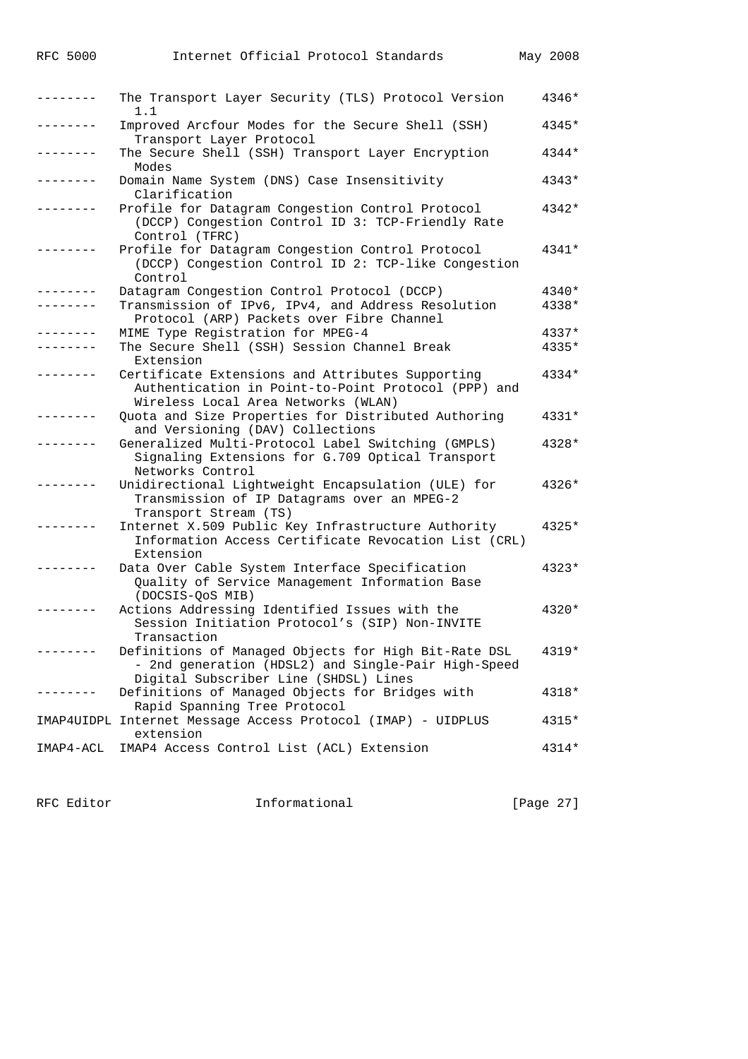| | | |
|---|---|---|
| -------- | The Transport Layer Security (TLS) Protocol Version 1.1 | 4346* |
| -------- | Improved Arcfour Modes for the Secure Shell (SSH) Transport Layer Protocol | 4345* |
| -------- | The Secure Shell (SSH) Transport Layer Encryption Modes | 4344* |
| -------- | Domain Name System (DNS) Case Insensitivity Clarification | 4343* |
| -------- | Profile for Datagram Congestion Control Protocol (DCCP) Congestion Control ID 3: TCP-Friendly Rate Control (TFRC) | 4342* |
| -------- | Profile for Datagram Congestion Control Protocol (DCCP) Congestion Control ID 2: TCP-like Congestion Control | 4341* |
| -------- | Datagram Congestion Control Protocol (DCCP) | 4340* |
| -------- | Transmission of IPv6, IPv4, and Address Resolution Protocol (ARP) Packets over Fibre Channel | 4338* |
| -------- | MIME Type Registration for MPEG-4 | 4337* |
| -------- | The Secure Shell (SSH) Session Channel Break Extension | 4335* |
| -------- | Certificate Extensions and Attributes Supporting Authentication in Point-to-Point Protocol (PPP) and Wireless Local Area Networks (WLAN) | 4334* |
| -------- | Quota and Size Properties for Distributed Authoring and Versioning (DAV) Collections | 4331* |
| -------- | Generalized Multi-Protocol Label Switching (GMPLS) Signaling Extensions for G.709 Optical Transport Networks Control | 4328* |
| -------- | Unidirectional Lightweight Encapsulation (ULE) for Transmission of IP Datagrams over an MPEG-2 Transport Stream (TS) | 4326* |
| -------- | Internet X.509 Public Key Infrastructure Authority Information Access Certificate Revocation List (CRL) Extension | 4325* |
| -------- | Data Over Cable System Interface Specification Quality of Service Management Information Base (DOCSIS-QoS MIB) | 4323* |
| -------- | Actions Addressing Identified Issues with the Session Initiation Protocol's (SIP) Non-INVITE Transaction | 4320* |
| -------- | Definitions of Managed Objects for High Bit-Rate DSL - 2nd generation (HDSL2) and Single-Pair High-Speed Digital Subscriber Line (SHDSL) Lines | 4319* |
| -------- | Definitions of Managed Objects for Bridges with Rapid Spanning Tree Protocol | 4318* |
| IMAP4UIDPL | Internet Message Access Protocol (IMAP) - UIDPLUS extension | 4315* |
| IMAP4-ACL | IMAP4 Access Control List (ACL) Extension | 4314* |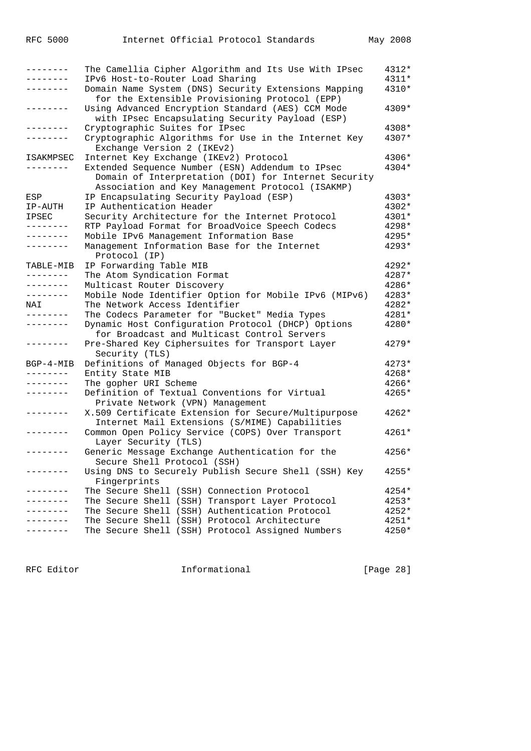| | | |
|---|---|---|
| -------- | The Camellia Cipher Algorithm and Its Use With IPsec | 4312* |
| -------- | IPv6 Host-to-Router Load Sharing | 4311* |
| -------- | Domain Name System (DNS) Security Extensions Mapping for the Extensible Provisioning Protocol (EPP) | 4310* |
| -------- | Using Advanced Encryption Standard (AES) CCM Mode with IPsec Encapsulating Security Payload (ESP) | 4309* |
| -------- | Cryptographic Suites for IPsec | 4308* |
| -------- | Cryptographic Algorithms for Use in the Internet Key Exchange Version 2 (IKEv2) | 4307* |
| ISAKMPSEC | Internet Key Exchange (IKEv2) Protocol | 4306* |
| -------- | Extended Sequence Number (ESN) Addendum to IPsec Domain of Interpretation (DOI) for Internet Security Association and Key Management Protocol (ISAKMP) | 4304* |
| ESP | IP Encapsulating Security Payload (ESP) | 4303* |
| IP-AUTH | IP Authentication Header | 4302* |
| IPSEC | Security Architecture for the Internet Protocol | 4301* |
| -------- | RTP Payload Format for BroadVoice Speech Codecs | 4298* |
| -------- | Mobile IPv6 Management Information Base | 4295* |
| -------- | Management Information Base for the Internet Protocol (IP) | 4293* |
| TABLE-MIB | IP Forwarding Table MIB | 4292* |
| -------- | The Atom Syndication Format | 4287* |
| -------- | Multicast Router Discovery | 4286* |
| -------- | Mobile Node Identifier Option for Mobile IPv6 (MIPv6) | 4283* |
| NAI | The Network Access Identifier | 4282* |
| -------- | The Codecs Parameter for "Bucket" Media Types | 4281* |
| -------- | Dynamic Host Configuration Protocol (DHCP) Options for Broadcast and Multicast Control Servers | 4280* |
| -------- | Pre-Shared Key Ciphersuites for Transport Layer Security (TLS) | 4279* |
| BGP-4-MIB | Definitions of Managed Objects for BGP-4 | 4273* |
| -------- | Entity State MIB | 4268* |
| -------- | The gopher URI Scheme | 4266* |
| -------- | Definition of Textual Conventions for Virtual Private Network (VPN) Management | 4265* |
| -------- | X.509 Certificate Extension for Secure/Multipurpose Internet Mail Extensions (S/MIME) Capabilities | 4262* |
| -------- | Common Open Policy Service (COPS) Over Transport Layer Security (TLS) | 4261* |
| -------- | Generic Message Exchange Authentication for the Secure Shell Protocol (SSH) | 4256* |
| -------- | Using DNS to Securely Publish Secure Shell (SSH) Key Fingerprints | 4255* |
| -------- | The Secure Shell (SSH) Connection Protocol | 4254* |
| -------- | The Secure Shell (SSH) Transport Layer Protocol | 4253* |
| -------- | The Secure Shell (SSH) Authentication Protocol | 4252* |
| -------- | The Secure Shell (SSH) Protocol Architecture | 4251* |
| -------- | The Secure Shell (SSH) Protocol Assigned Numbers | 4250* |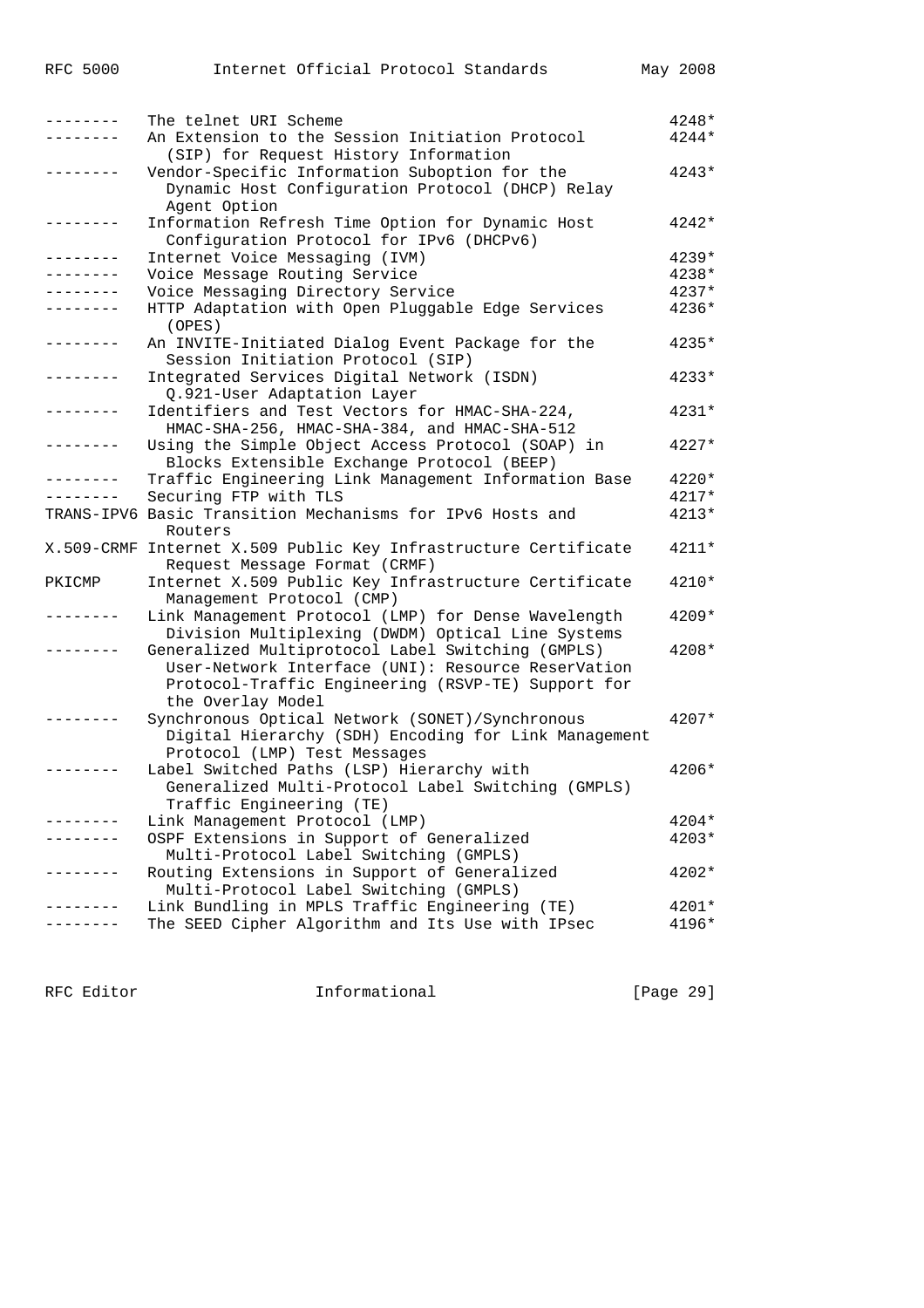| Mnemonic | Title | RFC |
|---|---|---|
| -------- | The telnet URI Scheme | 4248* |
| -------- | An Extension to the Session Initiation Protocol (SIP) for Request History Information | 4244* |
| -------- | Vendor-Specific Information Suboption for the Dynamic Host Configuration Protocol (DHCP) Relay Agent Option | 4243* |
| -------- | Information Refresh Time Option for Dynamic Host Configuration Protocol for IPv6 (DHCPv6) | 4242* |
| -------- | Internet Voice Messaging (IVM) | 4239* |
| -------- | Voice Message Routing Service | 4238* |
| -------- | Voice Messaging Directory Service | 4237* |
| -------- | HTTP Adaptation with Open Pluggable Edge Services (OPES) | 4236* |
| -------- | An INVITE-Initiated Dialog Event Package for the Session Initiation Protocol (SIP) | 4235* |
| -------- | Integrated Services Digital Network (ISDN) Q.921-User Adaptation Layer | 4233* |
| -------- | Identifiers and Test Vectors for HMAC-SHA-224, HMAC-SHA-256, HMAC-SHA-384, and HMAC-SHA-512 | 4231* |
| -------- | Using the Simple Object Access Protocol (SOAP) in Blocks Extensible Exchange Protocol (BEEP) | 4227* |
| -------- | Traffic Engineering Link Management Information Base | 4220* |
| -------- | Securing FTP with TLS | 4217* |
| TRANS-IPV6 | Basic Transition Mechanisms for IPv6 Hosts and Routers | 4213* |
| X.509-CRMF | Internet X.509 Public Key Infrastructure Certificate Request Message Format (CRMF) | 4211* |
| PKICMP | Internet X.509 Public Key Infrastructure Certificate Management Protocol (CMP) | 4210* |
| -------- | Link Management Protocol (LMP) for Dense Wavelength Division Multiplexing (DWDM) Optical Line Systems | 4209* |
| -------- | Generalized Multiprotocol Label Switching (GMPLS) User-Network Interface (UNI): Resource ReserVation Protocol-Traffic Engineering (RSVP-TE) Support for the Overlay Model | 4208* |
| -------- | Synchronous Optical Network (SONET)/Synchronous Digital Hierarchy (SDH) Encoding for Link Management Protocol (LMP) Test Messages | 4207* |
| -------- | Label Switched Paths (LSP) Hierarchy with Generalized Multi-Protocol Label Switching (GMPLS) Traffic Engineering (TE) | 4206* |
| -------- | Link Management Protocol (LMP) | 4204* |
| -------- | OSPF Extensions in Support of Generalized Multi-Protocol Label Switching (GMPLS) | 4203* |
| -------- | Routing Extensions in Support of Generalized Multi-Protocol Label Switching (GMPLS) | 4202* |
| -------- | Link Bundling in MPLS Traffic Engineering (TE) | 4201* |
| -------- | The SEED Cipher Algorithm and Its Use with IPsec | 4196* |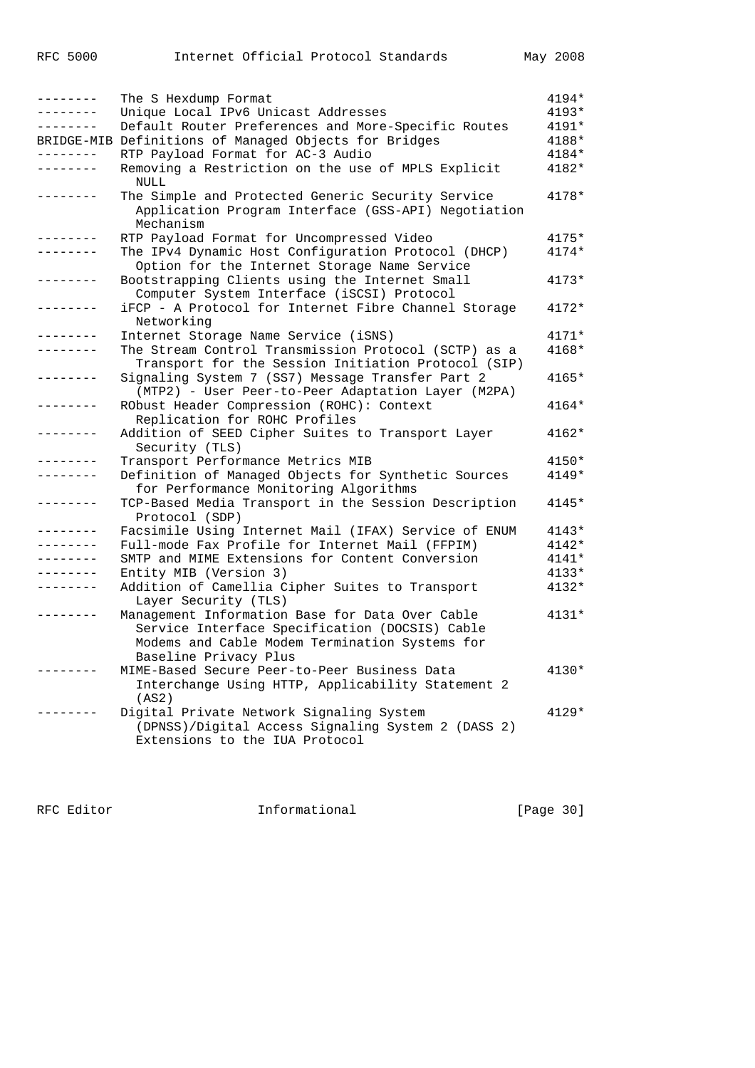| | | |
|---|---|---|
| -------- | The S Hexdump Format | 4194* |
| -------- | Unique Local IPv6 Unicast Addresses | 4193* |
| -------- | Default Router Preferences and More-Specific Routes | 4191* |
| BRIDGE-MIB | Definitions of Managed Objects for Bridges | 4188* |
| -------- | RTP Payload Format for AC-3 Audio | 4184* |
| -------- | Removing a Restriction on the use of MPLS Explicit NULL | 4182* |
| -------- | The Simple and Protected Generic Security Service Application Program Interface (GSS-API) Negotiation Mechanism | 4178* |
| -------- | RTP Payload Format for Uncompressed Video | 4175* |
| -------- | The IPv4 Dynamic Host Configuration Protocol (DHCP) Option for the Internet Storage Name Service | 4174* |
| -------- | Bootstrapping Clients using the Internet Small Computer System Interface (iSCSI) Protocol | 4173* |
| -------- | iFCP - A Protocol for Internet Fibre Channel Storage Networking | 4172* |
| -------- | Internet Storage Name Service (iSNS) | 4171* |
| -------- | The Stream Control Transmission Protocol (SCTP) as a Transport for the Session Initiation Protocol (SIP) | 4168* |
| -------- | Signaling System 7 (SS7) Message Transfer Part 2 (MTP2) - User Peer-to-Peer Adaptation Layer (M2PA) | 4165* |
| -------- | RObust Header Compression (ROHC): Context Replication for ROHC Profiles | 4164* |
| -------- | Addition of SEED Cipher Suites to Transport Layer Security (TLS) | 4162* |
| -------- | Transport Performance Metrics MIB | 4150* |
| -------- | Definition of Managed Objects for Synthetic Sources for Performance Monitoring Algorithms | 4149* |
| -------- | TCP-Based Media Transport in the Session Description Protocol (SDP) | 4145* |
| -------- | Facsimile Using Internet Mail (IFAX) Service of ENUM | 4143* |
| -------- | Full-mode Fax Profile for Internet Mail (FFPIM) | 4142* |
| -------- | SMTP and MIME Extensions for Content Conversion | 4141* |
| -------- | Entity MIB (Version 3) | 4133* |
| -------- | Addition of Camellia Cipher Suites to Transport Layer Security (TLS) | 4132* |
| -------- | Management Information Base for Data Over Cable Service Interface Specification (DOCSIS) Cable Modems and Cable Modem Termination Systems for Baseline Privacy Plus | 4131* |
| -------- | MIME-Based Secure Peer-to-Peer Business Data Interchange Using HTTP, Applicability Statement 2 (AS2) | 4130* |
| -------- | Digital Private Network Signaling System (DPNSS)/Digital Access Signaling System 2 (DASS 2) Extensions to the IUA Protocol | 4129* |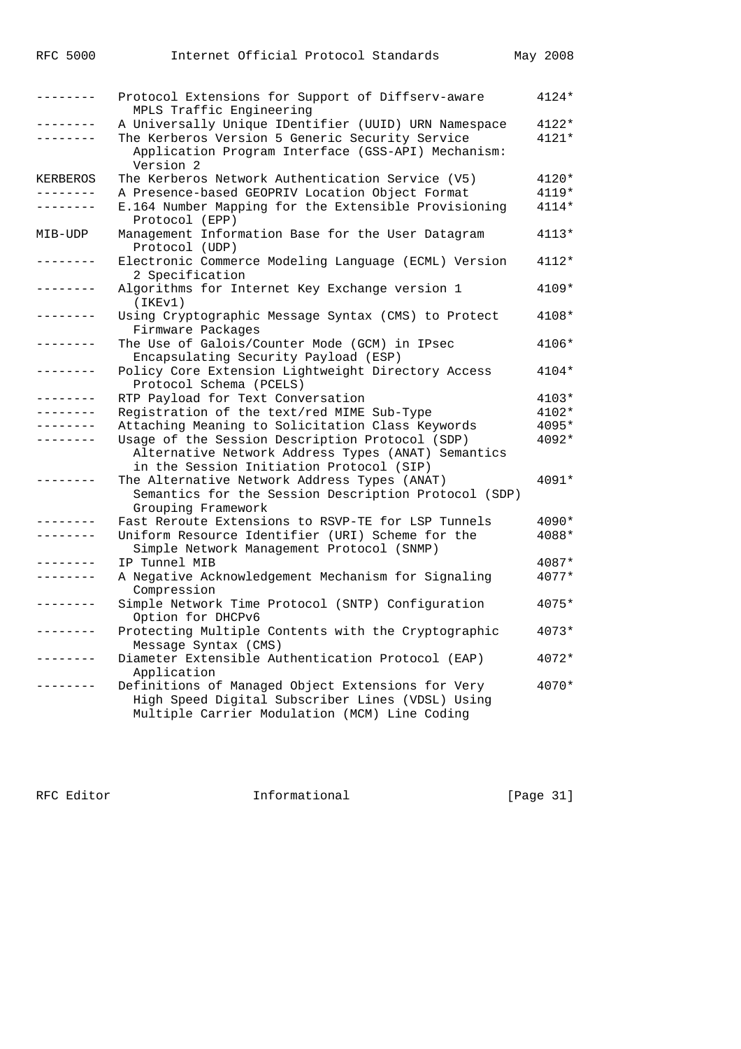| Mnemonic | Title | RFC |
|---|---|---|
| -------- | Protocol Extensions for Support of Diffserv-aware MPLS Traffic Engineering | 4124* |
| -------- | A Universally Unique IDentifier (UUID) URN Namespace | 4122* |
| -------- | The Kerberos Version 5 Generic Security Service Application Program Interface (GSS-API) Mechanism: Version 2 | 4121* |
| KERBEROS | The Kerberos Network Authentication Service (V5) | 4120* |
| -------- | A Presence-based GEOPRIV Location Object Format | 4119* |
| -------- | E.164 Number Mapping for the Extensible Provisioning Protocol (EPP) | 4114* |
| MIB-UDP | Management Information Base for the User Datagram Protocol (UDP) | 4113* |
| -------- | Electronic Commerce Modeling Language (ECML) Version 2 Specification | 4112* |
| -------- | Algorithms for Internet Key Exchange version 1 (IKEv1) | 4109* |
| -------- | Using Cryptographic Message Syntax (CMS) to Protect Firmware Packages | 4108* |
| -------- | The Use of Galois/Counter Mode (GCM) in IPsec Encapsulating Security Payload (ESP) | 4106* |
| -------- | Policy Core Extension Lightweight Directory Access Protocol Schema (PCELS) | 4104* |
| -------- | RTP Payload for Text Conversation | 4103* |
| -------- | Registration of the text/red MIME Sub-Type | 4102* |
| -------- | Attaching Meaning to Solicitation Class Keywords | 4095* |
| -------- | Usage of the Session Description Protocol (SDP) Alternative Network Address Types (ANAT) Semantics in the Session Initiation Protocol (SIP) | 4092* |
| -------- | The Alternative Network Address Types (ANAT) Semantics for the Session Description Protocol (SDP) Grouping Framework | 4091* |
| -------- | Fast Reroute Extensions to RSVP-TE for LSP Tunnels | 4090* |
| -------- | Uniform Resource Identifier (URI) Scheme for the Simple Network Management Protocol (SNMP) | 4088* |
| -------- | IP Tunnel MIB | 4087* |
| -------- | A Negative Acknowledgement Mechanism for Signaling Compression | 4077* |
| -------- | Simple Network Time Protocol (SNTP) Configuration Option for DHCPv6 | 4075* |
| -------- | Protecting Multiple Contents with the Cryptographic Message Syntax (CMS) | 4073* |
| -------- | Diameter Extensible Authentication Protocol (EAP) Application | 4072* |
| -------- | Definitions of Managed Object Extensions for Very High Speed Digital Subscriber Lines (VDSL) Using Multiple Carrier Modulation (MCM) Line Coding | 4070* |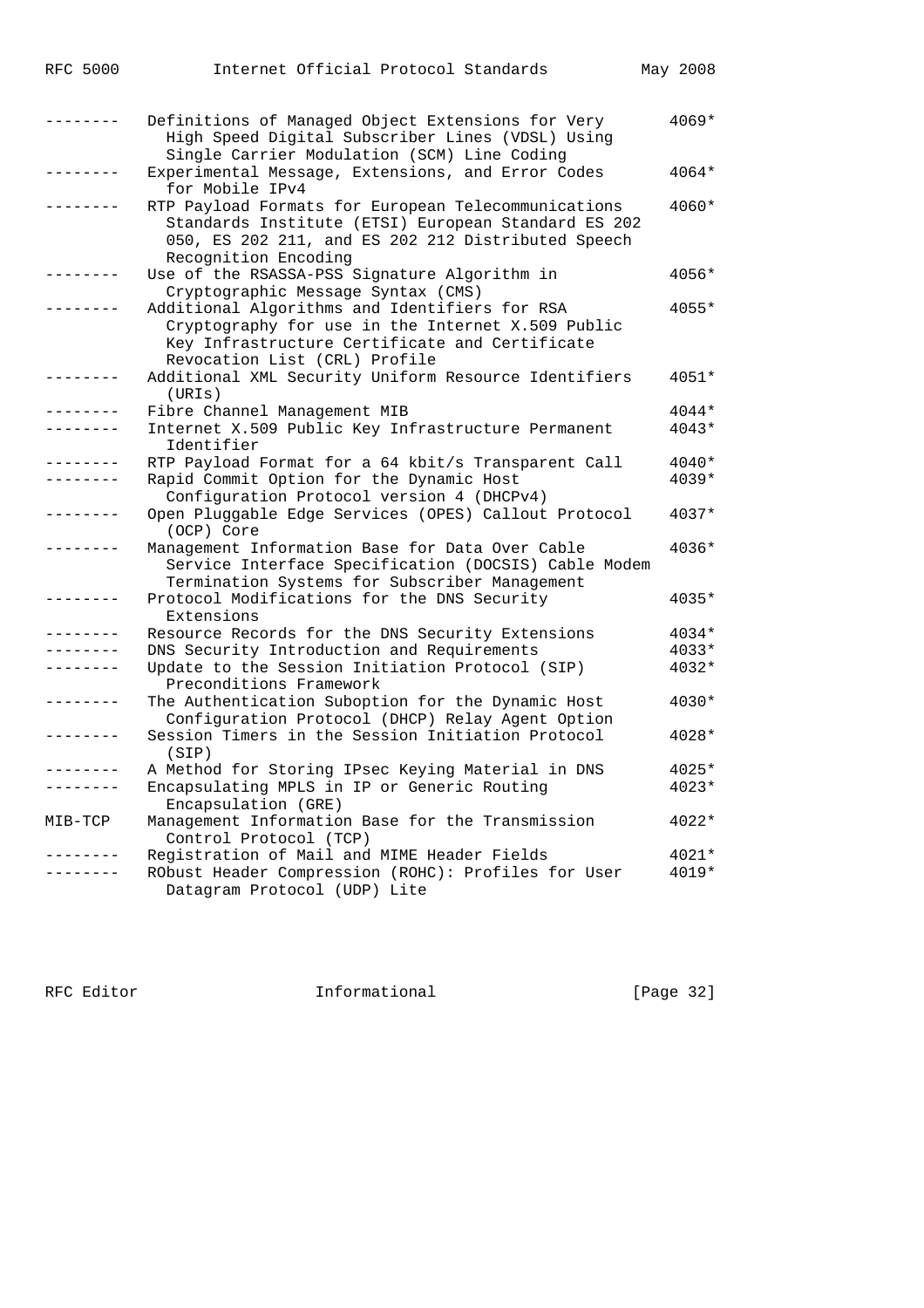| Mnemonic | Title | RFC |
|---|---|---|
| -------- | Definitions of Managed Object Extensions for Very High Speed Digital Subscriber Lines (VDSL) Using Single Carrier Modulation (SCM) Line Coding | 4069* |
| -------- | Experimental Message, Extensions, and Error Codes for Mobile IPv4 | 4064* |
| -------- | RTP Payload Formats for European Telecommunications Standards Institute (ETSI) European Standard ES 202 050, ES 202 211, and ES 202 212 Distributed Speech Recognition Encoding | 4060* |
| -------- | Use of the RSASSA-PSS Signature Algorithm in Cryptographic Message Syntax (CMS) | 4056* |
| -------- | Additional Algorithms and Identifiers for RSA Cryptography for use in the Internet X.509 Public Key Infrastructure Certificate and Certificate Revocation List (CRL) Profile | 4055* |
| -------- | Additional XML Security Uniform Resource Identifiers (URIs) | 4051* |
| -------- | Fibre Channel Management MIB | 4044* |
| -------- | Internet X.509 Public Key Infrastructure Permanent Identifier | 4043* |
| -------- | RTP Payload Format for a 64 kbit/s Transparent Call | 4040* |
| -------- | Rapid Commit Option for the Dynamic Host Configuration Protocol version 4 (DHCPv4) | 4039* |
| -------- | Open Pluggable Edge Services (OPES) Callout Protocol (OCP) Core | 4037* |
| -------- | Management Information Base for Data Over Cable Service Interface Specification (DOCSIS) Cable Modem Termination Systems for Subscriber Management | 4036* |
| -------- | Protocol Modifications for the DNS Security Extensions | 4035* |
| -------- | Resource Records for the DNS Security Extensions | 4034* |
| -------- | DNS Security Introduction and Requirements | 4033* |
| -------- | Update to the Session Initiation Protocol (SIP) Preconditions Framework | 4032* |
| -------- | The Authentication Suboption for the Dynamic Host Configuration Protocol (DHCP) Relay Agent Option | 4030* |
| -------- | Session Timers in the Session Initiation Protocol (SIP) | 4028* |
| -------- | A Method for Storing IPsec Keying Material in DNS | 4025* |
| -------- | Encapsulating MPLS in IP or Generic Routing Encapsulation (GRE) | 4023* |
| MIB-TCP | Management Information Base for the Transmission Control Protocol (TCP) | 4022* |
| -------- | Registration of Mail and MIME Header Fields | 4021* |
| -------- | RObust Header Compression (ROHC): Profiles for User Datagram Protocol (UDP) Lite | 4019* |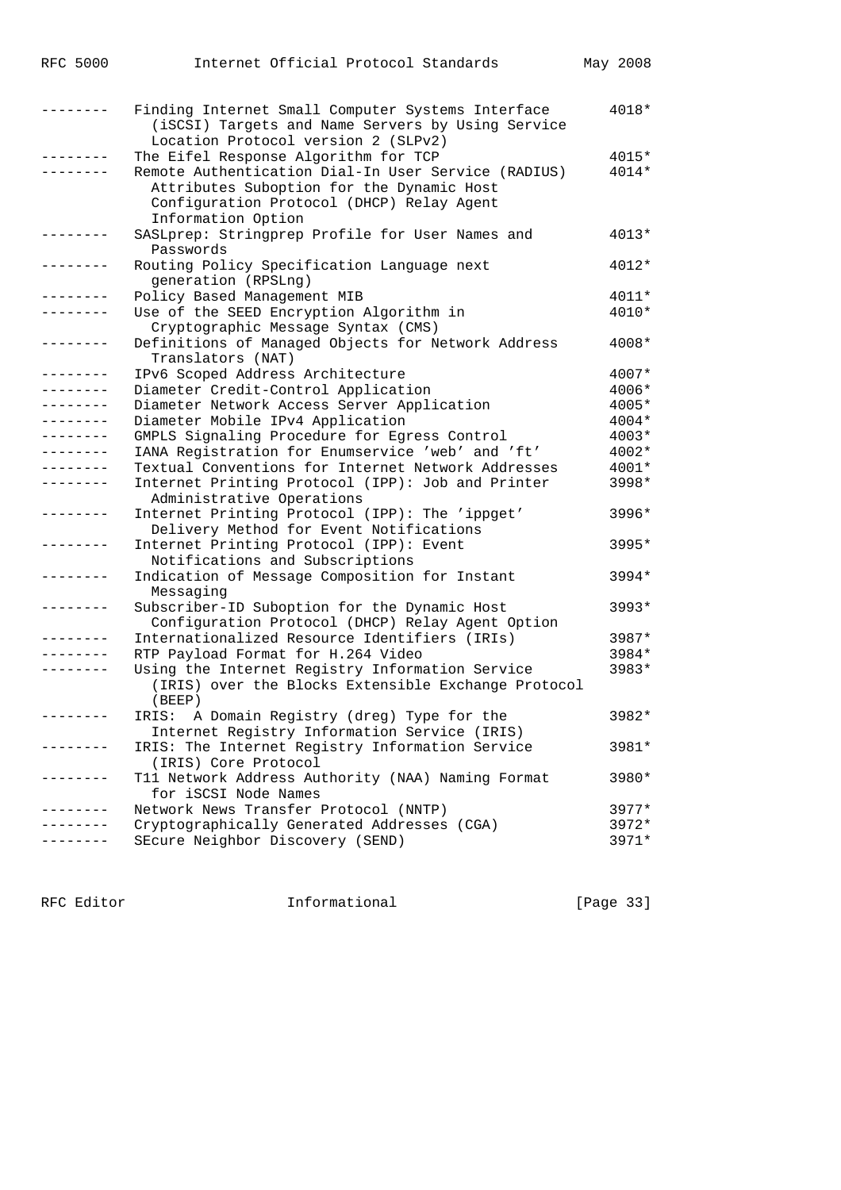| | | |
|---|---|---|
| -------- | Finding Internet Small Computer Systems Interface (iSCSI) Targets and Name Servers by Using Service Location Protocol version 2 (SLPv2) | 4018* |
| -------- | The Eifel Response Algorithm for TCP | 4015* |
| -------- | Remote Authentication Dial-In User Service (RADIUS) Attributes Suboption for the Dynamic Host Configuration Protocol (DHCP) Relay Agent Information Option | 4014* |
| -------- | SASLprep: Stringprep Profile for User Names and Passwords | 4013* |
| -------- | Routing Policy Specification Language next generation (RPSLng) | 4012* |
| -------- | Policy Based Management MIB | 4011* |
| -------- | Use of the SEED Encryption Algorithm in Cryptographic Message Syntax (CMS) | 4010* |
| -------- | Definitions of Managed Objects for Network Address Translators (NAT) | 4008* |
| -------- | IPv6 Scoped Address Architecture | 4007* |
| -------- | Diameter Credit-Control Application | 4006* |
| -------- | Diameter Network Access Server Application | 4005* |
| -------- | Diameter Mobile IPv4 Application | 4004* |
| -------- | GMPLS Signaling Procedure for Egress Control | 4003* |
| -------- | IANA Registration for Enumservice 'web' and 'ft' | 4002* |
| -------- | Textual Conventions for Internet Network Addresses | 4001* |
| -------- | Internet Printing Protocol (IPP): Job and Printer Administrative Operations | 3998* |
| -------- | Internet Printing Protocol (IPP): The 'ippget' Delivery Method for Event Notifications | 3996* |
| -------- | Internet Printing Protocol (IPP): Event Notifications and Subscriptions | 3995* |
| -------- | Indication of Message Composition for Instant Messaging | 3994* |
| -------- | Subscriber-ID Suboption for the Dynamic Host Configuration Protocol (DHCP) Relay Agent Option | 3993* |
| -------- | Internationalized Resource Identifiers (IRIs) | 3987* |
| -------- | RTP Payload Format for H.264 Video | 3984* |
| -------- | Using the Internet Registry Information Service (IRIS) over the Blocks Extensible Exchange Protocol (BEEP) | 3983* |
| -------- | IRIS: A Domain Registry (dreg) Type for the Internet Registry Information Service (IRIS) | 3982* |
| -------- | IRIS: The Internet Registry Information Service (IRIS) Core Protocol | 3981* |
| -------- | T11 Network Address Authority (NAA) Naming Format for iSCSI Node Names | 3980* |
| -------- | Network News Transfer Protocol (NNTP) | 3977* |
| -------- | Cryptographically Generated Addresses (CGA) | 3972* |
| -------- | SEcure Neighbor Discovery (SEND) | 3971* |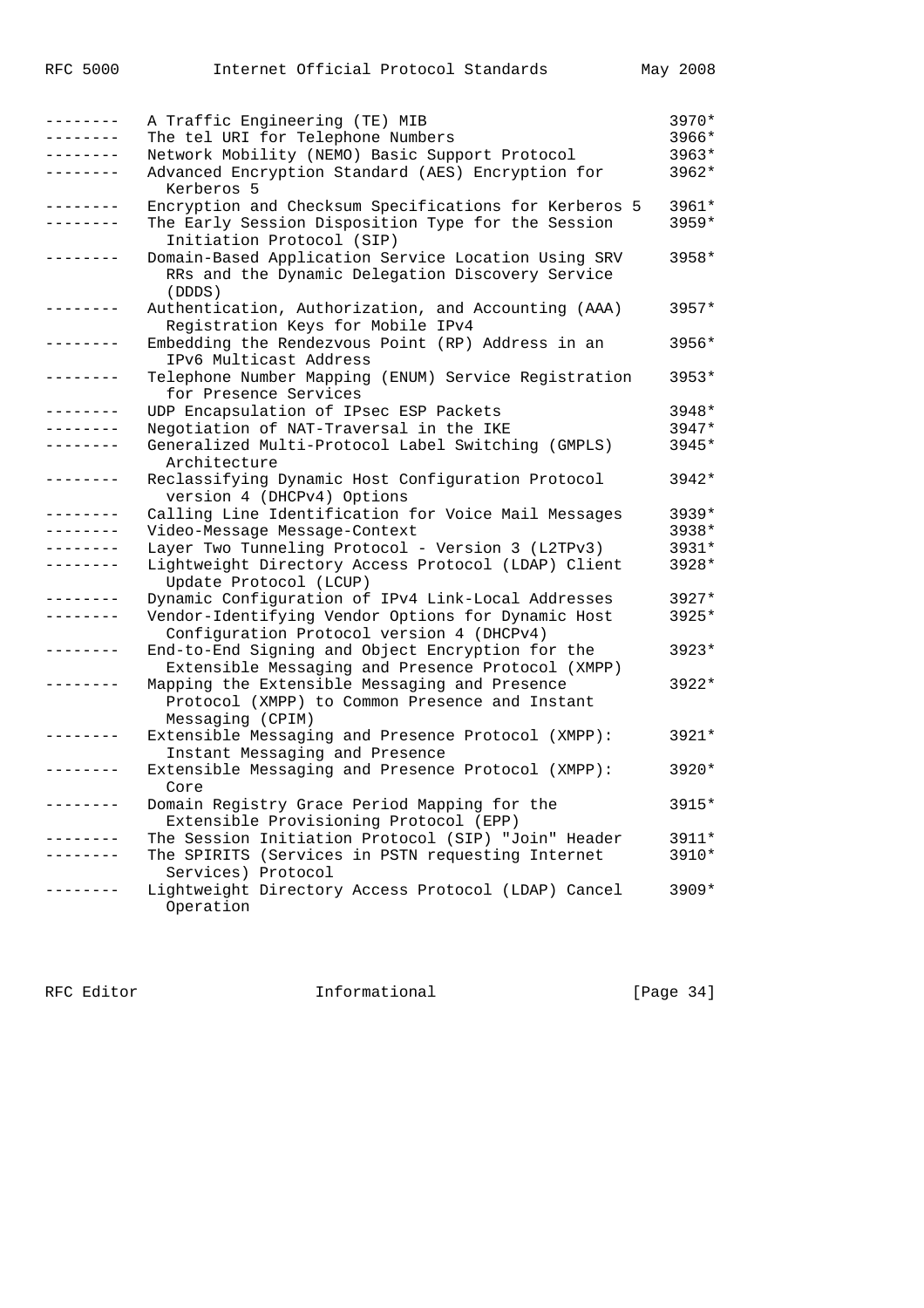| | | |
|---|---|---|
| -------- | A Traffic Engineering (TE) MIB | 3970* |
| -------- | The tel URI for Telephone Numbers | 3966* |
| -------- | Network Mobility (NEMO) Basic Support Protocol | 3963* |
| -------- | Advanced Encryption Standard (AES) Encryption for Kerberos 5 | 3962* |
| -------- | Encryption and Checksum Specifications for Kerberos 5 | 3961* |
| -------- | The Early Session Disposition Type for the Session Initiation Protocol (SIP) | 3959* |
| -------- | Domain-Based Application Service Location Using SRV RRs and the Dynamic Delegation Discovery Service (DDDS) | 3958* |
| -------- | Authentication, Authorization, and Accounting (AAA) Registration Keys for Mobile IPv4 | 3957* |
| -------- | Embedding the Rendezvous Point (RP) Address in an IPv6 Multicast Address | 3956* |
| -------- | Telephone Number Mapping (ENUM) Service Registration for Presence Services | 3953* |
| -------- | UDP Encapsulation of IPsec ESP Packets | 3948* |
| -------- | Negotiation of NAT-Traversal in the IKE | 3947* |
| -------- | Generalized Multi-Protocol Label Switching (GMPLS) Architecture | 3945* |
| -------- | Reclassifying Dynamic Host Configuration Protocol version 4 (DHCPv4) Options | 3942* |
| -------- | Calling Line Identification for Voice Mail Messages | 3939* |
| -------- | Video-Message Message-Context | 3938* |
| -------- | Layer Two Tunneling Protocol - Version 3 (L2TPv3) | 3931* |
| -------- | Lightweight Directory Access Protocol (LDAP) Client Update Protocol (LCUP) | 3928* |
| -------- | Dynamic Configuration of IPv4 Link-Local Addresses | 3927* |
| -------- | Vendor-Identifying Vendor Options for Dynamic Host Configuration Protocol version 4 (DHCPv4) | 3925* |
| -------- | End-to-End Signing and Object Encryption for the Extensible Messaging and Presence Protocol (XMPP) | 3923* |
| -------- | Mapping the Extensible Messaging and Presence Protocol (XMPP) to Common Presence and Instant Messaging (CPIM) | 3922* |
| -------- | Extensible Messaging and Presence Protocol (XMPP): Instant Messaging and Presence | 3921* |
| -------- | Extensible Messaging and Presence Protocol (XMPP): Core | 3920* |
| -------- | Domain Registry Grace Period Mapping for the Extensible Provisioning Protocol (EPP) | 3915* |
| -------- | The Session Initiation Protocol (SIP) "Join" Header | 3911* |
| -------- | The SPIRITS (Services in PSTN requesting Internet Services) Protocol | 3910* |
| -------- | Lightweight Directory Access Protocol (LDAP) Cancel Operation | 3909* |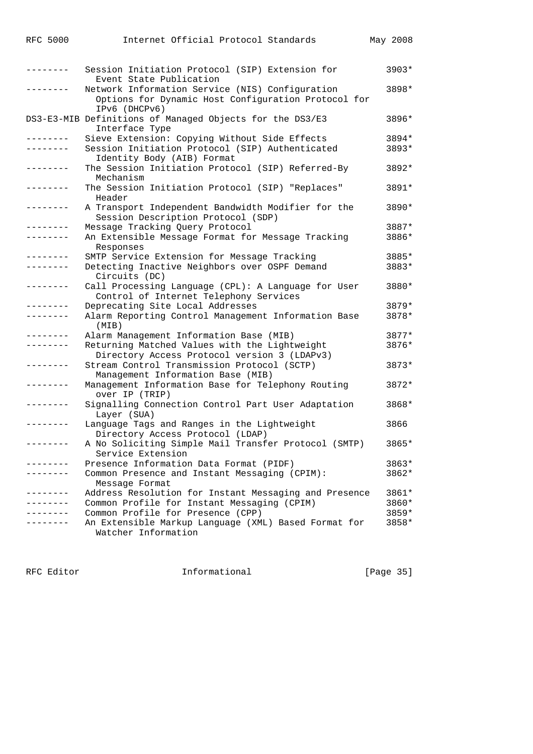| Mnemonic | Title | RFC# |
|---|---|---|
| -------- | Session Initiation Protocol (SIP) Extension for Event State Publication | 3903* |
| -------- | Network Information Service (NIS) Configuration Options for Dynamic Host Configuration Protocol for IPv6 (DHCPv6) | 3898* |
| DS3-E3-MIB | Definitions of Managed Objects for the DS3/E3 Interface Type | 3896* |
| -------- | Sieve Extension: Copying Without Side Effects | 3894* |
| -------- | Session Initiation Protocol (SIP) Authenticated Identity Body (AIB) Format | 3893* |
| -------- | The Session Initiation Protocol (SIP) Referred-By Mechanism | 3892* |
| -------- | The Session Initiation Protocol (SIP) "Replaces" Header | 3891* |
| -------- | A Transport Independent Bandwidth Modifier for the Session Description Protocol (SDP) | 3890* |
| -------- | Message Tracking Query Protocol | 3887* |
| -------- | An Extensible Message Format for Message Tracking Responses | 3886* |
| -------- | SMTP Service Extension for Message Tracking | 3885* |
| -------- | Detecting Inactive Neighbors over OSPF Demand Circuits (DC) | 3883* |
| -------- | Call Processing Language (CPL): A Language for User Control of Internet Telephony Services | 3880* |
| -------- | Deprecating Site Local Addresses | 3879* |
| -------- | Alarm Reporting Control Management Information Base (MIB) | 3878* |
| -------- | Alarm Management Information Base (MIB) | 3877* |
| -------- | Returning Matched Values with the Lightweight Directory Access Protocol version 3 (LDAPv3) | 3876* |
| -------- | Stream Control Transmission Protocol (SCTP) Management Information Base (MIB) | 3873* |
| -------- | Management Information Base for Telephony Routing over IP (TRIP) | 3872* |
| -------- | Signalling Connection Control Part User Adaptation Layer (SUA) | 3868* |
| -------- | Language Tags and Ranges in the Lightweight Directory Access Protocol (LDAP) | 3866 |
| -------- | A No Soliciting Simple Mail Transfer Protocol (SMTP) Service Extension | 3865* |
| -------- | Presence Information Data Format (PIDF) | 3863* |
| -------- | Common Presence and Instant Messaging (CPIM): Message Format | 3862* |
| -------- | Address Resolution for Instant Messaging and Presence | 3861* |
| -------- | Common Profile for Instant Messaging (CPIM) | 3860* |
| -------- | Common Profile for Presence (CPP) | 3859* |
| -------- | An Extensible Markup Language (XML) Based Format for Watcher Information | 3858* |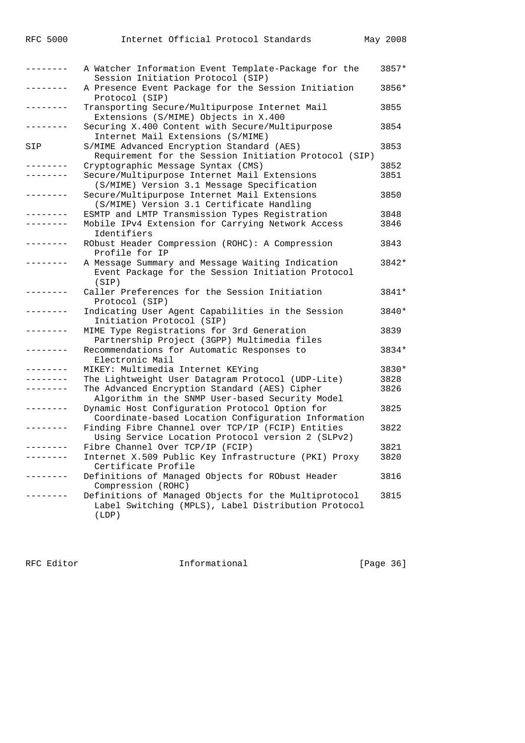```
--------  A Watcher Information Event Template-Package for the   3857*
            Session Initiation Protocol (SIP)
--------  A Presence Event Package for the Session Initiation     3856*
            Protocol (SIP)
--------  Transporting Secure/Multipurpose Internet Mail          3855
            Extensions (S/MIME) Objects in X.400
--------  Securing X.400 Content with Secure/Multipurpose         3854
            Internet Mail Extensions (S/MIME)
SIP       S/MIME Advanced Encryption Standard (AES)               3853
            Requirement for the Session Initiation Protocol (SIP)
--------  Cryptographic Message Syntax (CMS)                      3852
--------  Secure/Multipurpose Internet Mail Extensions            3851
            (S/MIME) Version 3.1 Message Specification
--------  Secure/Multipurpose Internet Mail Extensions            3850
            (S/MIME) Version 3.1 Certificate Handling
--------  ESMTP and LMTP Transmission Types Registration           3848
--------  Mobile IPv4 Extension for Carrying Network Access       3846
            Identifiers
--------  RObust Header Compression (ROHC): A Compression         3843
            Profile for IP
--------  A Message Summary and Message Waiting Indication        3842*
            Event Package for the Session Initiation Protocol
            (SIP)
--------  Caller Preferences for the Session Initiation           3841*
            Protocol (SIP)
--------  Indicating User Agent Capabilities in the Session       3840*
            Initiation Protocol (SIP)
--------  MIME Type Registrations for 3rd Generation              3839
            Partnership Project (3GPP) Multimedia files
--------  Recommendations for Automatic Responses to              3834*
            Electronic Mail
--------  MIKEY: Multimedia Internet KEYing                       3830*
--------  The Lightweight User Datagram Protocol (UDP-Lite)       3828
--------  The Advanced Encryption Standard (AES) Cipher           3826
            Algorithm in the SNMP User-based Security Model
--------  Dynamic Host Configuration Protocol Option for          3825
            Coordinate-based Location Configuration Information
--------  Finding Fibre Channel over TCP/IP (FCIP) Entities       3822
            Using Service Location Protocol version 2 (SLPv2)
--------  Fibre Channel Over TCP/IP (FCIP)                        3821
--------  Internet X.509 Public Key Infrastructure (PKI) Proxy    3820
            Certificate Profile
--------  Definitions of Managed Objects for RObust Header        3816
            Compression (ROHC)
--------  Definitions of Managed Objects for the Multiprotocol    3815
            Label Switching (MPLS), Label Distribution Protocol
            (LDP)
```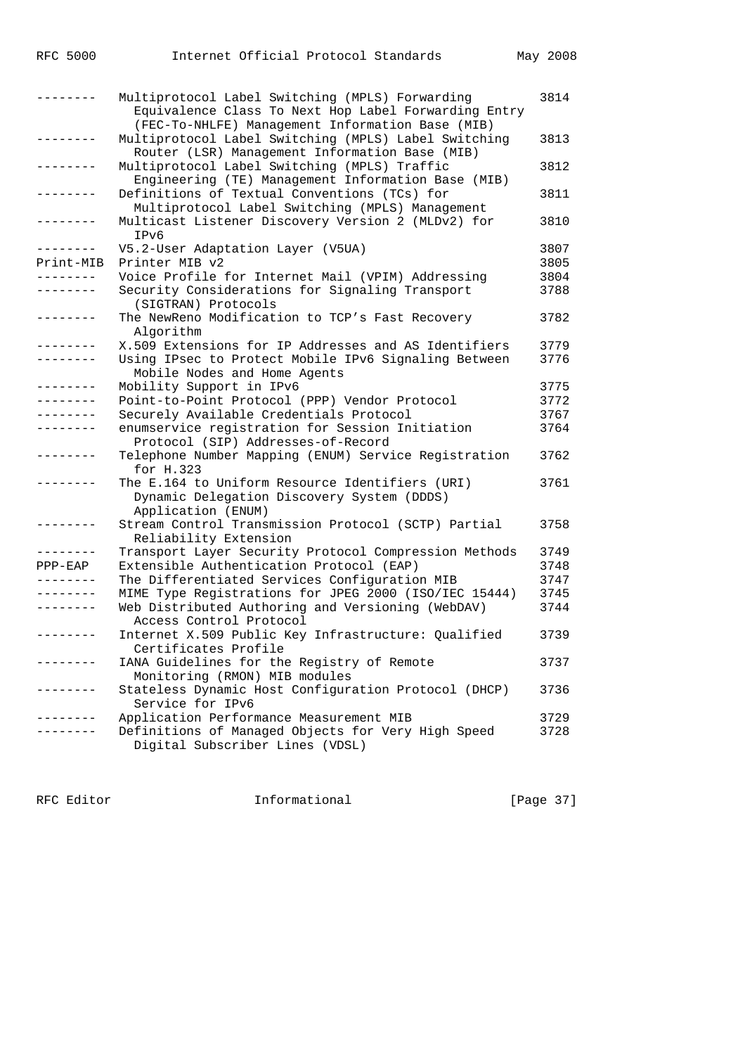| | | |
|---|---|---|
| -------- | Multiprotocol Label Switching (MPLS) Forwarding Equivalence Class To Next Hop Label Forwarding Entry (FEC-To-NHLFE) Management Information Base (MIB) | 3814 |
| -------- | Multiprotocol Label Switching (MPLS) Label Switching Router (LSR) Management Information Base (MIB) | 3813 |
| -------- | Multiprotocol Label Switching (MPLS) Traffic Engineering (TE) Management Information Base (MIB) | 3812 |
| -------- | Definitions of Textual Conventions (TCs) for Multiprotocol Label Switching (MPLS) Management | 3811 |
| -------- | Multicast Listener Discovery Version 2 (MLDv2) for IPv6 | 3810 |
| -------- | V5.2-User Adaptation Layer (V5UA) | 3807 |
| Print-MIB | Printer MIB v2 | 3805 |
| -------- | Voice Profile for Internet Mail (VPIM) Addressing | 3804 |
| -------- | Security Considerations for Signaling Transport (SIGTRAN) Protocols | 3788 |
| -------- | The NewReno Modification to TCP's Fast Recovery Algorithm | 3782 |
| -------- | X.509 Extensions for IP Addresses and AS Identifiers | 3779 |
| -------- | Using IPsec to Protect Mobile IPv6 Signaling Between Mobile Nodes and Home Agents | 3776 |
| -------- | Mobility Support in IPv6 | 3775 |
| -------- | Point-to-Point Protocol (PPP) Vendor Protocol | 3772 |
| -------- | Securely Available Credentials Protocol | 3767 |
| -------- | enumservice registration for Session Initiation Protocol (SIP) Addresses-of-Record | 3764 |
| -------- | Telephone Number Mapping (ENUM) Service Registration for H.323 | 3762 |
| -------- | The E.164 to Uniform Resource Identifiers (URI) Dynamic Delegation Discovery System (DDDS) Application (ENUM) | 3761 |
| -------- | Stream Control Transmission Protocol (SCTP) Partial Reliability Extension | 3758 |
| -------- | Transport Layer Security Protocol Compression Methods | 3749 |
| PPP-EAP | Extensible Authentication Protocol (EAP) | 3748 |
| -------- | The Differentiated Services Configuration MIB | 3747 |
| -------- | MIME Type Registrations for JPEG 2000 (ISO/IEC 15444) | 3745 |
| -------- | Web Distributed Authoring and Versioning (WebDAV) Access Control Protocol | 3744 |
| -------- | Internet X.509 Public Key Infrastructure: Qualified Certificates Profile | 3739 |
| -------- | IANA Guidelines for the Registry of Remote Monitoring (RMON) MIB modules | 3737 |
| -------- | Stateless Dynamic Host Configuration Protocol (DHCP) Service for IPv6 | 3736 |
| -------- | Application Performance Measurement MIB | 3729 |
| -------- | Definitions of Managed Objects for Very High Speed Digital Subscriber Lines (VDSL) | 3728 |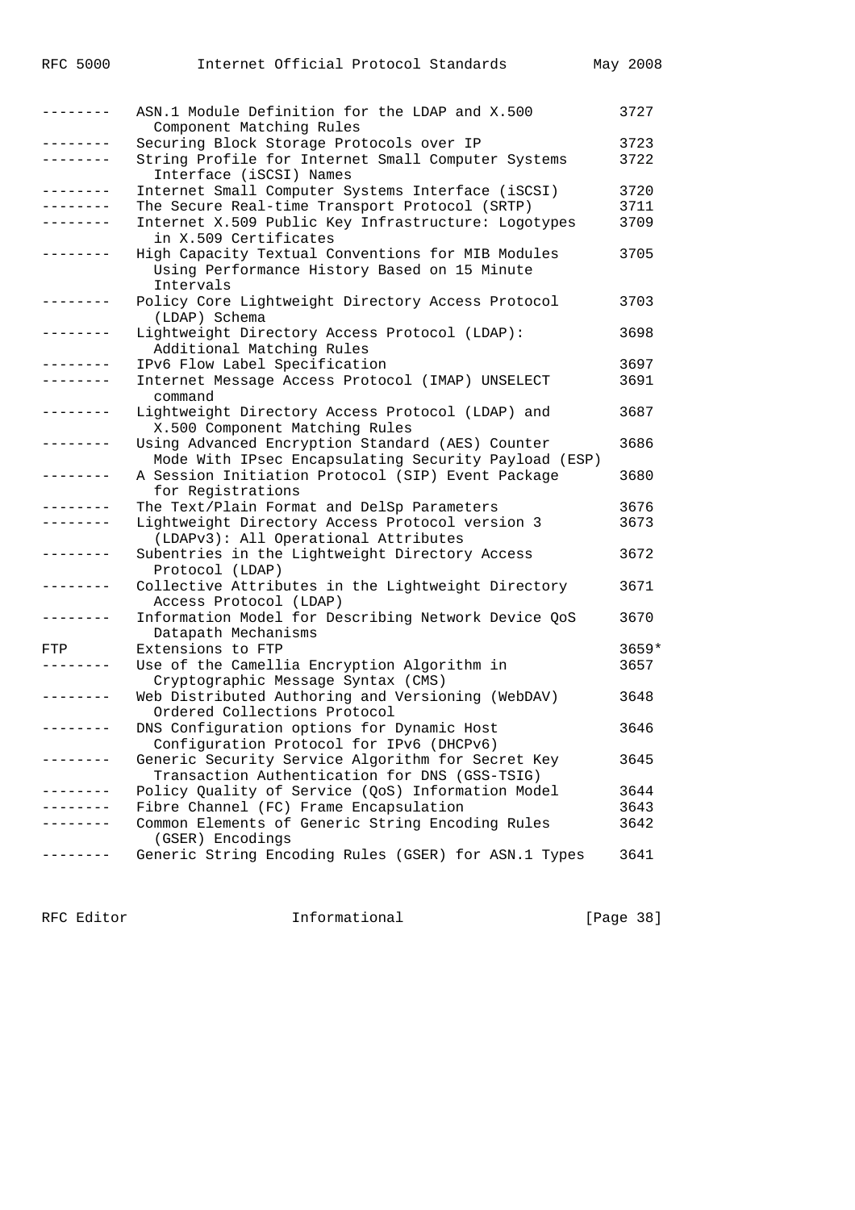| | | |
|---|---|---|
| -------- | ASN.1 Module Definition for the LDAP and X.500 Component Matching Rules | 3727 |
| -------- | Securing Block Storage Protocols over IP | 3723 |
| -------- | String Profile for Internet Small Computer Systems Interface (iSCSI) Names | 3722 |
| -------- | Internet Small Computer Systems Interface (iSCSI) | 3720 |
| -------- | The Secure Real-time Transport Protocol (SRTP) | 3711 |
| -------- | Internet X.509 Public Key Infrastructure: Logotypes in X.509 Certificates | 3709 |
| -------- | High Capacity Textual Conventions for MIB Modules Using Performance History Based on 15 Minute Intervals | 3705 |
| -------- | Policy Core Lightweight Directory Access Protocol (LDAP) Schema | 3703 |
| -------- | Lightweight Directory Access Protocol (LDAP): Additional Matching Rules | 3698 |
| -------- | IPv6 Flow Label Specification | 3697 |
| -------- | Internet Message Access Protocol (IMAP) UNSELECT command | 3691 |
| -------- | Lightweight Directory Access Protocol (LDAP) and X.500 Component Matching Rules | 3687 |
| -------- | Using Advanced Encryption Standard (AES) Counter Mode With IPsec Encapsulating Security Payload (ESP) | 3686 |
| -------- | A Session Initiation Protocol (SIP) Event Package for Registrations | 3680 |
| -------- | The Text/Plain Format and DelSp Parameters | 3676 |
| -------- | Lightweight Directory Access Protocol version 3 (LDAPv3): All Operational Attributes | 3673 |
| -------- | Subentries in the Lightweight Directory Access Protocol (LDAP) | 3672 |
| -------- | Collective Attributes in the Lightweight Directory Access Protocol (LDAP) | 3671 |
| -------- | Information Model for Describing Network Device QoS Datapath Mechanisms | 3670 |
| FTP | Extensions to FTP | 3659* |
| -------- | Use of the Camellia Encryption Algorithm in Cryptographic Message Syntax (CMS) | 3657 |
| -------- | Web Distributed Authoring and Versioning (WebDAV) Ordered Collections Protocol | 3648 |
| -------- | DNS Configuration options for Dynamic Host Configuration Protocol for IPv6 (DHCPv6) | 3646 |
| -------- | Generic Security Service Algorithm for Secret Key Transaction Authentication for DNS (GSS-TSIG) | 3645 |
| -------- | Policy Quality of Service (QoS) Information Model | 3644 |
| -------- | Fibre Channel (FC) Frame Encapsulation | 3643 |
| -------- | Common Elements of Generic String Encoding Rules (GSER) Encodings | 3642 |
| -------- | Generic String Encoding Rules (GSER) for ASN.1 Types | 3641 |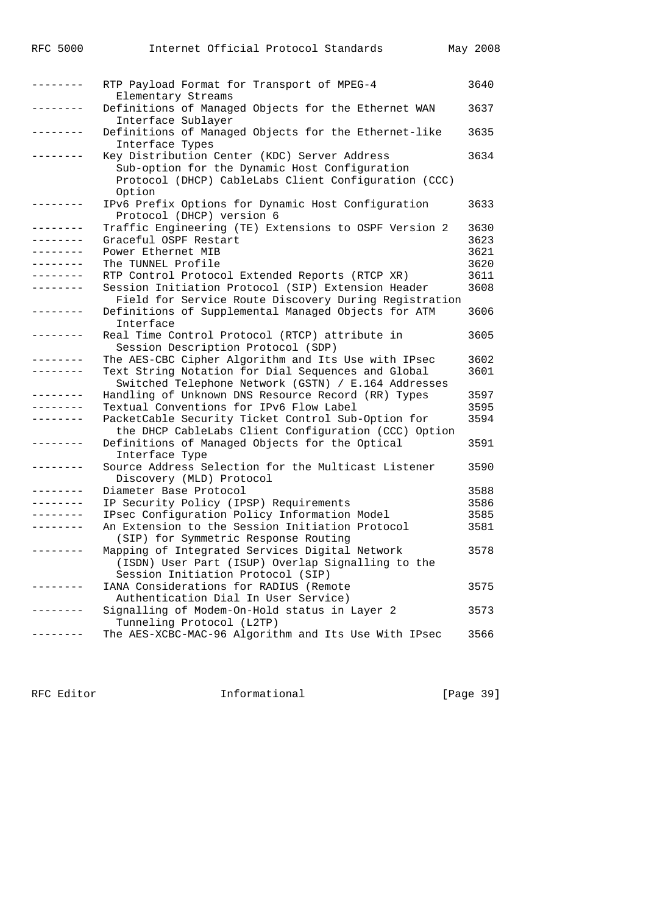| | | |
|---|---|---|
| -------- | RTP Payload Format for Transport of MPEG-4 Elementary Streams | 3640 |
| -------- | Definitions of Managed Objects for the Ethernet WAN Interface Sublayer | 3637 |
| -------- | Definitions of Managed Objects for the Ethernet-like Interface Types | 3635 |
| -------- | Key Distribution Center (KDC) Server Address Sub-option for the Dynamic Host Configuration Protocol (DHCP) CableLabs Client Configuration (CCC) Option | 3634 |
| -------- | IPv6 Prefix Options for Dynamic Host Configuration Protocol (DHCP) version 6 | 3633 |
| -------- | Traffic Engineering (TE) Extensions to OSPF Version 2 | 3630 |
| -------- | Graceful OSPF Restart | 3623 |
| -------- | Power Ethernet MIB | 3621 |
| -------- | The TUNNEL Profile | 3620 |
| -------- | RTP Control Protocol Extended Reports (RTCP XR) | 3611 |
| -------- | Session Initiation Protocol (SIP) Extension Header Field for Service Route Discovery During Registration | 3608 |
| -------- | Definitions of Supplemental Managed Objects for ATM Interface | 3606 |
| -------- | Real Time Control Protocol (RTCP) attribute in Session Description Protocol (SDP) | 3605 |
| -------- | The AES-CBC Cipher Algorithm and Its Use with IPsec | 3602 |
| -------- | Text String Notation for Dial Sequences and Global Switched Telephone Network (GSTN) / E.164 Addresses | 3601 |
| -------- | Handling of Unknown DNS Resource Record (RR) Types | 3597 |
| -------- | Textual Conventions for IPv6 Flow Label | 3595 |
| -------- | PacketCable Security Ticket Control Sub-Option for the DHCP CableLabs Client Configuration (CCC) Option | 3594 |
| -------- | Definitions of Managed Objects for the Optical Interface Type | 3591 |
| -------- | Source Address Selection for the Multicast Listener Discovery (MLD) Protocol | 3590 |
| -------- | Diameter Base Protocol | 3588 |
| -------- | IP Security Policy (IPSP) Requirements | 3586 |
| -------- | IPsec Configuration Policy Information Model | 3585 |
| -------- | An Extension to the Session Initiation Protocol (SIP) for Symmetric Response Routing | 3581 |
| -------- | Mapping of Integrated Services Digital Network (ISDN) User Part (ISUP) Overlap Signalling to the Session Initiation Protocol (SIP) | 3578 |
| -------- | IANA Considerations for RADIUS (Remote Authentication Dial In User Service) | 3575 |
| -------- | Signalling of Modem-On-Hold status in Layer 2 Tunneling Protocol (L2TP) | 3573 |
| -------- | The AES-XCBC-MAC-96 Algorithm and Its Use With IPsec | 3566 |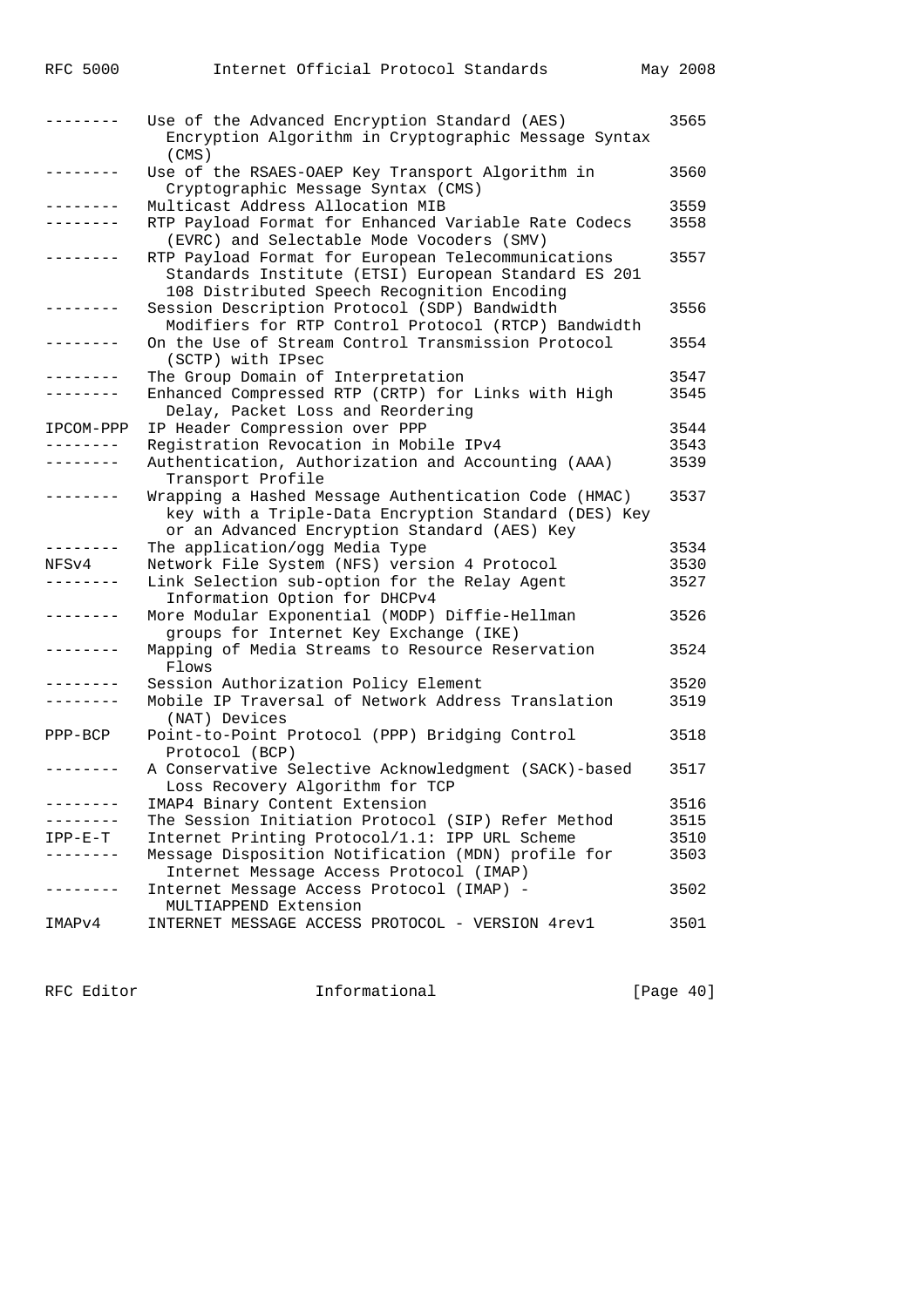| Mnemonic | Title | RFC |
|---|---|---|
| -------- | Use of the Advanced Encryption Standard (AES) Encryption Algorithm in Cryptographic Message Syntax (CMS) | 3565 |
| -------- | Use of the RSAES-OAEP Key Transport Algorithm in Cryptographic Message Syntax (CMS) | 3560 |
| -------- | Multicast Address Allocation MIB | 3559 |
| -------- | RTP Payload Format for Enhanced Variable Rate Codecs (EVRC) and Selectable Mode Vocoders (SMV) | 3558 |
| -------- | RTP Payload Format for European Telecommunications Standards Institute (ETSI) European Standard ES 201 108 Distributed Speech Recognition Encoding | 3557 |
| -------- | Session Description Protocol (SDP) Bandwidth Modifiers for RTP Control Protocol (RTCP) Bandwidth | 3556 |
| -------- | On the Use of Stream Control Transmission Protocol (SCTP) with IPsec | 3554 |
| -------- | The Group Domain of Interpretation | 3547 |
| -------- | Enhanced Compressed RTP (CRTP) for Links with High Delay, Packet Loss and Reordering | 3545 |
| IPCOM-PPP | IP Header Compression over PPP | 3544 |
| -------- | Registration Revocation in Mobile IPv4 | 3543 |
| -------- | Authentication, Authorization and Accounting (AAA) Transport Profile | 3539 |
| -------- | Wrapping a Hashed Message Authentication Code (HMAC) key with a Triple-Data Encryption Standard (DES) Key or an Advanced Encryption Standard (AES) Key | 3537 |
| -------- | The application/ogg Media Type | 3534 |
| NFSv4 | Network File System (NFS) version 4 Protocol | 3530 |
| -------- | Link Selection sub-option for the Relay Agent Information Option for DHCPv4 | 3527 |
| -------- | More Modular Exponential (MODP) Diffie-Hellman groups for Internet Key Exchange (IKE) | 3526 |
| -------- | Mapping of Media Streams to Resource Reservation Flows | 3524 |
| -------- | Session Authorization Policy Element | 3520 |
| -------- | Mobile IP Traversal of Network Address Translation (NAT) Devices | 3519 |
| PPP-BCP | Point-to-Point Protocol (PPP) Bridging Control Protocol (BCP) | 3518 |
| -------- | A Conservative Selective Acknowledgment (SACK)-based Loss Recovery Algorithm for TCP | 3517 |
| -------- | IMAP4 Binary Content Extension | 3516 |
| -------- | The Session Initiation Protocol (SIP) Refer Method | 3515 |
| IPP-E-T | Internet Printing Protocol/1.1: IPP URL Scheme | 3510 |
| -------- | Message Disposition Notification (MDN) profile for Internet Message Access Protocol (IMAP) | 3503 |
| -------- | Internet Message Access Protocol (IMAP) - MULTIAPPEND Extension | 3502 |
| IMAPv4 | INTERNET MESSAGE ACCESS PROTOCOL - VERSION 4rev1 | 3501 |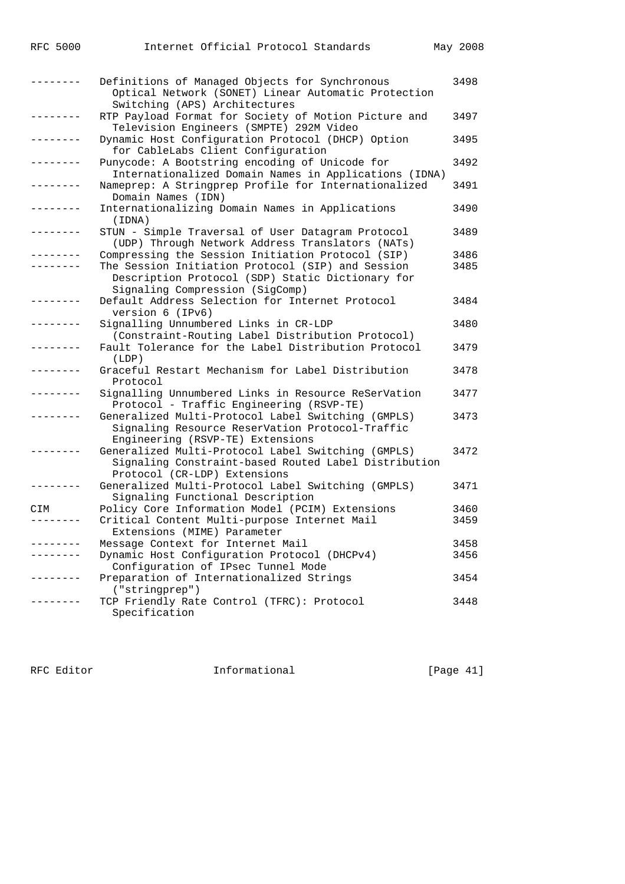| | | |
|---|---|---|
| -------- | Definitions of Managed Objects for Synchronous Optical Network (SONET) Linear Automatic Protection Switching (APS) Architectures | 3498 |
| -------- | RTP Payload Format for Society of Motion Picture and Television Engineers (SMPTE) 292M Video | 3497 |
| -------- | Dynamic Host Configuration Protocol (DHCP) Option for CableLabs Client Configuration | 3495 |
| -------- | Punycode: A Bootstring encoding of Unicode for Internationalized Domain Names in Applications (IDNA) | 3492 |
| -------- | Nameprep: A Stringprep Profile for Internationalized Domain Names (IDN) | 3491 |
| -------- | Internationalizing Domain Names in Applications (IDNA) | 3490 |
| -------- | STUN - Simple Traversal of User Datagram Protocol (UDP) Through Network Address Translators (NATs) | 3489 |
| -------- | Compressing the Session Initiation Protocol (SIP) | 3486 |
| -------- | The Session Initiation Protocol (SIP) and Session Description Protocol (SDP) Static Dictionary for Signaling Compression (SigComp) | 3485 |
| -------- | Default Address Selection for Internet Protocol version 6 (IPv6) | 3484 |
| -------- | Signalling Unnumbered Links in CR-LDP (Constraint-Routing Label Distribution Protocol) | 3480 |
| -------- | Fault Tolerance for the Label Distribution Protocol (LDP) | 3479 |
| -------- | Graceful Restart Mechanism for Label Distribution Protocol | 3478 |
| -------- | Signalling Unnumbered Links in Resource ReSerVation Protocol - Traffic Engineering (RSVP-TE) | 3477 |
| -------- | Generalized Multi-Protocol Label Switching (GMPLS) Signaling Resource ReserVation Protocol-Traffic Engineering (RSVP-TE) Extensions | 3473 |
| -------- | Generalized Multi-Protocol Label Switching (GMPLS) Signaling Constraint-based Routed Label Distribution Protocol (CR-LDP) Extensions | 3472 |
| -------- | Generalized Multi-Protocol Label Switching (GMPLS) Signaling Functional Description | 3471 |
| CIM | Policy Core Information Model (PCIM) Extensions | 3460 |
| -------- | Critical Content Multi-purpose Internet Mail Extensions (MIME) Parameter | 3459 |
| -------- | Message Context for Internet Mail | 3458 |
| -------- | Dynamic Host Configuration Protocol (DHCPv4) Configuration of IPsec Tunnel Mode | 3456 |
| -------- | Preparation of Internationalized Strings ("stringprep") | 3454 |
| -------- | TCP Friendly Rate Control (TFRC): Protocol Specification | 3448 |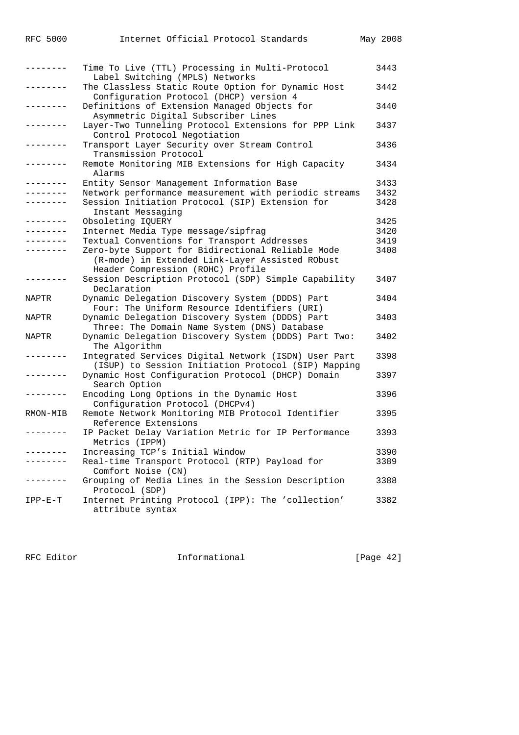| | | |
|---|---|---|
| -------- | Time To Live (TTL) Processing in Multi-Protocol Label Switching (MPLS) Networks | 3443 |
| -------- | The Classless Static Route Option for Dynamic Host Configuration Protocol (DHCP) version 4 | 3442 |
| -------- | Definitions of Extension Managed Objects for Asymmetric Digital Subscriber Lines | 3440 |
| -------- | Layer-Two Tunneling Protocol Extensions for PPP Link Control Protocol Negotiation | 3437 |
| -------- | Transport Layer Security over Stream Control Transmission Protocol | 3436 |
| -------- | Remote Monitoring MIB Extensions for High Capacity Alarms | 3434 |
| -------- | Entity Sensor Management Information Base | 3433 |
| -------- | Network performance measurement with periodic streams | 3432 |
| -------- | Session Initiation Protocol (SIP) Extension for Instant Messaging | 3428 |
| -------- | Obsoleting IQUERY | 3425 |
| -------- | Internet Media Type message/sipfrag | 3420 |
| -------- | Textual Conventions for Transport Addresses | 3419 |
| -------- | Zero-byte Support for Bidirectional Reliable Mode (R-mode) in Extended Link-Layer Assisted RObust Header Compression (ROHC) Profile | 3408 |
| -------- | Session Description Protocol (SDP) Simple Capability Declaration | 3407 |
| NAPTR | Dynamic Delegation Discovery System (DDDS) Part Four: The Uniform Resource Identifiers (URI) | 3404 |
| NAPTR | Dynamic Delegation Discovery System (DDDS) Part Three: The Domain Name System (DNS) Database | 3403 |
| NAPTR | Dynamic Delegation Discovery System (DDDS) Part Two: The Algorithm | 3402 |
| -------- | Integrated Services Digital Network (ISDN) User Part (ISUP) to Session Initiation Protocol (SIP) Mapping | 3398 |
| -------- | Dynamic Host Configuration Protocol (DHCP) Domain Search Option | 3397 |
| -------- | Encoding Long Options in the Dynamic Host Configuration Protocol (DHCPv4) | 3396 |
| RMON-MIB | Remote Network Monitoring MIB Protocol Identifier Reference Extensions | 3395 |
| -------- | IP Packet Delay Variation Metric for IP Performance Metrics (IPPM) | 3393 |
| -------- | Increasing TCP's Initial Window | 3390 |
| -------- | Real-time Transport Protocol (RTP) Payload for Comfort Noise (CN) | 3389 |
| -------- | Grouping of Media Lines in the Session Description Protocol (SDP) | 3388 |
| IPP-E-T | Internet Printing Protocol (IPP): The 'collection' attribute syntax | 3382 |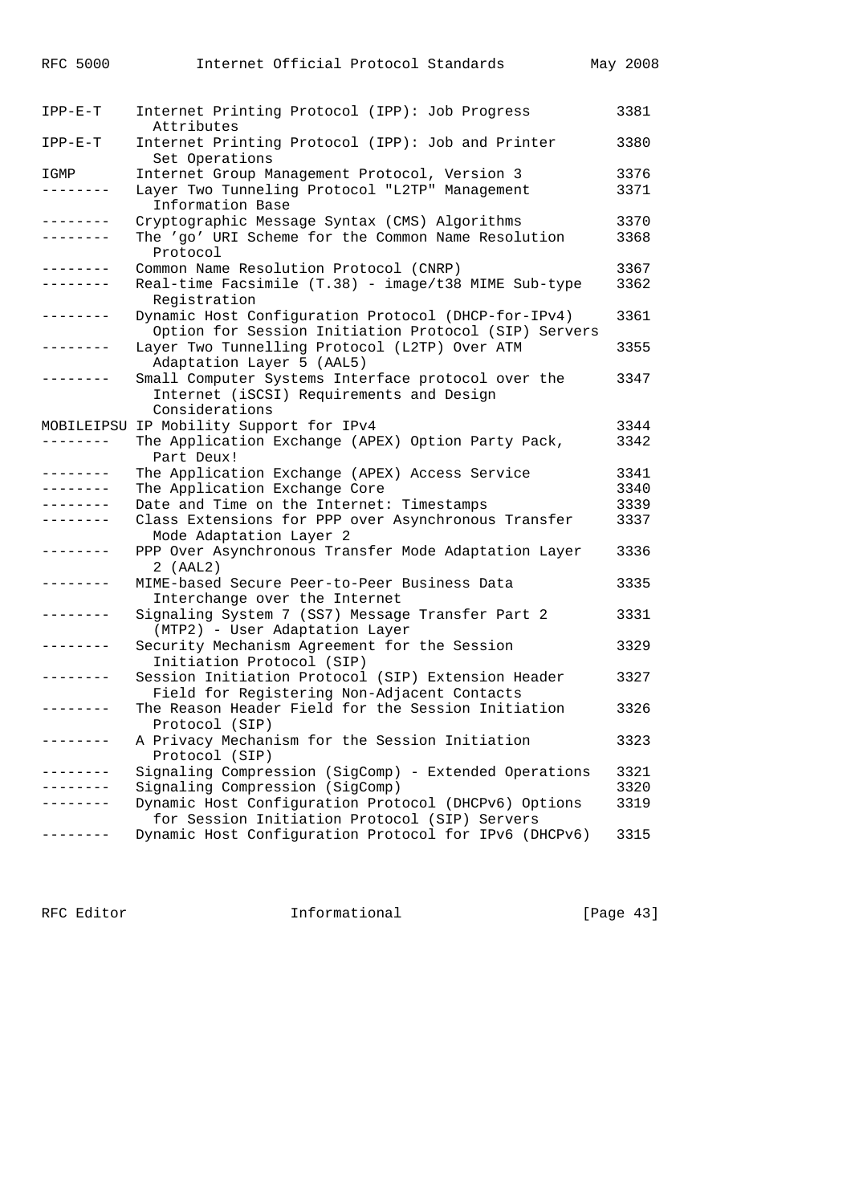| Mnemonic | Title | RFC# |
|---|---|---|
| IPP-E-T | Internet Printing Protocol (IPP): Job Progress Attributes | 3381 |
| IPP-E-T | Internet Printing Protocol (IPP): Job and Printer Set Operations | 3380 |
| IGMP | Internet Group Management Protocol, Version 3 | 3376 |
| -------- | Layer Two Tunneling Protocol "L2TP" Management Information Base | 3371 |
| -------- | Cryptographic Message Syntax (CMS) Algorithms | 3370 |
| -------- | The 'go' URI Scheme for the Common Name Resolution Protocol | 3368 |
| -------- | Common Name Resolution Protocol (CNRP) | 3367 |
| -------- | Real-time Facsimile (T.38) - image/t38 MIME Sub-type Registration | 3362 |
| -------- | Dynamic Host Configuration Protocol (DHCP-for-IPv4) Option for Session Initiation Protocol (SIP) Servers | 3361 |
| -------- | Layer Two Tunnelling Protocol (L2TP) Over ATM Adaptation Layer 5 (AAL5) | 3355 |
| -------- | Small Computer Systems Interface protocol over the Internet (iSCSI) Requirements and Design Considerations | 3347 |
| MOBILEIPSU | IP Mobility Support for IPv4 | 3344 |
| -------- | The Application Exchange (APEX) Option Party Pack, Part Deux! | 3342 |
| -------- | The Application Exchange (APEX) Access Service | 3341 |
| -------- | The Application Exchange Core | 3340 |
| -------- | Date and Time on the Internet: Timestamps | 3339 |
| -------- | Class Extensions for PPP over Asynchronous Transfer Mode Adaptation Layer 2 | 3337 |
| -------- | PPP Over Asynchronous Transfer Mode Adaptation Layer 2 (AAL2) | 3336 |
| -------- | MIME-based Secure Peer-to-Peer Business Data Interchange over the Internet | 3335 |
| -------- | Signaling System 7 (SS7) Message Transfer Part 2 (MTP2) - User Adaptation Layer | 3331 |
| -------- | Security Mechanism Agreement for the Session Initiation Protocol (SIP) | 3329 |
| -------- | Session Initiation Protocol (SIP) Extension Header Field for Registering Non-Adjacent Contacts | 3327 |
| -------- | The Reason Header Field for the Session Initiation Protocol (SIP) | 3326 |
| -------- | A Privacy Mechanism for the Session Initiation Protocol (SIP) | 3323 |
| -------- | Signaling Compression (SigComp) - Extended Operations | 3321 |
| -------- | Signaling Compression (SigComp) | 3320 |
| -------- | Dynamic Host Configuration Protocol (DHCPv6) Options for Session Initiation Protocol (SIP) Servers | 3319 |
| -------- | Dynamic Host Configuration Protocol for IPv6 (DHCPv6) | 3315 |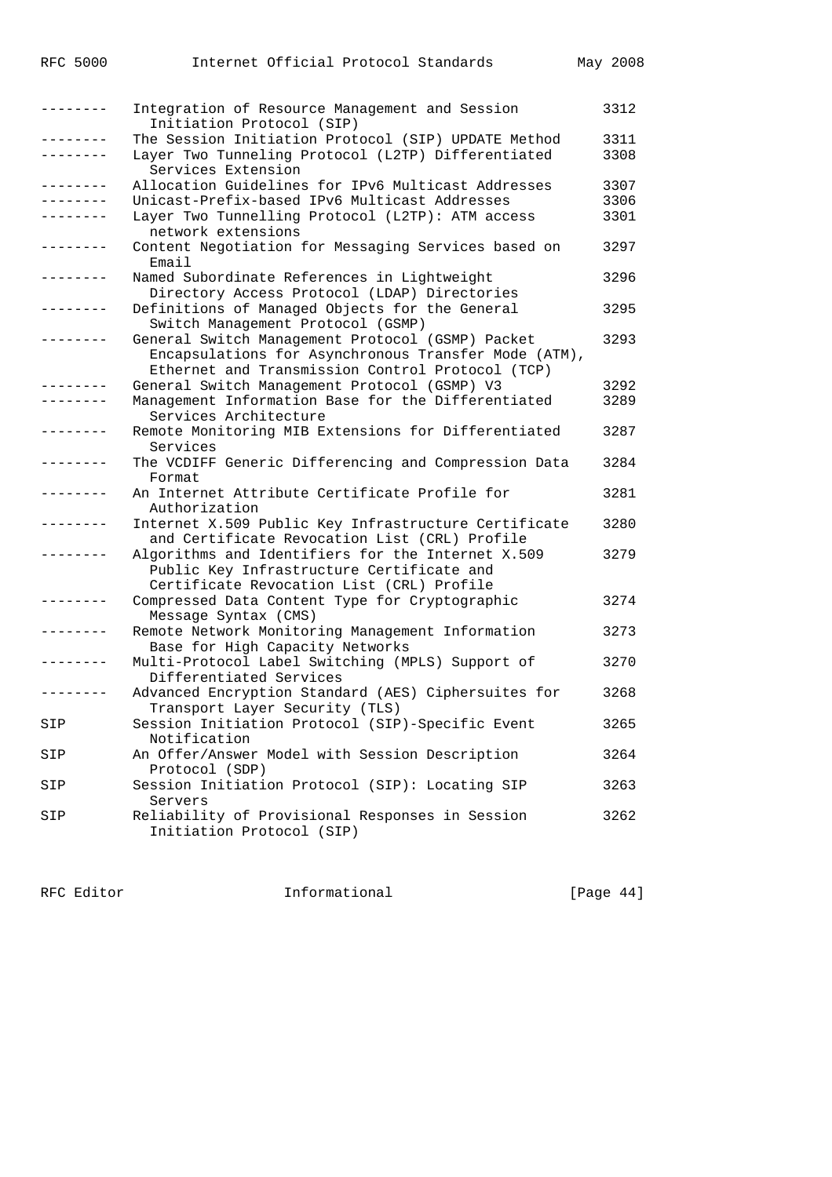| | | |
|---|---|---|
| -------- | Integration of Resource Management and Session Initiation Protocol (SIP) | 3312 |
| -------- | The Session Initiation Protocol (SIP) UPDATE Method | 3311 |
| -------- | Layer Two Tunneling Protocol (L2TP) Differentiated Services Extension | 3308 |
| -------- | Allocation Guidelines for IPv6 Multicast Addresses | 3307 |
| -------- | Unicast-Prefix-based IPv6 Multicast Addresses | 3306 |
| -------- | Layer Two Tunnelling Protocol (L2TP): ATM access network extensions | 3301 |
| -------- | Content Negotiation for Messaging Services based on Email | 3297 |
| -------- | Named Subordinate References in Lightweight Directory Access Protocol (LDAP) Directories | 3296 |
| -------- | Definitions of Managed Objects for the General Switch Management Protocol (GSMP) | 3295 |
| -------- | General Switch Management Protocol (GSMP) Packet Encapsulations for Asynchronous Transfer Mode (ATM), Ethernet and Transmission Control Protocol (TCP) | 3293 |
| -------- | General Switch Management Protocol (GSMP) V3 | 3292 |
| -------- | Management Information Base for the Differentiated Services Architecture | 3289 |
| -------- | Remote Monitoring MIB Extensions for Differentiated Services | 3287 |
| -------- | The VCDIFF Generic Differencing and Compression Data Format | 3284 |
| -------- | An Internet Attribute Certificate Profile for Authorization | 3281 |
| -------- | Internet X.509 Public Key Infrastructure Certificate and Certificate Revocation List (CRL) Profile | 3280 |
| -------- | Algorithms and Identifiers for the Internet X.509 Public Key Infrastructure Certificate and Certificate Revocation List (CRL) Profile | 3279 |
| -------- | Compressed Data Content Type for Cryptographic Message Syntax (CMS) | 3274 |
| -------- | Remote Network Monitoring Management Information Base for High Capacity Networks | 3273 |
| -------- | Multi-Protocol Label Switching (MPLS) Support of Differentiated Services | 3270 |
| -------- | Advanced Encryption Standard (AES) Ciphersuites for Transport Layer Security (TLS) | 3268 |
| SIP | Session Initiation Protocol (SIP)-Specific Event Notification | 3265 |
| SIP | An Offer/Answer Model with Session Description Protocol (SDP) | 3264 |
| SIP | Session Initiation Protocol (SIP): Locating SIP Servers | 3263 |
| SIP | Reliability of Provisional Responses in Session Initiation Protocol (SIP) | 3262 |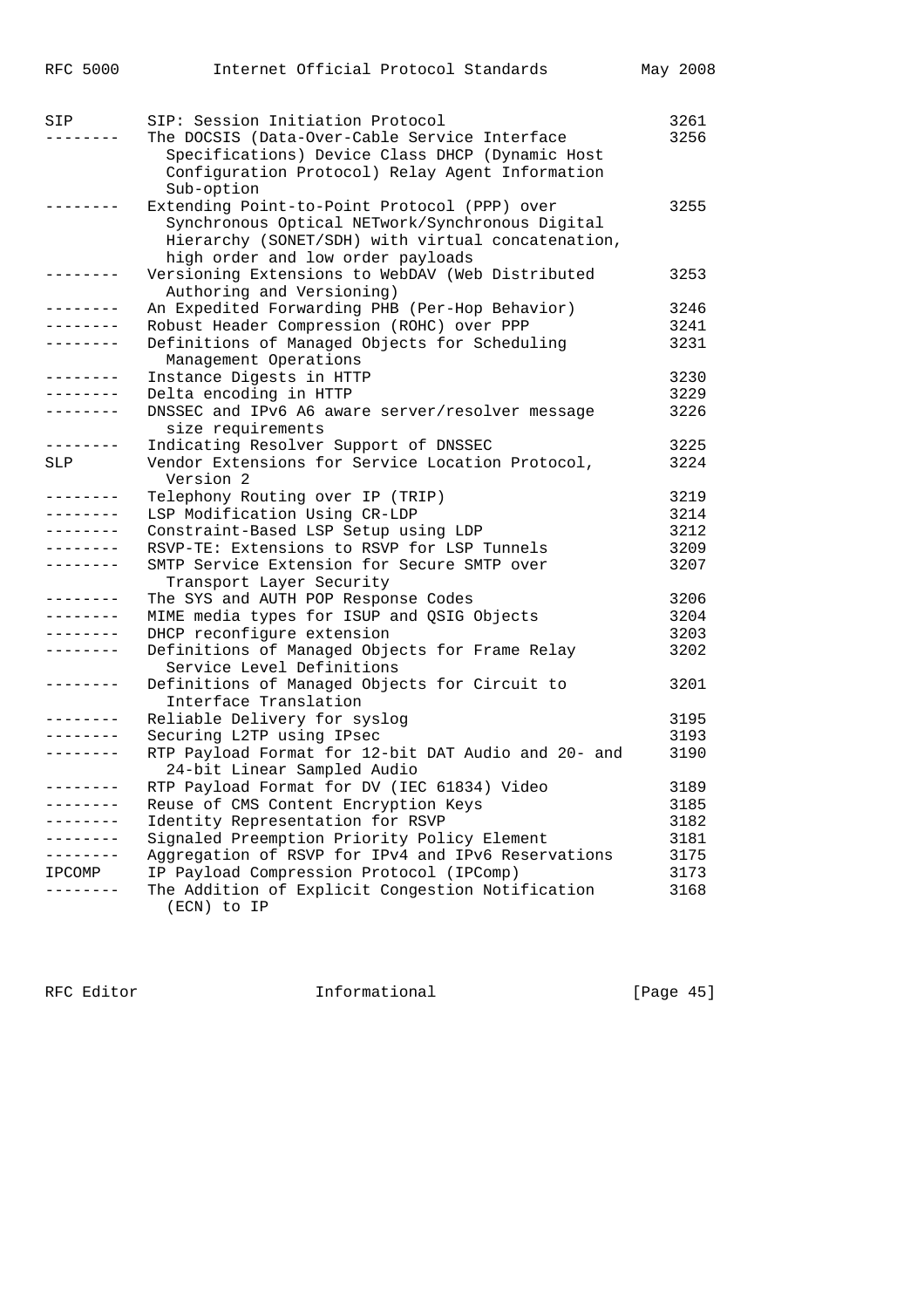| | | |
|---|---|---|
| SIP | SIP: Session Initiation Protocol | 3261 |
| -------- | The DOCSIS (Data-Over-Cable Service Interface Specifications) Device Class DHCP (Dynamic Host Configuration Protocol) Relay Agent Information Sub-option | 3256 |
| -------- | Extending Point-to-Point Protocol (PPP) over Synchronous Optical NETwork/Synchronous Digital Hierarchy (SONET/SDH) with virtual concatenation, high order and low order payloads | 3255 |
| -------- | Versioning Extensions to WebDAV (Web Distributed Authoring and Versioning) | 3253 |
| -------- | An Expedited Forwarding PHB (Per-Hop Behavior) | 3246 |
| -------- | Robust Header Compression (ROHC) over PPP | 3241 |
| -------- | Definitions of Managed Objects for Scheduling Management Operations | 3231 |
| -------- | Instance Digests in HTTP | 3230 |
| -------- | Delta encoding in HTTP | 3229 |
| -------- | DNSSEC and IPv6 A6 aware server/resolver message size requirements | 3226 |
| -------- | Indicating Resolver Support of DNSSEC | 3225 |
| SLP | Vendor Extensions for Service Location Protocol, Version 2 | 3224 |
| -------- | Telephony Routing over IP (TRIP) | 3219 |
| -------- | LSP Modification Using CR-LDP | 3214 |
| -------- | Constraint-Based LSP Setup using LDP | 3212 |
| -------- | RSVP-TE: Extensions to RSVP for LSP Tunnels | 3209 |
| -------- | SMTP Service Extension for Secure SMTP over Transport Layer Security | 3207 |
| -------- | The SYS and AUTH POP Response Codes | 3206 |
| -------- | MIME media types for ISUP and QSIG Objects | 3204 |
| -------- | DHCP reconfigure extension | 3203 |
| -------- | Definitions of Managed Objects for Frame Relay Service Level Definitions | 3202 |
| -------- | Definitions of Managed Objects for Circuit to Interface Translation | 3201 |
| -------- | Reliable Delivery for syslog | 3195 |
| -------- | Securing L2TP using IPsec | 3193 |
| -------- | RTP Payload Format for 12-bit DAT Audio and 20- and 24-bit Linear Sampled Audio | 3190 |
| -------- | RTP Payload Format for DV (IEC 61834) Video | 3189 |
| -------- | Reuse of CMS Content Encryption Keys | 3185 |
| -------- | Identity Representation for RSVP | 3182 |
| -------- | Signaled Preemption Priority Policy Element | 3181 |
| -------- | Aggregation of RSVP for IPv4 and IPv6 Reservations | 3175 |
| IPCOMP | IP Payload Compression Protocol (IPComp) | 3173 |
| -------- | The Addition of Explicit Congestion Notification (ECN) to IP | 3168 |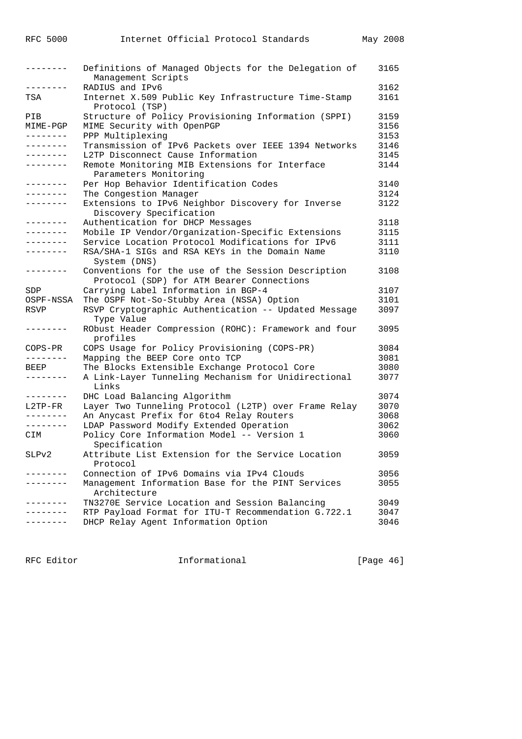| | | |
|---|---|---|
| -------- | Definitions of Managed Objects for the Delegation of Management Scripts | 3165 |
| -------- | RADIUS and IPv6 | 3162 |
| TSA | Internet X.509 Public Key Infrastructure Time-Stamp Protocol (TSP) | 3161 |
| PIB | Structure of Policy Provisioning Information (SPPI) | 3159 |
| MIME-PGP | MIME Security with OpenPGP | 3156 |
| -------- | PPP Multiplexing | 3153 |
| -------- | Transmission of IPv6 Packets over IEEE 1394 Networks | 3146 |
| -------- | L2TP Disconnect Cause Information | 3145 |
| -------- | Remote Monitoring MIB Extensions for Interface Parameters Monitoring | 3144 |
| -------- | Per Hop Behavior Identification Codes | 3140 |
| -------- | The Congestion Manager | 3124 |
| -------- | Extensions to IPv6 Neighbor Discovery for Inverse Discovery Specification | 3122 |
| -------- | Authentication for DHCP Messages | 3118 |
| -------- | Mobile IP Vendor/Organization-Specific Extensions | 3115 |
| -------- | Service Location Protocol Modifications for IPv6 | 3111 |
| -------- | RSA/SHA-1 SIGs and RSA KEYs in the Domain Name System (DNS) | 3110 |
| -------- | Conventions for the use of the Session Description Protocol (SDP) for ATM Bearer Connections | 3108 |
| SDP | Carrying Label Information in BGP-4 | 3107 |
| OSPF-NSSA | The OSPF Not-So-Stubby Area (NSSA) Option | 3101 |
| RSVP | RSVP Cryptographic Authentication -- Updated Message Type Value | 3097 |
| -------- | RObust Header Compression (ROHC): Framework and four profiles | 3095 |
| COPS-PR | COPS Usage for Policy Provisioning (COPS-PR) | 3084 |
| -------- | Mapping the BEEP Core onto TCP | 3081 |
| BEEP | The Blocks Extensible Exchange Protocol Core | 3080 |
| -------- | A Link-Layer Tunneling Mechanism for Unidirectional Links | 3077 |
| -------- | DHC Load Balancing Algorithm | 3074 |
| L2TP-FR | Layer Two Tunneling Protocol (L2TP) over Frame Relay | 3070 |
| -------- | An Anycast Prefix for 6to4 Relay Routers | 3068 |
| -------- | LDAP Password Modify Extended Operation | 3062 |
| CIM | Policy Core Information Model -- Version 1 Specification | 3060 |
| SLPv2 | Attribute List Extension for the Service Location Protocol | 3059 |
| -------- | Connection of IPv6 Domains via IPv4 Clouds | 3056 |
| -------- | Management Information Base for the PINT Services Architecture | 3055 |
| -------- | TN3270E Service Location and Session Balancing | 3049 |
| -------- | RTP Payload Format for ITU-T Recommendation G.722.1 | 3047 |
| -------- | DHCP Relay Agent Information Option | 3046 |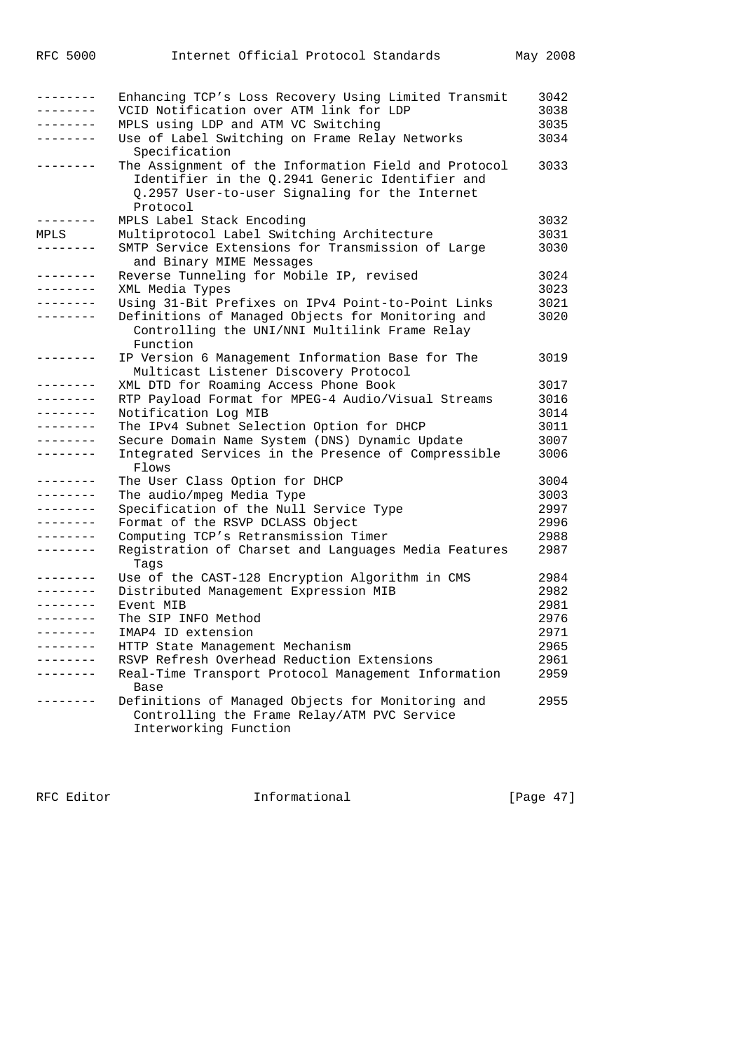| | | |
|---|---|---|
| -------- | Enhancing TCP's Loss Recovery Using Limited Transmit | 3042 |
| -------- | VCID Notification over ATM link for LDP | 3038 |
| -------- | MPLS using LDP and ATM VC Switching | 3035 |
| -------- | Use of Label Switching on Frame Relay Networks Specification | 3034 |
| -------- | The Assignment of the Information Field and Protocol Identifier in the Q.2941 Generic Identifier and Q.2957 User-to-user Signaling for the Internet Protocol | 3033 |
| -------- | MPLS Label Stack Encoding | 3032 |
| MPLS | Multiprotocol Label Switching Architecture | 3031 |
| -------- | SMTP Service Extensions for Transmission of Large and Binary MIME Messages | 3030 |
| -------- | Reverse Tunneling for Mobile IP, revised | 3024 |
| -------- | XML Media Types | 3023 |
| -------- | Using 31-Bit Prefixes on IPv4 Point-to-Point Links | 3021 |
| -------- | Definitions of Managed Objects for Monitoring and Controlling the UNI/NNI Multilink Frame Relay Function | 3020 |
| -------- | IP Version 6 Management Information Base for The Multicast Listener Discovery Protocol | 3019 |
| -------- | XML DTD for Roaming Access Phone Book | 3017 |
| -------- | RTP Payload Format for MPEG-4 Audio/Visual Streams | 3016 |
| -------- | Notification Log MIB | 3014 |
| -------- | The IPv4 Subnet Selection Option for DHCP | 3011 |
| -------- | Secure Domain Name System (DNS) Dynamic Update | 3007 |
| -------- | Integrated Services in the Presence of Compressible Flows | 3006 |
| -------- | The User Class Option for DHCP | 3004 |
| -------- | The audio/mpeg Media Type | 3003 |
| -------- | Specification of the Null Service Type | 2997 |
| -------- | Format of the RSVP DCLASS Object | 2996 |
| -------- | Computing TCP's Retransmission Timer | 2988 |
| -------- | Registration of Charset and Languages Media Features Tags | 2987 |
| -------- | Use of the CAST-128 Encryption Algorithm in CMS | 2984 |
| -------- | Distributed Management Expression MIB | 2982 |
| -------- | Event MIB | 2981 |
| -------- | The SIP INFO Method | 2976 |
| -------- | IMAP4 ID extension | 2971 |
| -------- | HTTP State Management Mechanism | 2965 |
| -------- | RSVP Refresh Overhead Reduction Extensions | 2961 |
| -------- | Real-Time Transport Protocol Management Information Base | 2959 |
| -------- | Definitions of Managed Objects for Monitoring and Controlling the Frame Relay/ATM PVC Service Interworking Function | 2955 |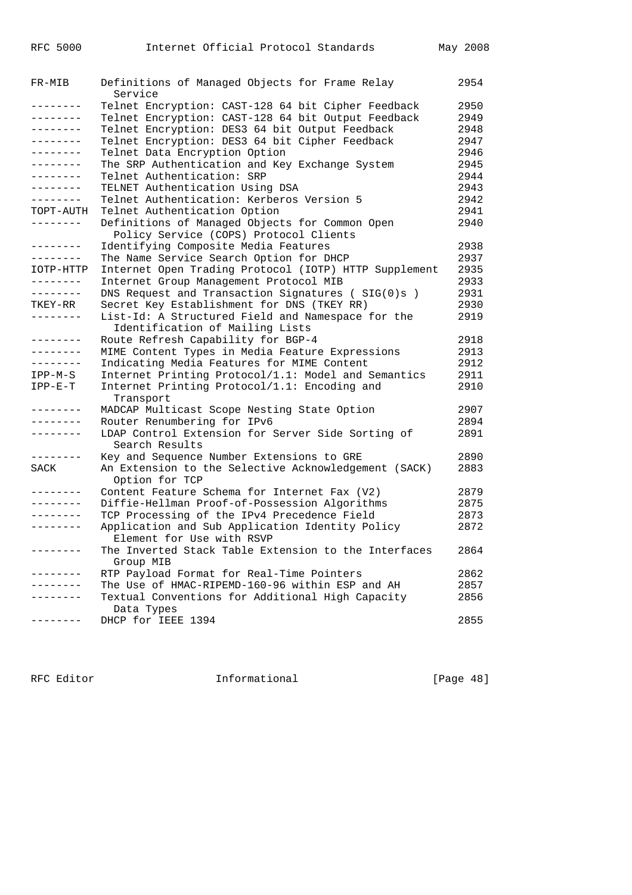| | | |
|---|---|---|
| FR-MIB | Definitions of Managed Objects for Frame Relay Service | 2954 |
| -------- | Telnet Encryption: CAST-128 64 bit Cipher Feedback | 2950 |
| -------- | Telnet Encryption: CAST-128 64 bit Output Feedback | 2949 |
| -------- | Telnet Encryption: DES3 64 bit Output Feedback | 2948 |
| -------- | Telnet Encryption: DES3 64 bit Cipher Feedback | 2947 |
| -------- | Telnet Data Encryption Option | 2946 |
| -------- | The SRP Authentication and Key Exchange System | 2945 |
| -------- | Telnet Authentication: SRP | 2944 |
| -------- | TELNET Authentication Using DSA | 2943 |
| -------- | Telnet Authentication: Kerberos Version 5 | 2942 |
| TOPT-AUTH | Telnet Authentication Option | 2941 |
| -------- | Definitions of Managed Objects for Common Open Policy Service (COPS) Protocol Clients | 2940 |
| -------- | Identifying Composite Media Features | 2938 |
| -------- | The Name Service Search Option for DHCP | 2937 |
| IOTP-HTTP | Internet Open Trading Protocol (IOTP) HTTP Supplement | 2935 |
| -------- | Internet Group Management Protocol MIB | 2933 |
| -------- | DNS Request and Transaction Signatures ( SIG(0)s ) | 2931 |
| TKEY-RR | Secret Key Establishment for DNS (TKEY RR) | 2930 |
| -------- | List-Id: A Structured Field and Namespace for the Identification of Mailing Lists | 2919 |
| -------- | Route Refresh Capability for BGP-4 | 2918 |
| -------- | MIME Content Types in Media Feature Expressions | 2913 |
| -------- | Indicating Media Features for MIME Content | 2912 |
| IPP-M-S | Internet Printing Protocol/1.1: Model and Semantics | 2911 |
| IPP-E-T | Internet Printing Protocol/1.1: Encoding and Transport | 2910 |
| -------- | MADCAP Multicast Scope Nesting State Option | 2907 |
| -------- | Router Renumbering for IPv6 | 2894 |
| -------- | LDAP Control Extension for Server Side Sorting of Search Results | 2891 |
| -------- | Key and Sequence Number Extensions to GRE | 2890 |
| SACK | An Extension to the Selective Acknowledgement (SACK) Option for TCP | 2883 |
| -------- | Content Feature Schema for Internet Fax (V2) | 2879 |
| -------- | Diffie-Hellman Proof-of-Possession Algorithms | 2875 |
| -------- | TCP Processing of the IPv4 Precedence Field | 2873 |
| -------- | Application and Sub Application Identity Policy Element for Use with RSVP | 2872 |
| -------- | The Inverted Stack Table Extension to the Interfaces Group MIB | 2864 |
| -------- | RTP Payload Format for Real-Time Pointers | 2862 |
| -------- | The Use of HMAC-RIPEMD-160-96 within ESP and AH | 2857 |
| -------- | Textual Conventions for Additional High Capacity Data Types | 2856 |
| -------- | DHCP for IEEE 1394 | 2855 |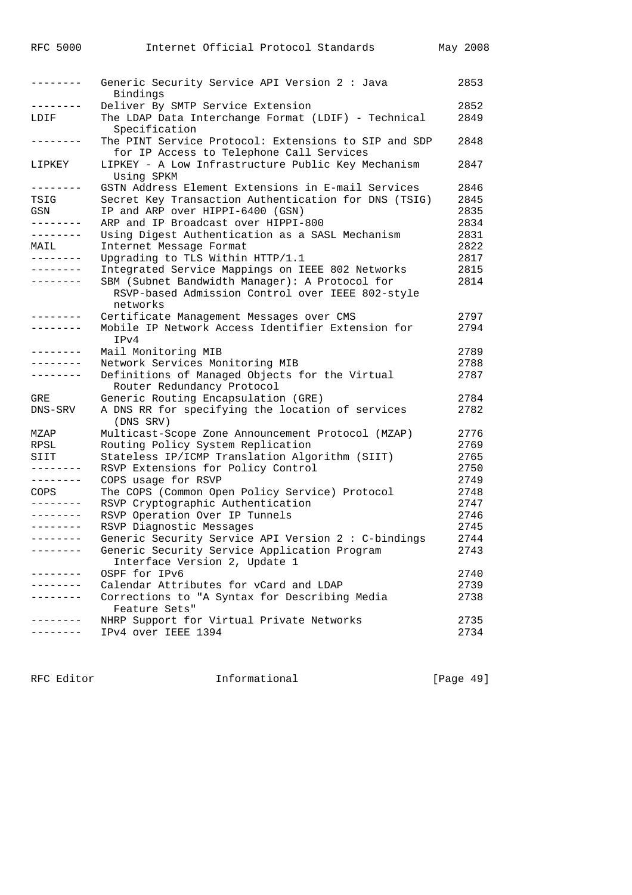| | | |
|---|---|---|
| -------- | Generic Security Service API Version 2 : Java Bindings | 2853 |
| -------- | Deliver By SMTP Service Extension | 2852 |
| LDIF | The LDAP Data Interchange Format (LDIF) - Technical Specification | 2849 |
| -------- | The PINT Service Protocol: Extensions to SIP and SDP for IP Access to Telephone Call Services | 2848 |
| LIPKEY | LIPKEY - A Low Infrastructure Public Key Mechanism Using SPKM | 2847 |
| -------- | GSTN Address Element Extensions in E-mail Services | 2846 |
| TSIG | Secret Key Transaction Authentication for DNS (TSIG) | 2845 |
| GSN | IP and ARP over HIPPI-6400 (GSN) | 2835 |
| -------- | ARP and IP Broadcast over HIPPI-800 | 2834 |
| -------- | Using Digest Authentication as a SASL Mechanism | 2831 |
| MAIL | Internet Message Format | 2822 |
| -------- | Upgrading to TLS Within HTTP/1.1 | 2817 |
| -------- | Integrated Service Mappings on IEEE 802 Networks | 2815 |
| -------- | SBM (Subnet Bandwidth Manager): A Protocol for RSVP-based Admission Control over IEEE 802-style networks | 2814 |
| -------- | Certificate Management Messages over CMS | 2797 |
| -------- | Mobile IP Network Access Identifier Extension for IPv4 | 2794 |
| -------- | Mail Monitoring MIB | 2789 |
| -------- | Network Services Monitoring MIB | 2788 |
| -------- | Definitions of Managed Objects for the Virtual Router Redundancy Protocol | 2787 |
| GRE | Generic Routing Encapsulation (GRE) | 2784 |
| DNS-SRV | A DNS RR for specifying the location of services (DNS SRV) | 2782 |
| MZAP | Multicast-Scope Zone Announcement Protocol (MZAP) | 2776 |
| RPSL | Routing Policy System Replication | 2769 |
| SIIT | Stateless IP/ICMP Translation Algorithm (SIIT) | 2765 |
| -------- | RSVP Extensions for Policy Control | 2750 |
| -------- | COPS usage for RSVP | 2749 |
| COPS | The COPS (Common Open Policy Service) Protocol | 2748 |
| -------- | RSVP Cryptographic Authentication | 2747 |
| -------- | RSVP Operation Over IP Tunnels | 2746 |
| -------- | RSVP Diagnostic Messages | 2745 |
| -------- | Generic Security Service API Version 2 : C-bindings | 2744 |
| -------- | Generic Security Service Application Program Interface Version 2, Update 1 | 2743 |
| -------- | OSPF for IPv6 | 2740 |
| -------- | Calendar Attributes for vCard and LDAP | 2739 |
| -------- | Corrections to "A Syntax for Describing Media Feature Sets" | 2738 |
| -------- | NHRP Support for Virtual Private Networks | 2735 |
| -------- | IPv4 over IEEE 1394 | 2734 |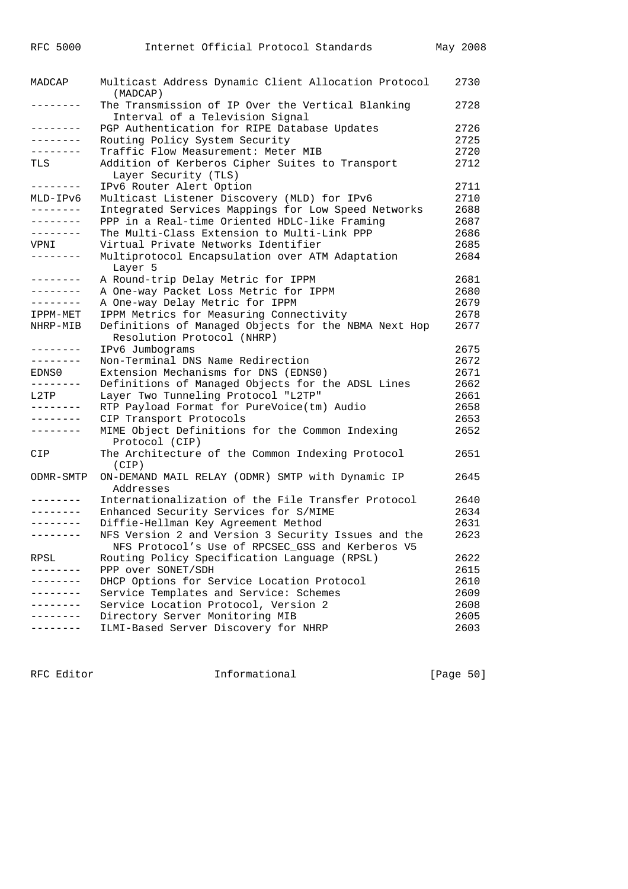| | | |
|---|---|---|
| MADCAP | Multicast Address Dynamic Client Allocation Protocol (MADCAP) | 2730 |
| -------- | The Transmission of IP Over the Vertical Blanking Interval of a Television Signal | 2728 |
| -------- | PGP Authentication for RIPE Database Updates | 2726 |
| -------- | Routing Policy System Security | 2725 |
| -------- | Traffic Flow Measurement: Meter MIB | 2720 |
| TLS | Addition of Kerberos Cipher Suites to Transport Layer Security (TLS) | 2712 |
| -------- | IPv6 Router Alert Option | 2711 |
| MLD-IPv6 | Multicast Listener Discovery (MLD) for IPv6 | 2710 |
| -------- | Integrated Services Mappings for Low Speed Networks | 2688 |
| -------- | PPP in a Real-time Oriented HDLC-like Framing | 2687 |
| -------- | The Multi-Class Extension to Multi-Link PPP | 2686 |
| VPNI | Virtual Private Networks Identifier | 2685 |
| -------- | Multiprotocol Encapsulation over ATM Adaptation Layer 5 | 2684 |
| -------- | A Round-trip Delay Metric for IPPM | 2681 |
| -------- | A One-way Packet Loss Metric for IPPM | 2680 |
| -------- | A One-way Delay Metric for IPPM | 2679 |
| IPPM-MET | IPPM Metrics for Measuring Connectivity | 2678 |
| NHRP-MIB | Definitions of Managed Objects for the NBMA Next Hop Resolution Protocol (NHRP) | 2677 |
| -------- | IPv6 Jumbograms | 2675 |
| -------- | Non-Terminal DNS Name Redirection | 2672 |
| EDNS0 | Extension Mechanisms for DNS (EDNS0) | 2671 |
| -------- | Definitions of Managed Objects for the ADSL Lines | 2662 |
| L2TP | Layer Two Tunneling Protocol "L2TP" | 2661 |
| -------- | RTP Payload Format for PureVoice(tm) Audio | 2658 |
| -------- | CIP Transport Protocols | 2653 |
| -------- | MIME Object Definitions for the Common Indexing Protocol (CIP) | 2652 |
| CIP | The Architecture of the Common Indexing Protocol (CIP) | 2651 |
| ODMR-SMTP | ON-DEMAND MAIL RELAY (ODMR) SMTP with Dynamic IP Addresses | 2645 |
| -------- | Internationalization of the File Transfer Protocol | 2640 |
| -------- | Enhanced Security Services for S/MIME | 2634 |
| -------- | Diffie-Hellman Key Agreement Method | 2631 |
| -------- | NFS Version 2 and Version 3 Security Issues and the NFS Protocol's Use of RPCSEC_GSS and Kerberos V5 | 2623 |
| RPSL | Routing Policy Specification Language (RPSL) | 2622 |
| -------- | PPP over SONET/SDH | 2615 |
| -------- | DHCP Options for Service Location Protocol | 2610 |
| -------- | Service Templates and Service: Schemes | 2609 |
| -------- | Service Location Protocol, Version 2 | 2608 |
| -------- | Directory Server Monitoring MIB | 2605 |
| -------- | ILMI-Based Server Discovery for NHRP | 2603 |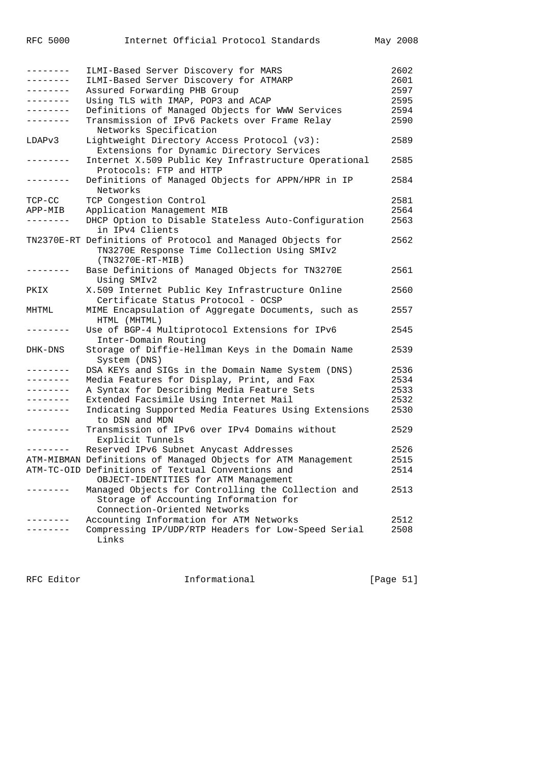| | | |
|---|---|---|
| -------- | ILMI-Based Server Discovery for MARS | 2602 |
| -------- | ILMI-Based Server Discovery for ATMARP | 2601 |
| -------- | Assured Forwarding PHB Group | 2597 |
| -------- | Using TLS with IMAP, POP3 and ACAP | 2595 |
| -------- | Definitions of Managed Objects for WWW Services | 2594 |
| -------- | Transmission of IPv6 Packets over Frame Relay Networks Specification | 2590 |
| LDAPv3 | Lightweight Directory Access Protocol (v3): Extensions for Dynamic Directory Services | 2589 |
| -------- | Internet X.509 Public Key Infrastructure Operational Protocols: FTP and HTTP | 2585 |
| -------- | Definitions of Managed Objects for APPN/HPR in IP Networks | 2584 |
| TCP-CC | TCP Congestion Control | 2581 |
| APP-MIB | Application Management MIB | 2564 |
| -------- | DHCP Option to Disable Stateless Auto-Configuration in IPv4 Clients | 2563 |
| TN2370E-RT | Definitions of Protocol and Managed Objects for TN3270E Response Time Collection Using SMIv2 (TN3270E-RT-MIB) | 2562 |
| -------- | Base Definitions of Managed Objects for TN3270E Using SMIv2 | 2561 |
| PKIX | X.509 Internet Public Key Infrastructure Online Certificate Status Protocol - OCSP | 2560 |
| MHTML | MIME Encapsulation of Aggregate Documents, such as HTML (MHTML) | 2557 |
| -------- | Use of BGP-4 Multiprotocol Extensions for IPv6 Inter-Domain Routing | 2545 |
| DHK-DNS | Storage of Diffie-Hellman Keys in the Domain Name System (DNS) | 2539 |
| -------- | DSA KEYs and SIGs in the Domain Name System (DNS) | 2536 |
| -------- | Media Features for Display, Print, and Fax | 2534 |
| -------- | A Syntax for Describing Media Feature Sets | 2533 |
| -------- | Extended Facsimile Using Internet Mail | 2532 |
| -------- | Indicating Supported Media Features Using Extensions to DSN and MDN | 2530 |
| -------- | Transmission of IPv6 over IPv4 Domains without Explicit Tunnels | 2529 |
| -------- | Reserved IPv6 Subnet Anycast Addresses | 2526 |
| ATM-MIBMAN | Definitions of Managed Objects for ATM Management | 2515 |
| ATM-TC-OID | Definitions of Textual Conventions and OBJECT-IDENTITIES for ATM Management | 2514 |
| -------- | Managed Objects for Controlling the Collection and Storage of Accounting Information for Connection-Oriented Networks | 2513 |
| -------- | Accounting Information for ATM Networks | 2512 |
| -------- | Compressing IP/UDP/RTP Headers for Low-Speed Serial Links | 2508 |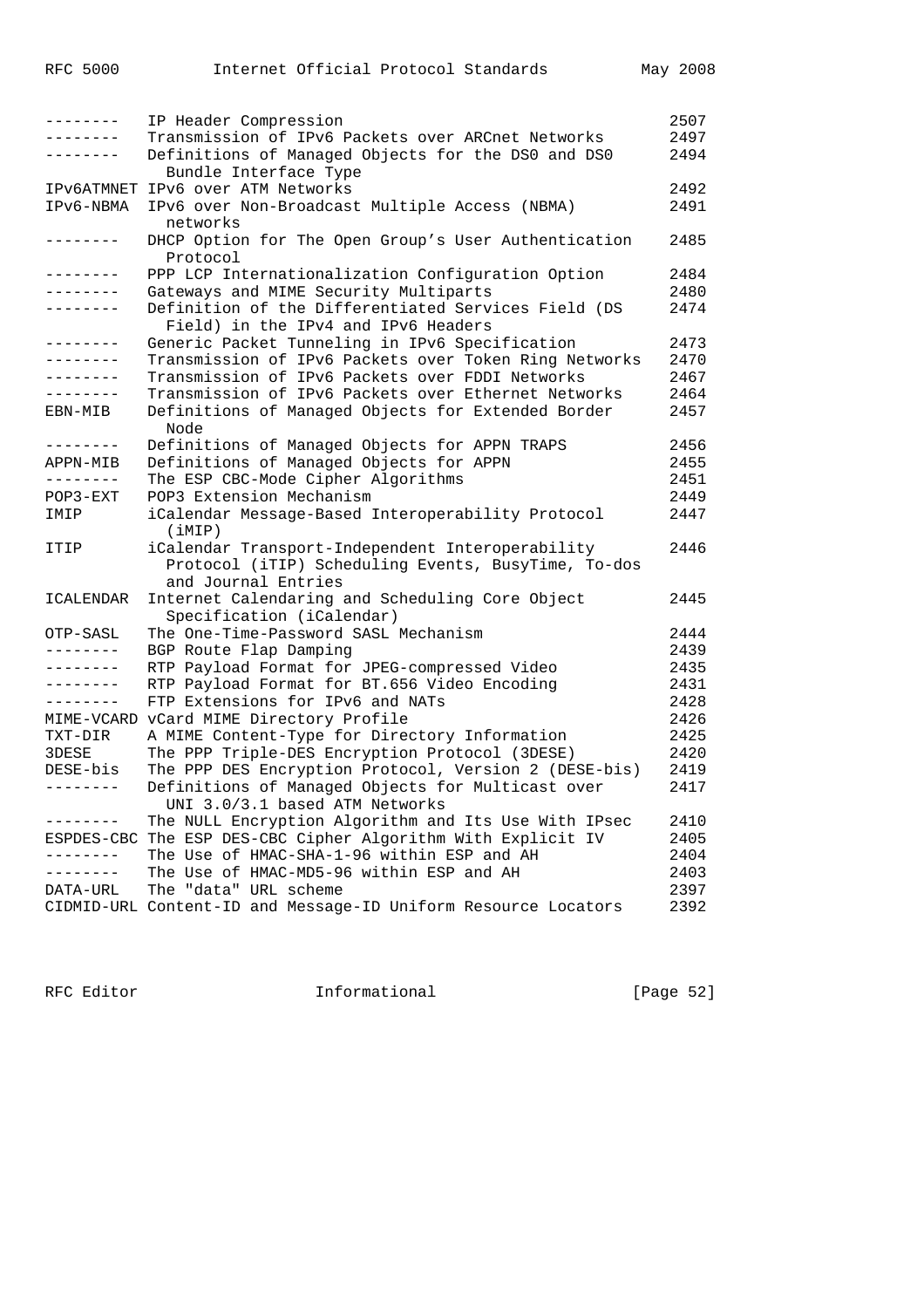| | | |
|---|---|---|
| -------- | IP Header Compression | 2507 |
| -------- | Transmission of IPv6 Packets over ARCnet Networks | 2497 |
| -------- | Definitions of Managed Objects for the DS0 and DS0 Bundle Interface Type | 2494 |
| IPV6ATMNET | IPv6 over ATM Networks | 2492 |
| IPv6-NBMA | IPv6 over Non-Broadcast Multiple Access (NBMA) networks | 2491 |
| -------- | DHCP Option for The Open Group's User Authentication Protocol | 2485 |
| -------- | PPP LCP Internationalization Configuration Option | 2484 |
| -------- | Gateways and MIME Security Multiparts | 2480 |
| -------- | Definition of the Differentiated Services Field (DS Field) in the IPv4 and IPv6 Headers | 2474 |
| -------- | Generic Packet Tunneling in IPv6 Specification | 2473 |
| -------- | Transmission of IPv6 Packets over Token Ring Networks | 2470 |
| -------- | Transmission of IPv6 Packets over FDDI Networks | 2467 |
| -------- | Transmission of IPv6 Packets over Ethernet Networks | 2464 |
| EBN-MIB | Definitions of Managed Objects for Extended Border Node | 2457 |
| -------- | Definitions of Managed Objects for APPN TRAPS | 2456 |
| APPN-MIB | Definitions of Managed Objects for APPN | 2455 |
| -------- | The ESP CBC-Mode Cipher Algorithms | 2451 |
| POP3-EXT | POP3 Extension Mechanism | 2449 |
| IMIP | iCalendar Message-Based Interoperability Protocol (iMIP) | 2447 |
| ITIP | iCalendar Transport-Independent Interoperability Protocol (iTIP) Scheduling Events, BusyTime, To-dos and Journal Entries | 2446 |
| ICALENDAR | Internet Calendaring and Scheduling Core Object Specification (iCalendar) | 2445 |
| OTP-SASL | The One-Time-Password SASL Mechanism | 2444 |
| -------- | BGP Route Flap Damping | 2439 |
| -------- | RTP Payload Format for JPEG-compressed Video | 2435 |
| -------- | RTP Payload Format for BT.656 Video Encoding | 2431 |
| -------- | FTP Extensions for IPv6 and NATs | 2428 |
| MIME-VCARD | vCard MIME Directory Profile | 2426 |
| TXT-DIR | A MIME Content-Type for Directory Information | 2425 |
| 3DESE | The PPP Triple-DES Encryption Protocol (3DESE) | 2420 |
| DESE-bis | The PPP DES Encryption Protocol, Version 2 (DESE-bis) | 2419 |
| -------- | Definitions of Managed Objects for Multicast over UNI 3.0/3.1 based ATM Networks | 2417 |
| -------- | The NULL Encryption Algorithm and Its Use With IPsec | 2410 |
| ESPDES-CBC | The ESP DES-CBC Cipher Algorithm With Explicit IV | 2405 |
| -------- | The Use of HMAC-SHA-1-96 within ESP and AH | 2404 |
| -------- | The Use of HMAC-MD5-96 within ESP and AH | 2403 |
| DATA-URL | The "data" URL scheme | 2397 |
| CIDMID-URL | Content-ID and Message-ID Uniform Resource Locators | 2392 |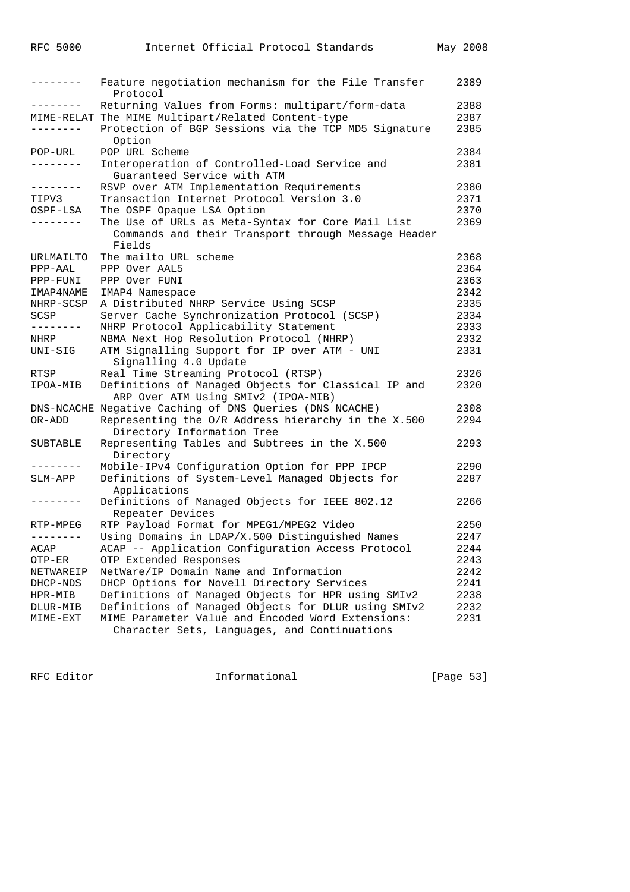| | | |
|---|---|---|
| -------- | Feature negotiation mechanism for the File Transfer Protocol | 2389 |
| -------- | Returning Values from Forms: multipart/form-data | 2388 |
| MIME-RELAT | The MIME Multipart/Related Content-type | 2387 |
| -------- | Protection of BGP Sessions via the TCP MD5 Signature Option | 2385 |
| POP-URL | POP URL Scheme | 2384 |
| -------- | Interoperation of Controlled-Load Service and Guaranteed Service with ATM | 2381 |
| -------- | RSVP over ATM Implementation Requirements | 2380 |
| TIPV3 | Transaction Internet Protocol Version 3.0 | 2371 |
| OSPF-LSA | The OSPF Opaque LSA Option | 2370 |
| -------- | The Use of URLs as Meta-Syntax for Core Mail List Commands and their Transport through Message Header Fields | 2369 |
| URLMAILTO | The mailto URL scheme | 2368 |
| PPP-AAL | PPP Over AAL5 | 2364 |
| PPP-FUNI | PPP Over FUNI | 2363 |
| IMAP4NAME | IMAP4 Namespace | 2342 |
| NHRP-SCSP | A Distributed NHRP Service Using SCSP | 2335 |
| SCSP | Server Cache Synchronization Protocol (SCSP) | 2334 |
| -------- | NHRP Protocol Applicability Statement | 2333 |
| NHRP | NBMA Next Hop Resolution Protocol (NHRP) | 2332 |
| UNI-SIG | ATM Signalling Support for IP over ATM - UNI Signalling 4.0 Update | 2331 |
| RTSP | Real Time Streaming Protocol (RTSP) | 2326 |
| IPOA-MIB | Definitions of Managed Objects for Classical IP and ARP Over ATM Using SMIv2 (IPOA-MIB) | 2320 |
| DNS-NCACHE | Negative Caching of DNS Queries (DNS NCACHE) | 2308 |
| OR-ADD | Representing the O/R Address hierarchy in the X.500 Directory Information Tree | 2294 |
| SUBTABLE | Representing Tables and Subtrees in the X.500 Directory | 2293 |
| -------- | Mobile-IPv4 Configuration Option for PPP IPCP | 2290 |
| SLM-APP | Definitions of System-Level Managed Objects for Applications | 2287 |
| -------- | Definitions of Managed Objects for IEEE 802.12 Repeater Devices | 2266 |
| RTP-MPEG | RTP Payload Format for MPEG1/MPEG2 Video | 2250 |
| -------- | Using Domains in LDAP/X.500 Distinguished Names | 2247 |
| ACAP | ACAP -- Application Configuration Access Protocol | 2244 |
| OTP-ER | OTP Extended Responses | 2243 |
| NETWAREIP | NetWare/IP Domain Name and Information | 2242 |
| DHCP-NDS | DHCP Options for Novell Directory Services | 2241 |
| HPR-MIB | Definitions of Managed Objects for HPR using SMIv2 | 2238 |
| DLUR-MIB | Definitions of Managed Objects for DLUR using SMIv2 | 2232 |
| MIME-EXT | MIME Parameter Value and Encoded Word Extensions: Character Sets, Languages, and Continuations | 2231 |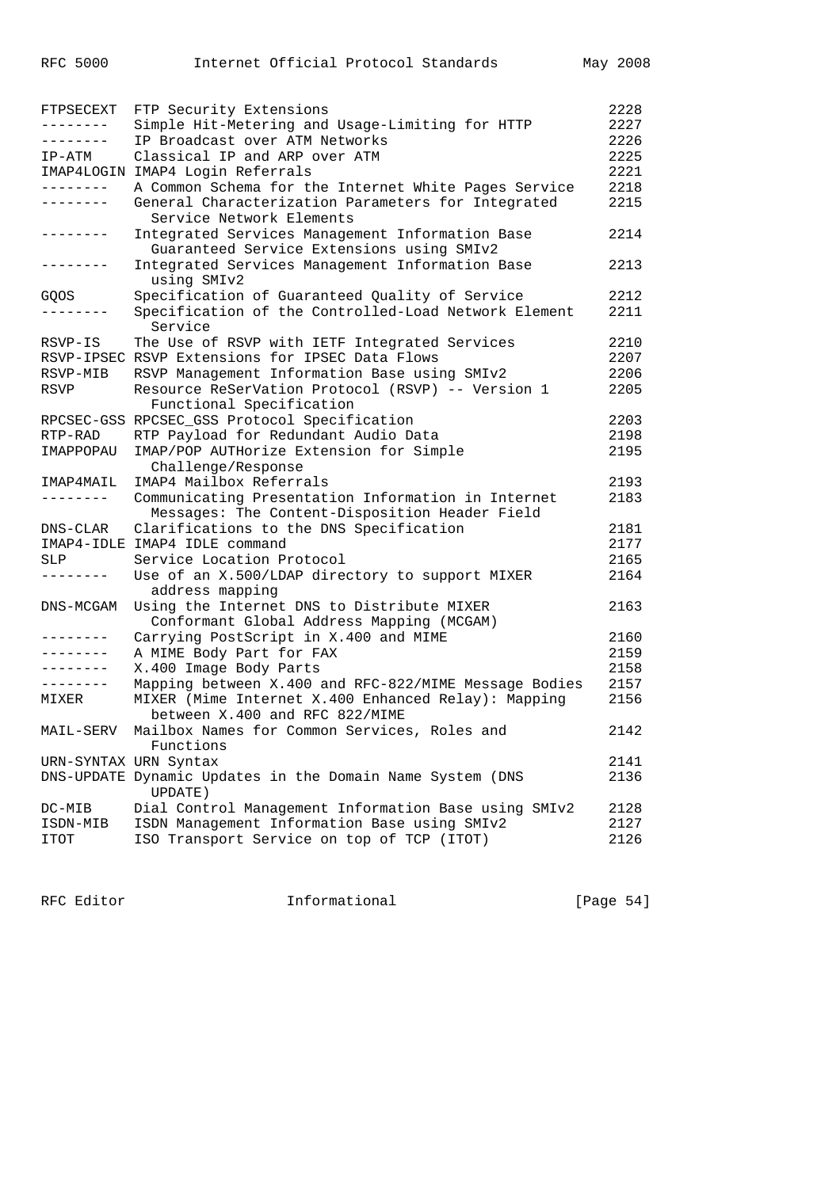| | | |
|---|---|---|
| FTPSECEXT | FTP Security Extensions | 2228 |
| -------- | Simple Hit-Metering and Usage-Limiting for HTTP | 2227 |
| -------- | IP Broadcast over ATM Networks | 2226 |
| IP-ATM | Classical IP and ARP over ATM | 2225 |
| IMAP4LOGIN | IMAP4 Login Referrals | 2221 |
| -------- | A Common Schema for the Internet White Pages Service | 2218 |
| -------- | General Characterization Parameters for Integrated Service Network Elements | 2215 |
| -------- | Integrated Services Management Information Base Guaranteed Service Extensions using SMIv2 | 2214 |
| -------- | Integrated Services Management Information Base using SMIv2 | 2213 |
| GQOS | Specification of Guaranteed Quality of Service | 2212 |
| -------- | Specification of the Controlled-Load Network Element Service | 2211 |
| RSVP-IS | The Use of RSVP with IETF Integrated Services | 2210 |
| RSVP-IPSEC | RSVP Extensions for IPSEC Data Flows | 2207 |
| RSVP-MIB | RSVP Management Information Base using SMIv2 | 2206 |
| RSVP | Resource ReSerVation Protocol (RSVP) -- Version 1 Functional Specification | 2205 |
| RPCSEC-GSS | RPCSEC_GSS Protocol Specification | 2203 |
| RTP-RAD | RTP Payload for Redundant Audio Data | 2198 |
| IMAPPOPAU | IMAP/POP AUTHorize Extension for Simple Challenge/Response | 2195 |
| IMAP4MAIL | IMAP4 Mailbox Referrals | 2193 |
| -------- | Communicating Presentation Information in Internet Messages: The Content-Disposition Header Field | 2183 |
| DNS-CLAR | Clarifications to the DNS Specification | 2181 |
| IMAP4-IDLE | IMAP4 IDLE command | 2177 |
| SLP | Service Location Protocol | 2165 |
| -------- | Use of an X.500/LDAP directory to support MIXER address mapping | 2164 |
| DNS-MCGAM | Using the Internet DNS to Distribute MIXER Conformant Global Address Mapping (MCGAM) | 2163 |
| -------- | Carrying PostScript in X.400 and MIME | 2160 |
| -------- | A MIME Body Part for FAX | 2159 |
| -------- | X.400 Image Body Parts | 2158 |
| -------- | Mapping between X.400 and RFC-822/MIME Message Bodies | 2157 |
| MIXER | MIXER (Mime Internet X.400 Enhanced Relay): Mapping between X.400 and RFC 822/MIME | 2156 |
| MAIL-SERV | Mailbox Names for Common Services, Roles and Functions | 2142 |
| URN-SYNTAX | URN Syntax | 2141 |
| DNS-UPDATE | Dynamic Updates in the Domain Name System (DNS UPDATE) | 2136 |
| DC-MIB | Dial Control Management Information Base using SMIv2 | 2128 |
| ISDN-MIB | ISDN Management Information Base using SMIv2 | 2127 |
| ITOT | ISO Transport Service on top of TCP (ITOT) | 2126 |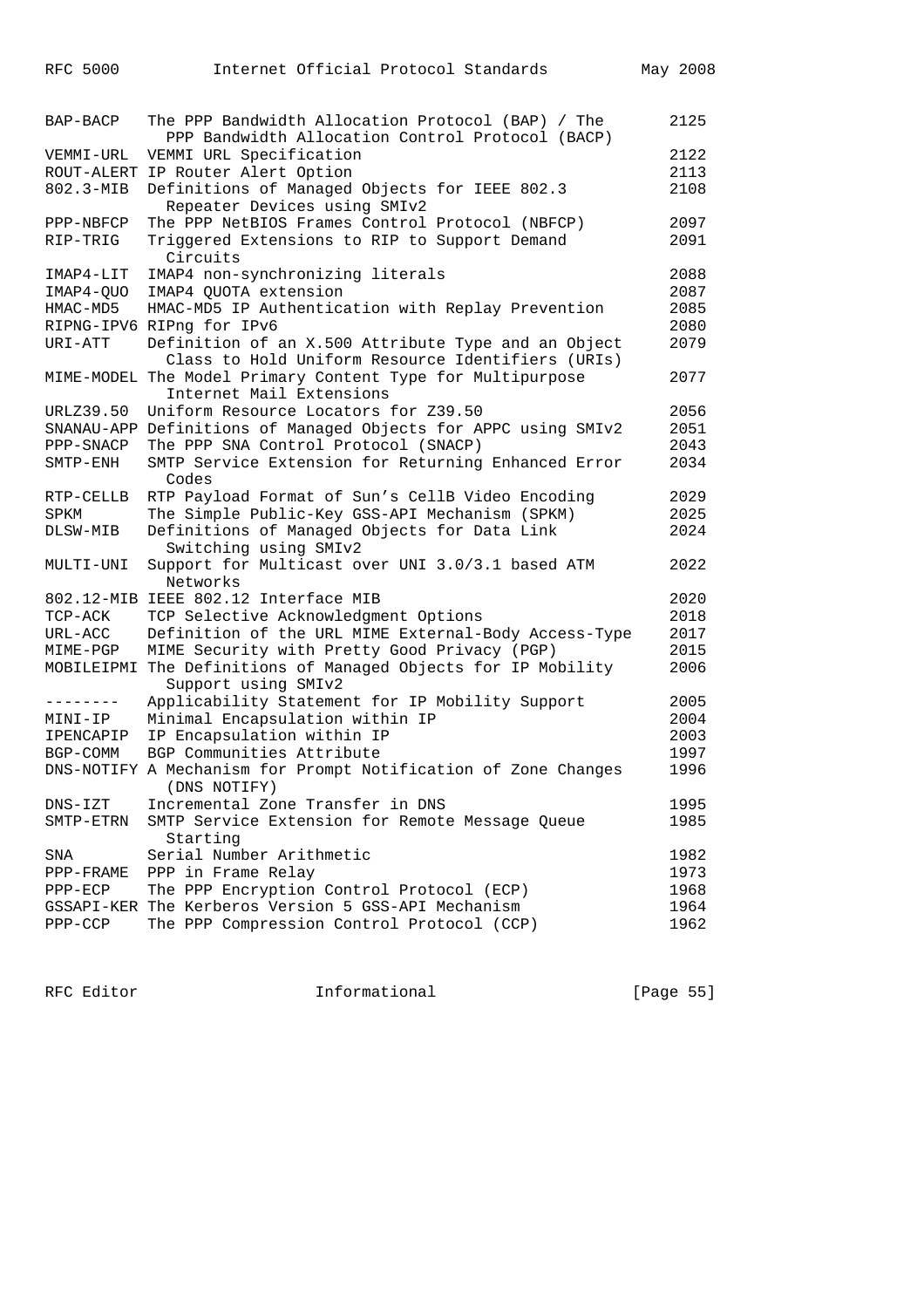| Mnemonic | Title | RFC# |
|---|---|---|
| BAP-BACP | The PPP Bandwidth Allocation Protocol (BAP) / The PPP Bandwidth Allocation Control Protocol (BACP) | 2125 |
| VEMMI-URL | VEMMI URL Specification | 2122 |
| ROUT-ALERT | IP Router Alert Option | 2113 |
| 802.3-MIB | Definitions of Managed Objects for IEEE 802.3 Repeater Devices using SMIv2 | 2108 |
| PPP-NBFCP | The PPP NetBIOS Frames Control Protocol (NBFCP) | 2097 |
| RIP-TRIG | Triggered Extensions to RIP to Support Demand Circuits | 2091 |
| IMAP4-LIT | IMAP4 non-synchronizing literals | 2088 |
| IMAP4-QUO | IMAP4 QUOTA extension | 2087 |
| HMAC-MD5 | HMAC-MD5 IP Authentication with Replay Prevention | 2085 |
| RIPNG-IPV6 | RIPng for IPv6 | 2080 |
| URI-ATT | Definition of an X.500 Attribute Type and an Object Class to Hold Uniform Resource Identifiers (URIs) | 2079 |
| MIME-MODEL | The Model Primary Content Type for Multipurpose Internet Mail Extensions | 2077 |
| URLZ39.50 | Uniform Resource Locators for Z39.50 | 2056 |
| SNANAU-APP | Definitions of Managed Objects for APPC using SMIv2 | 2051 |
| PPP-SNACP | The PPP SNA Control Protocol (SNACP) | 2043 |
| SMTP-ENH | SMTP Service Extension for Returning Enhanced Error Codes | 2034 |
| RTP-CELLB | RTP Payload Format of Sun's CellB Video Encoding | 2029 |
| SPKM | The Simple Public-Key GSS-API Mechanism (SPKM) | 2025 |
| DLSW-MIB | Definitions of Managed Objects for Data Link Switching using SMIv2 | 2024 |
| MULTI-UNI | Support for Multicast over UNI 3.0/3.1 based ATM Networks | 2022 |
| 802.12-MIB | IEEE 802.12 Interface MIB | 2020 |
| TCP-ACK | TCP Selective Acknowledgment Options | 2018 |
| URL-ACC | Definition of the URL MIME External-Body Access-Type | 2017 |
| MIME-PGP | MIME Security with Pretty Good Privacy (PGP) | 2015 |
| MOBILEIPMI | The Definitions of Managed Objects for IP Mobility Support using SMIv2 | 2006 |
| -------- | Applicability Statement for IP Mobility Support | 2005 |
| MINI-IP | Minimal Encapsulation within IP | 2004 |
| IPENCAPIP | IP Encapsulation within IP | 2003 |
| BGP-COMM | BGP Communities Attribute | 1997 |
| DNS-NOTIFY | A Mechanism for Prompt Notification of Zone Changes (DNS NOTIFY) | 1996 |
| DNS-IZT | Incremental Zone Transfer in DNS | 1995 |
| SMTP-ETRN | SMTP Service Extension for Remote Message Queue Starting | 1985 |
| SNA | Serial Number Arithmetic | 1982 |
| PPP-FRAME | PPP in Frame Relay | 1973 |
| PPP-ECP | The PPP Encryption Control Protocol (ECP) | 1968 |
| GSSAPI-KER | The Kerberos Version 5 GSS-API Mechanism | 1964 |
| PPP-CCP | The PPP Compression Control Protocol (CCP) | 1962 |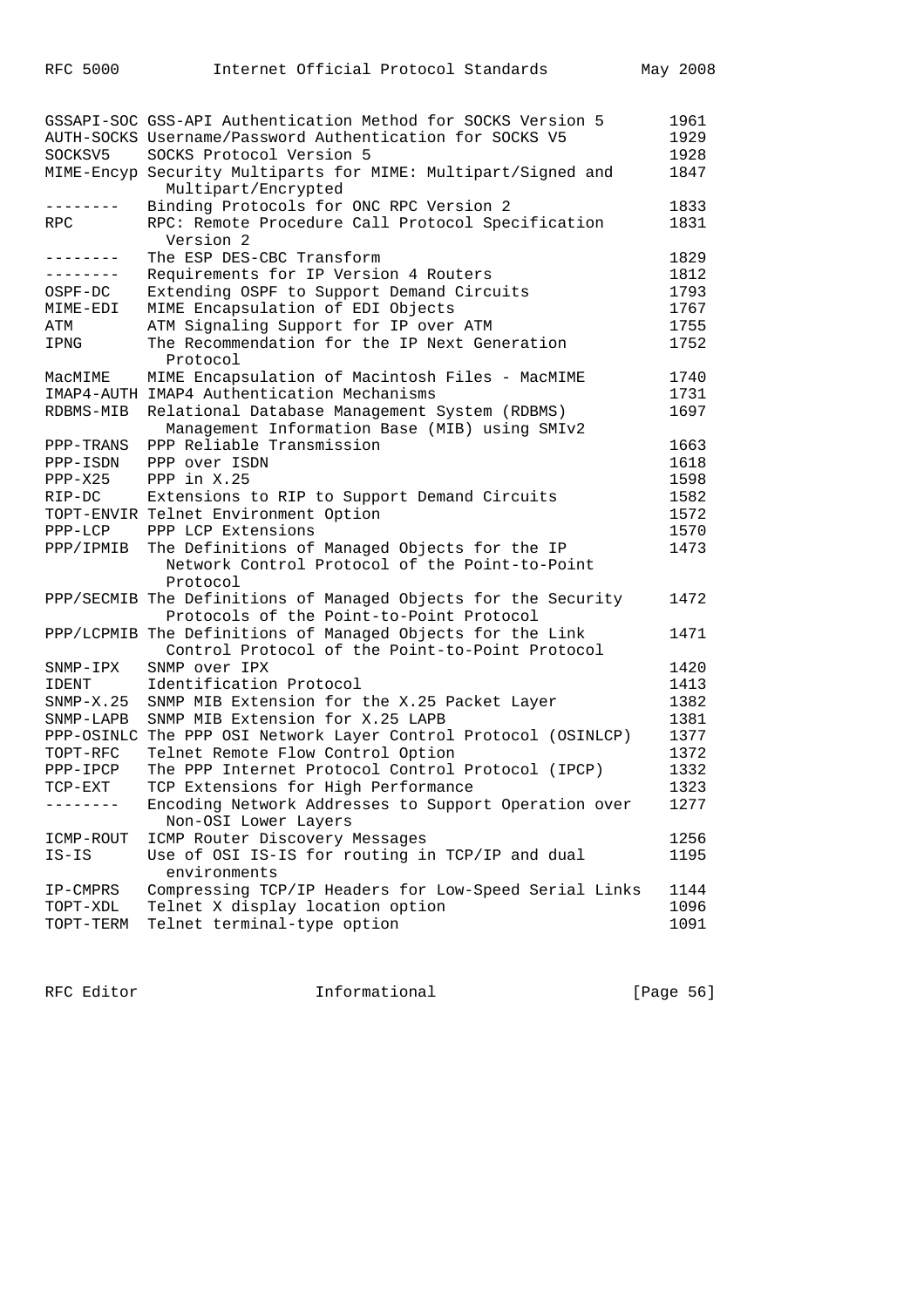| | | |
|---|---|---|
| GSSAPI-SOC | GSS-API Authentication Method for SOCKS Version 5 | 1961 |
| AUTH-SOCKS | Username/Password Authentication for SOCKS V5 | 1929 |
| SOCKSV5 | SOCKS Protocol Version 5 | 1928 |
| MIME-Encyp | Security Multiparts for MIME: Multipart/Signed and Multipart/Encrypted | 1847 |
| -------- | Binding Protocols for ONC RPC Version 2 | 1833 |
| RPC | RPC: Remote Procedure Call Protocol Specification Version 2 | 1831 |
| -------- | The ESP DES-CBC Transform | 1829 |
| -------- | Requirements for IP Version 4 Routers | 1812 |
| OSPF-DC | Extending OSPF to Support Demand Circuits | 1793 |
| MIME-EDI | MIME Encapsulation of EDI Objects | 1767 |
| ATM | ATM Signaling Support for IP over ATM | 1755 |
| IPNG | The Recommendation for the IP Next Generation Protocol | 1752 |
| MacMIME | MIME Encapsulation of Macintosh Files - MacMIME | 1740 |
| IMAP4-AUTH | IMAP4 Authentication Mechanisms | 1731 |
| RDBMS-MIB | Relational Database Management System (RDBMS) Management Information Base (MIB) using SMIv2 | 1697 |
| PPP-TRANS | PPP Reliable Transmission | 1663 |
| PPP-ISDN | PPP over ISDN | 1618 |
| PPP-X25 | PPP in X.25 | 1598 |
| RIP-DC | Extensions to RIP to Support Demand Circuits | 1582 |
| TOPT-ENVIR | Telnet Environment Option | 1572 |
| PPP-LCP | PPP LCP Extensions | 1570 |
| PPP/IPMIB | The Definitions of Managed Objects for the IP Network Control Protocol of the Point-to-Point Protocol | 1473 |
| PPP/SECMIB | The Definitions of Managed Objects for the Security Protocols of the Point-to-Point Protocol | 1472 |
| PPP/LCPMIB | The Definitions of Managed Objects for the Link Control Protocol of the Point-to-Point Protocol | 1471 |
| SNMP-IPX | SNMP over IPX | 1420 |
| IDENT | Identification Protocol | 1413 |
| SNMP-X.25 | SNMP MIB Extension for the X.25 Packet Layer | 1382 |
| SNMP-LAPB | SNMP MIB Extension for X.25 LAPB | 1381 |
| PPP-OSINLC | The PPP OSI Network Layer Control Protocol (OSINLCP) | 1377 |
| TOPT-RFC | Telnet Remote Flow Control Option | 1372 |
| PPP-IPCP | The PPP Internet Protocol Control Protocol (IPCP) | 1332 |
| TCP-EXT | TCP Extensions for High Performance | 1323 |
| -------- | Encoding Network Addresses to Support Operation over Non-OSI Lower Layers | 1277 |
| ICMP-ROUT | ICMP Router Discovery Messages | 1256 |
| IS-IS | Use of OSI IS-IS for routing in TCP/IP and dual environments | 1195 |
| IP-CMPRS | Compressing TCP/IP Headers for Low-Speed Serial Links | 1144 |
| TOPT-XDL | Telnet X display location option | 1096 |
| TOPT-TERM | Telnet terminal-type option | 1091 |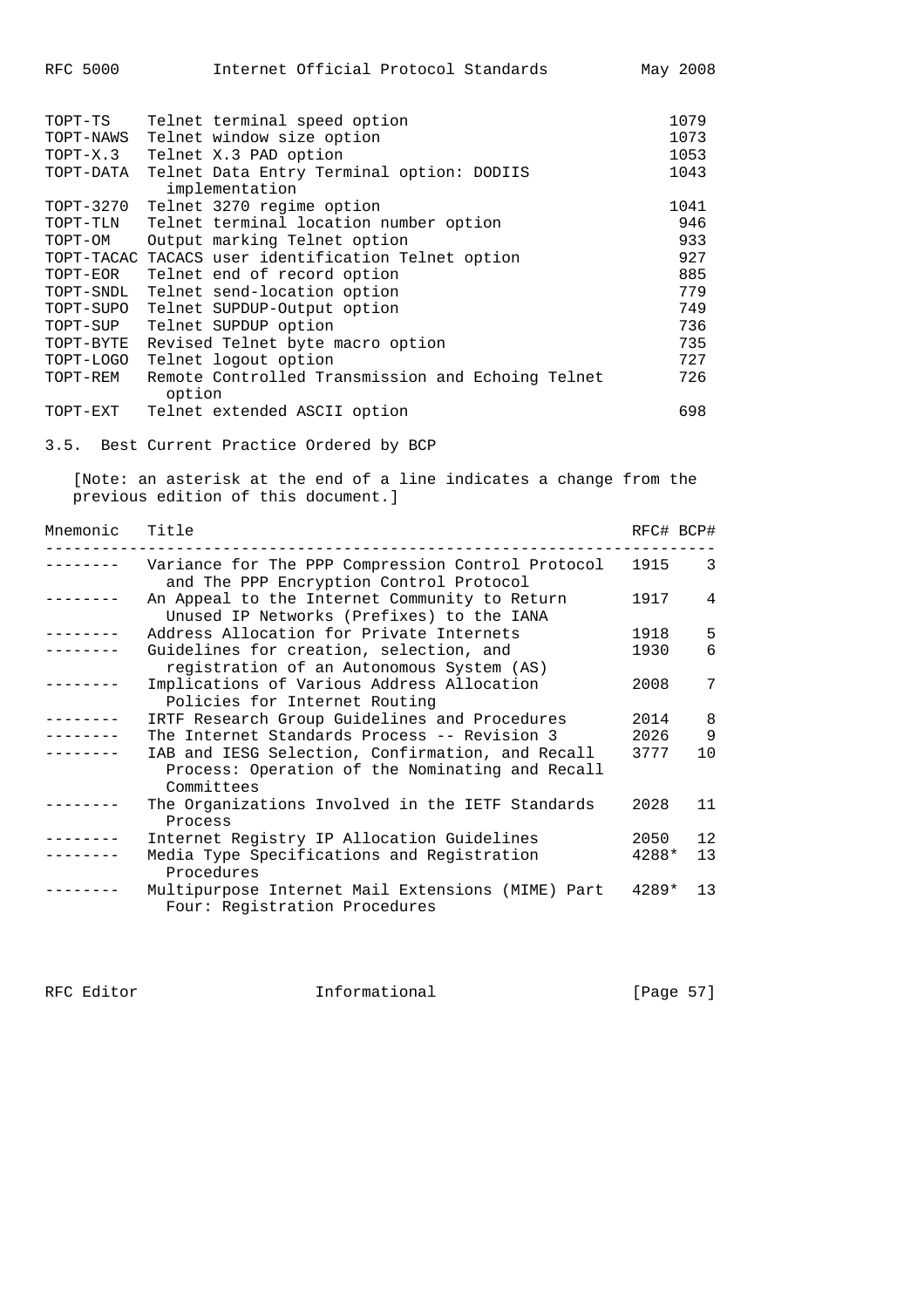| | | |
|---|---|---|
| TOPT-TS | Telnet terminal speed option | 1079 |
| TOPT-NAWS | Telnet window size option | 1073 |
| TOPT-X.3 | Telnet X.3 PAD option | 1053 |
| TOPT-DATA | Telnet Data Entry Terminal option: DODIIS implementation | 1043 |
| TOPT-3270 | Telnet 3270 regime option | 1041 |
| TOPT-TLN | Telnet terminal location number option | 946 |
| TOPT-OM | Output marking Telnet option | 933 |
| TOPT-TACAC | TACACS user identification Telnet option | 927 |
| TOPT-EOR | Telnet end of record option | 885 |
| TOPT-SNDL | Telnet send-location option | 779 |
| TOPT-SUPO | Telnet SUPDUP-Output option | 749 |
| TOPT-SUP | Telnet SUPDUP option | 736 |
| TOPT-BYTE | Revised Telnet byte macro option | 735 |
| TOPT-LOGO | Telnet logout option | 727 |
| TOPT-REM | Remote Controlled Transmission and Echoing Telnet option | 726 |
| TOPT-EXT | Telnet extended ASCII option | 698 |

### 3.5. Best Current Practice Ordered by BCP

[Note: an asterisk at the end of a line indicates a change from the previous edition of this document.]

| Mnemonic | Title | RFC# | BCP# |
|---|---|---|---|
| -------- | Variance for The PPP Compression Control Protocol and The PPP Encryption Control Protocol | 1915 | 3 |
| -------- | An Appeal to the Internet Community to Return Unused IP Networks (Prefixes) to the IANA | 1917 | 4 |
| -------- | Address Allocation for Private Internets | 1918 | 5 |
| -------- | Guidelines for creation, selection, and registration of an Autonomous System (AS) | 1930 | 6 |
| -------- | Implications of Various Address Allocation Policies for Internet Routing | 2008 | 7 |
| -------- | IRTF Research Group Guidelines and Procedures | 2014 | 8 |
| -------- | The Internet Standards Process -- Revision 3 | 2026 | 9 |
| -------- | IAB and IESG Selection, Confirmation, and Recall Process: Operation of the Nominating and Recall Committees | 3777 | 10 |
| -------- | The Organizations Involved in the IETF Standards Process | 2028 | 11 |
| -------- | Internet Registry IP Allocation Guidelines | 2050 | 12 |
| -------- | Media Type Specifications and Registration Procedures | 4288* | 13 |
| -------- | Multipurpose Internet Mail Extensions (MIME) Part Four: Registration Procedures | 4289* | 13 |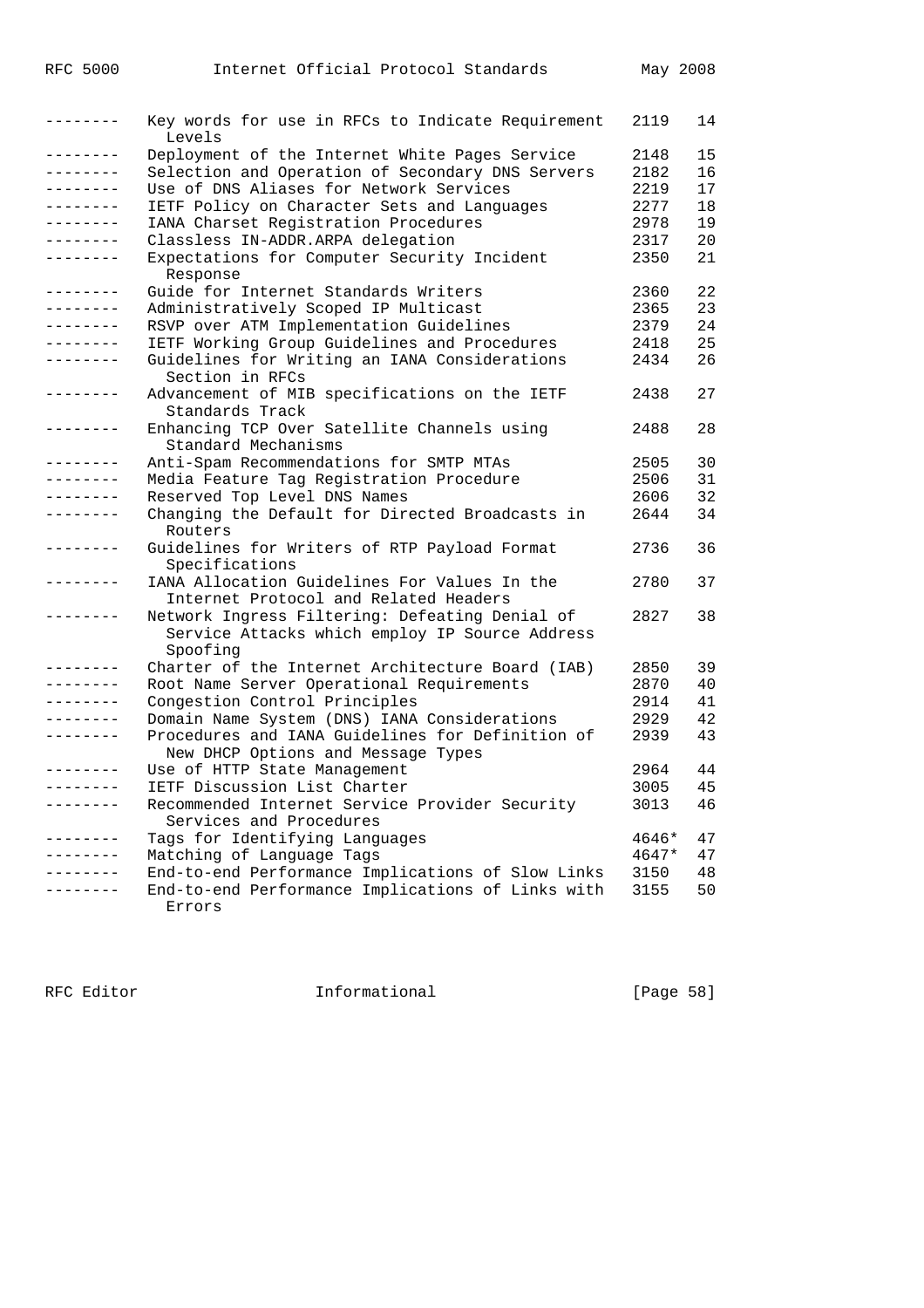| | | | |
|---|---|---|---|
| -------- | Key words for use in RFCs to Indicate Requirement Levels | 2119 | 14 |
| -------- | Deployment of the Internet White Pages Service | 2148 | 15 |
| -------- | Selection and Operation of Secondary DNS Servers | 2182 | 16 |
| -------- | Use of DNS Aliases for Network Services | 2219 | 17 |
| -------- | IETF Policy on Character Sets and Languages | 2277 | 18 |
| -------- | IANA Charset Registration Procedures | 2978 | 19 |
| -------- | Classless IN-ADDR.ARPA delegation | 2317 | 20 |
| -------- | Expectations for Computer Security Incident Response | 2350 | 21 |
| -------- | Guide for Internet Standards Writers | 2360 | 22 |
| -------- | Administratively Scoped IP Multicast | 2365 | 23 |
| -------- | RSVP over ATM Implementation Guidelines | 2379 | 24 |
| -------- | IETF Working Group Guidelines and Procedures | 2418 | 25 |
| -------- | Guidelines for Writing an IANA Considerations Section in RFCs | 2434 | 26 |
| -------- | Advancement of MIB specifications on the IETF Standards Track | 2438 | 27 |
| -------- | Enhancing TCP Over Satellite Channels using Standard Mechanisms | 2488 | 28 |
| -------- | Anti-Spam Recommendations for SMTP MTAs | 2505 | 30 |
| -------- | Media Feature Tag Registration Procedure | 2506 | 31 |
| -------- | Reserved Top Level DNS Names | 2606 | 32 |
| -------- | Changing the Default for Directed Broadcasts in Routers | 2644 | 34 |
| -------- | Guidelines for Writers of RTP Payload Format Specifications | 2736 | 36 |
| -------- | IANA Allocation Guidelines For Values In the Internet Protocol and Related Headers | 2780 | 37 |
| -------- | Network Ingress Filtering: Defeating Denial of Service Attacks which employ IP Source Address Spoofing | 2827 | 38 |
| -------- | Charter of the Internet Architecture Board (IAB) | 2850 | 39 |
| -------- | Root Name Server Operational Requirements | 2870 | 40 |
| -------- | Congestion Control Principles | 2914 | 41 |
| -------- | Domain Name System (DNS) IANA Considerations | 2929 | 42 |
| -------- | Procedures and IANA Guidelines for Definition of New DHCP Options and Message Types | 2939 | 43 |
| -------- | Use of HTTP State Management | 2964 | 44 |
| -------- | IETF Discussion List Charter | 3005 | 45 |
| -------- | Recommended Internet Service Provider Security Services and Procedures | 3013 | 46 |
| -------- | Tags for Identifying Languages | 4646* | 47 |
| -------- | Matching of Language Tags | 4647* | 47 |
| -------- | End-to-end Performance Implications of Slow Links | 3150 | 48 |
| -------- | End-to-end Performance Implications of Links with Errors | 3155 | 50 |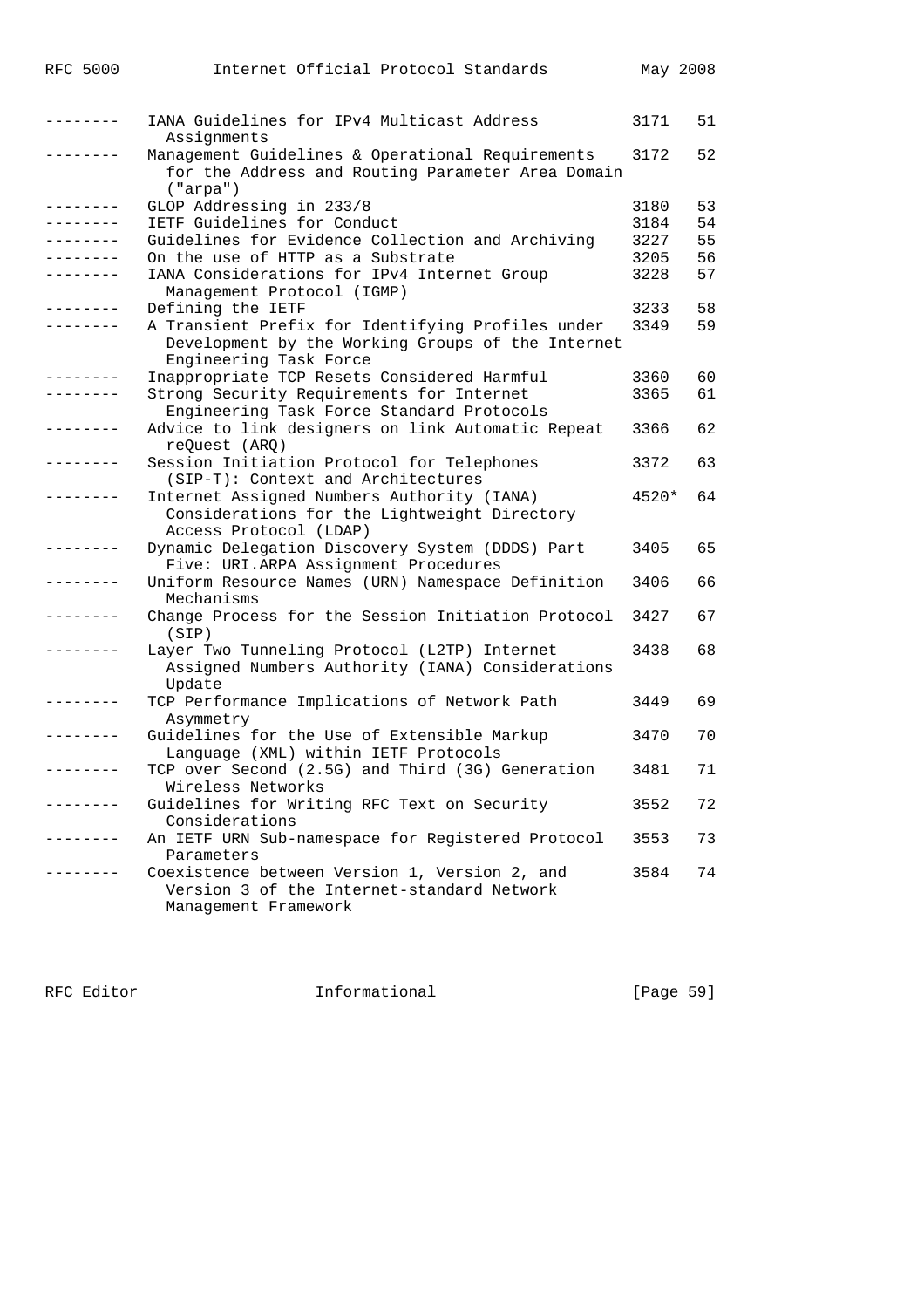| | | | |
|---|---|---|---|
| -------- | IANA Guidelines for IPv4 Multicast Address Assignments | 3171 | 51 |
| -------- | Management Guidelines & Operational Requirements for the Address and Routing Parameter Area Domain ("arpa") | 3172 | 52 |
| -------- | GLOP Addressing in 233/8 | 3180 | 53 |
| -------- | IETF Guidelines for Conduct | 3184 | 54 |
| -------- | Guidelines for Evidence Collection and Archiving | 3227 | 55 |
| -------- | On the use of HTTP as a Substrate | 3205 | 56 |
| -------- | IANA Considerations for IPv4 Internet Group Management Protocol (IGMP) | 3228 | 57 |
| -------- | Defining the IETF | 3233 | 58 |
| -------- | A Transient Prefix for Identifying Profiles under Development by the Working Groups of the Internet Engineering Task Force | 3349 | 59 |
| -------- | Inappropriate TCP Resets Considered Harmful | 3360 | 60 |
| -------- | Strong Security Requirements for Internet Engineering Task Force Standard Protocols | 3365 | 61 |
| -------- | Advice to link designers on link Automatic Repeat reQuest (ARQ) | 3366 | 62 |
| -------- | Session Initiation Protocol for Telephones (SIP-T): Context and Architectures | 3372 | 63 |
| -------- | Internet Assigned Numbers Authority (IANA) Considerations for the Lightweight Directory Access Protocol (LDAP) | 4520* | 64 |
| -------- | Dynamic Delegation Discovery System (DDDS) Part Five: URI.ARPA Assignment Procedures | 3405 | 65 |
| -------- | Uniform Resource Names (URN) Namespace Definition Mechanisms | 3406 | 66 |
| -------- | Change Process for the Session Initiation Protocol (SIP) | 3427 | 67 |
| -------- | Layer Two Tunneling Protocol (L2TP) Internet Assigned Numbers Authority (IANA) Considerations Update | 3438 | 68 |
| -------- | TCP Performance Implications of Network Path Asymmetry | 3449 | 69 |
| -------- | Guidelines for the Use of Extensible Markup Language (XML) within IETF Protocols | 3470 | 70 |
| -------- | TCP over Second (2.5G) and Third (3G) Generation Wireless Networks | 3481 | 71 |
| -------- | Guidelines for Writing RFC Text on Security Considerations | 3552 | 72 |
| -------- | An IETF URN Sub-namespace for Registered Protocol Parameters | 3553 | 73 |
| -------- | Coexistence between Version 1, Version 2, and Version 3 of the Internet-standard Network Management Framework | 3584 | 74 |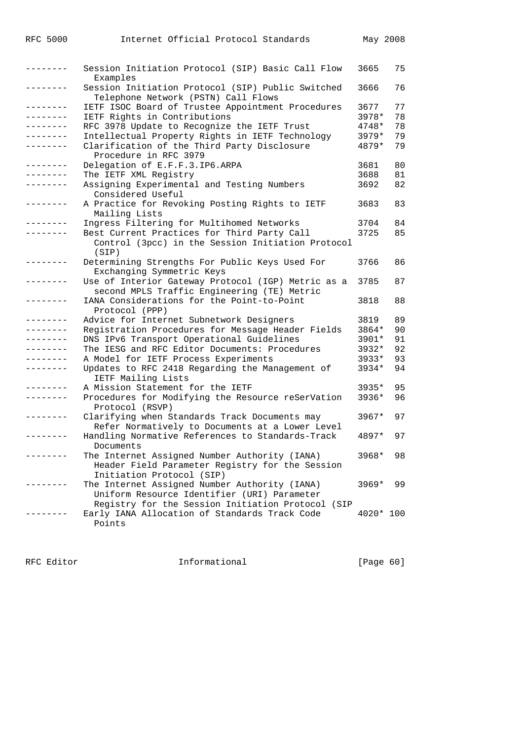| | | | |
|---|---|---|---|
| -------- | Session Initiation Protocol (SIP) Basic Call Flow Examples | 3665 | 75 |
| -------- | Session Initiation Protocol (SIP) Public Switched Telephone Network (PSTN) Call Flows | 3666 | 76 |
| -------- | IETF ISOC Board of Trustee Appointment Procedures | 3677 | 77 |
| -------- | IETF Rights in Contributions | 3978* | 78 |
| -------- | RFC 3978 Update to Recognize the IETF Trust | 4748* | 78 |
| -------- | Intellectual Property Rights in IETF Technology | 3979* | 79 |
| -------- | Clarification of the Third Party Disclosure Procedure in RFC 3979 | 4879* | 79 |
| -------- | Delegation of E.F.F.3.IP6.ARPA | 3681 | 80 |
| -------- | The IETF XML Registry | 3688 | 81 |
| -------- | Assigning Experimental and Testing Numbers Considered Useful | 3692 | 82 |
| -------- | A Practice for Revoking Posting Rights to IETF Mailing Lists | 3683 | 83 |
| -------- | Ingress Filtering for Multihomed Networks | 3704 | 84 |
| -------- | Best Current Practices for Third Party Call Control (3pcc) in the Session Initiation Protocol (SIP) | 3725 | 85 |
| -------- | Determining Strengths For Public Keys Used For Exchanging Symmetric Keys | 3766 | 86 |
| -------- | Use of Interior Gateway Protocol (IGP) Metric as a second MPLS Traffic Engineering (TE) Metric | 3785 | 87 |
| -------- | IANA Considerations for the Point-to-Point Protocol (PPP) | 3818 | 88 |
| -------- | Advice for Internet Subnetwork Designers | 3819 | 89 |
| -------- | Registration Procedures for Message Header Fields | 3864* | 90 |
| -------- | DNS IPv6 Transport Operational Guidelines | 3901* | 91 |
| -------- | The IESG and RFC Editor Documents: Procedures | 3932* | 92 |
| -------- | A Model for IETF Process Experiments | 3933* | 93 |
| -------- | Updates to RFC 2418 Regarding the Management of IETF Mailing Lists | 3934* | 94 |
| -------- | A Mission Statement for the IETF | 3935* | 95 |
| -------- | Procedures for Modifying the Resource reSerVation Protocol (RSVP) | 3936* | 96 |
| -------- | Clarifying when Standards Track Documents may Refer Normatively to Documents at a Lower Level | 3967* | 97 |
| -------- | Handling Normative References to Standards-Track Documents | 4897* | 97 |
| -------- | The Internet Assigned Number Authority (IANA) Header Field Parameter Registry for the Session Initiation Protocol (SIP) | 3968* | 98 |
| -------- | The Internet Assigned Number Authority (IANA) Uniform Resource Identifier (URI) Parameter Registry for the Session Initiation Protocol (SIP | 3969* | 99 |
| -------- | Early IANA Allocation of Standards Track Code Points | 4020* | 100 |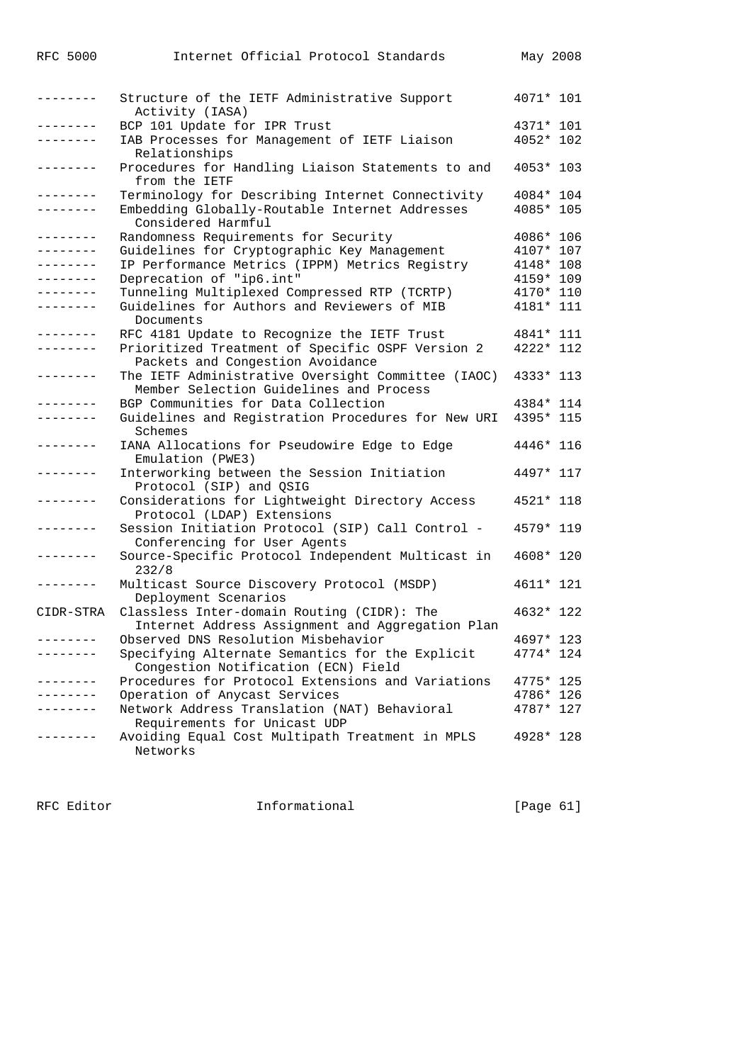| | | | |
|---|---|---|---|
| -------- | Structure of the IETF Administrative Support Activity (IASA) | 4071* | 101 |
| -------- | BCP 101 Update for IPR Trust | 4371* | 101 |
| -------- | IAB Processes for Management of IETF Liaison Relationships | 4052* | 102 |
| -------- | Procedures for Handling Liaison Statements to and from the IETF | 4053* | 103 |
| -------- | Terminology for Describing Internet Connectivity | 4084* | 104 |
| -------- | Embedding Globally-Routable Internet Addresses Considered Harmful | 4085* | 105 |
| -------- | Randomness Requirements for Security | 4086* | 106 |
| -------- | Guidelines for Cryptographic Key Management | 4107* | 107 |
| -------- | IP Performance Metrics (IPPM) Metrics Registry | 4148* | 108 |
| -------- | Deprecation of "ip6.int" | 4159* | 109 |
| -------- | Tunneling Multiplexed Compressed RTP (TCRTP) | 4170* | 110 |
| -------- | Guidelines for Authors and Reviewers of MIB Documents | 4181* | 111 |
| -------- | RFC 4181 Update to Recognize the IETF Trust | 4841* | 111 |
| -------- | Prioritized Treatment of Specific OSPF Version 2 Packets and Congestion Avoidance | 4222* | 112 |
| -------- | The IETF Administrative Oversight Committee (IAOC) Member Selection Guidelines and Process | 4333* | 113 |
| -------- | BGP Communities for Data Collection | 4384* | 114 |
| -------- | Guidelines and Registration Procedures for New URI Schemes | 4395* | 115 |
| -------- | IANA Allocations for Pseudowire Edge to Edge Emulation (PWE3) | 4446* | 116 |
| -------- | Interworking between the Session Initiation Protocol (SIP) and QSIG | 4497* | 117 |
| -------- | Considerations for Lightweight Directory Access Protocol (LDAP) Extensions | 4521* | 118 |
| -------- | Session Initiation Protocol (SIP) Call Control - Conferencing for User Agents | 4579* | 119 |
| -------- | Source-Specific Protocol Independent Multicast in 232/8 | 4608* | 120 |
| -------- | Multicast Source Discovery Protocol (MSDP) Deployment Scenarios | 4611* | 121 |
| CIDR-STRA | Classless Inter-domain Routing (CIDR): The Internet Address Assignment and Aggregation Plan | 4632* | 122 |
| -------- | Observed DNS Resolution Misbehavior | 4697* | 123 |
| -------- | Specifying Alternate Semantics for the Explicit Congestion Notification (ECN) Field | 4774* | 124 |
| -------- | Procedures for Protocol Extensions and Variations | 4775* | 125 |
| -------- | Operation of Anycast Services | 4786* | 126 |
| -------- | Network Address Translation (NAT) Behavioral Requirements for Unicast UDP | 4787* | 127 |
| -------- | Avoiding Equal Cost Multipath Treatment in MPLS Networks | 4928* | 128 |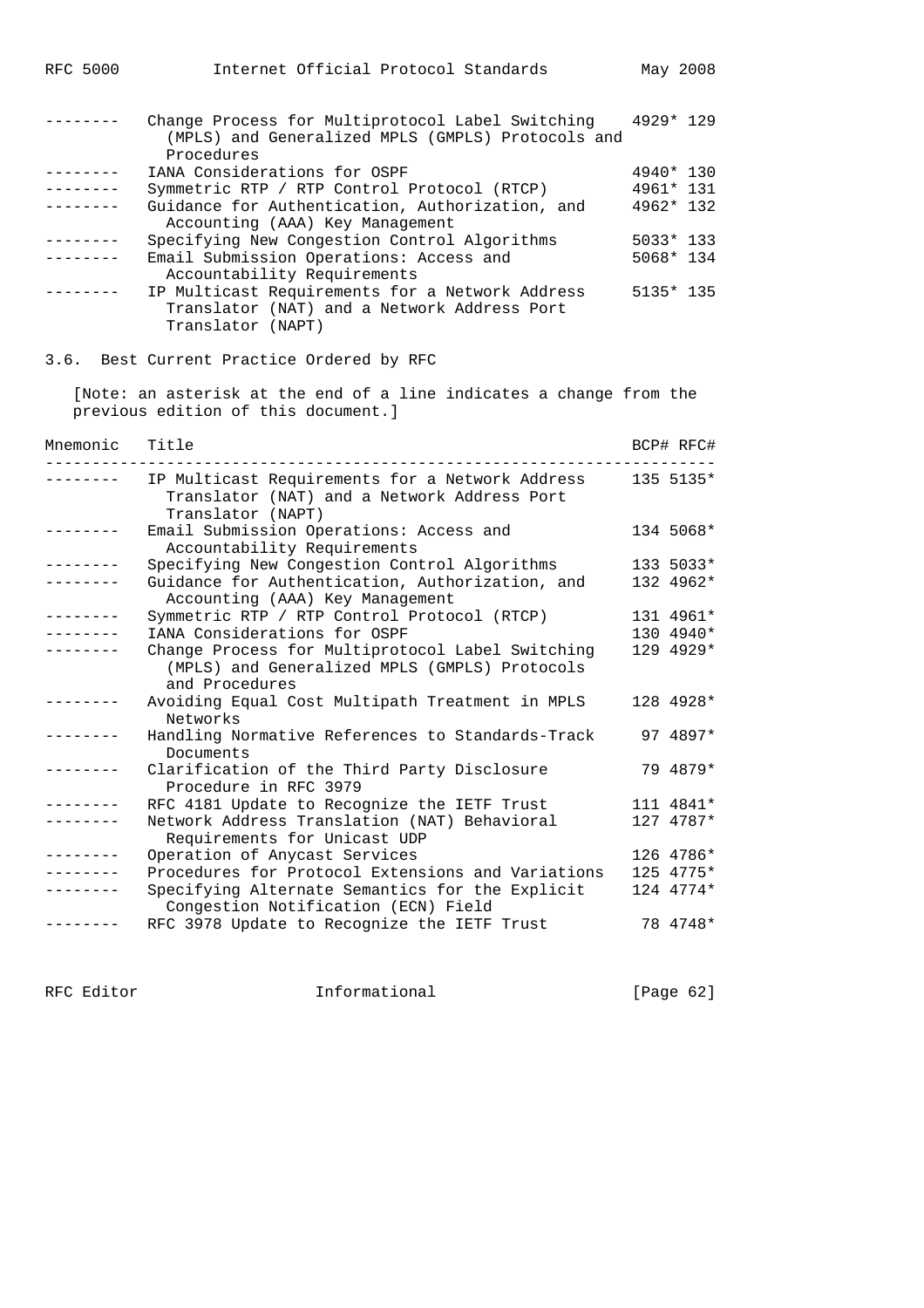| Mnemonic | Title | RFC# | BCP# |
|---|---|---|---|
| -------- | Change Process for Multiprotocol Label Switching (MPLS) and Generalized MPLS (GMPLS) Protocols and Procedures | 4929* | 129 |
| -------- | IANA Considerations for OSPF | 4940* | 130 |
| -------- | Symmetric RTP / RTP Control Protocol (RTCP) | 4961* | 131 |
| -------- | Guidance for Authentication, Authorization, and Accounting (AAA) Key Management | 4962* | 132 |
| -------- | Specifying New Congestion Control Algorithms | 5033* | 133 |
| -------- | Email Submission Operations: Access and Accountability Requirements | 5068* | 134 |
| -------- | IP Multicast Requirements for a Network Address Translator (NAT) and a Network Address Port Translator (NAPT) | 5135* | 135 |

### 3.6. Best Current Practice Ordered by RFC

[Note: an asterisk at the end of a line indicates a change from the previous edition of this document.]

| Mnemonic | Title | BCP# | RFC# |
|---|---|---|---|
| -------- | IP Multicast Requirements for a Network Address Translator (NAT) and a Network Address Port Translator (NAPT) | 135 | 5135* |
| -------- | Email Submission Operations: Access and Accountability Requirements | 134 | 5068* |
| -------- | Specifying New Congestion Control Algorithms | 133 | 5033* |
| -------- | Guidance for Authentication, Authorization, and Accounting (AAA) Key Management | 132 | 4962* |
| -------- | Symmetric RTP / RTP Control Protocol (RTCP) | 131 | 4961* |
| -------- | IANA Considerations for OSPF | 130 | 4940* |
| -------- | Change Process for Multiprotocol Label Switching (MPLS) and Generalized MPLS (GMPLS) Protocols and Procedures | 129 | 4929* |
| -------- | Avoiding Equal Cost Multipath Treatment in MPLS Networks | 128 | 4928* |
| -------- | Handling Normative References to Standards-Track Documents | 97 | 4897* |
| -------- | Clarification of the Third Party Disclosure Procedure in RFC 3979 | 79 | 4879* |
| -------- | RFC 4181 Update to Recognize the IETF Trust | 111 | 4841* |
| -------- | Network Address Translation (NAT) Behavioral Requirements for Unicast UDP | 127 | 4787* |
| -------- | Operation of Anycast Services | 126 | 4786* |
| -------- | Procedures for Protocol Extensions and Variations | 125 | 4775* |
| -------- | Specifying Alternate Semantics for the Explicit Congestion Notification (ECN) Field | 124 | 4774* |
| -------- | RFC 3978 Update to Recognize the IETF Trust | 78 | 4748* |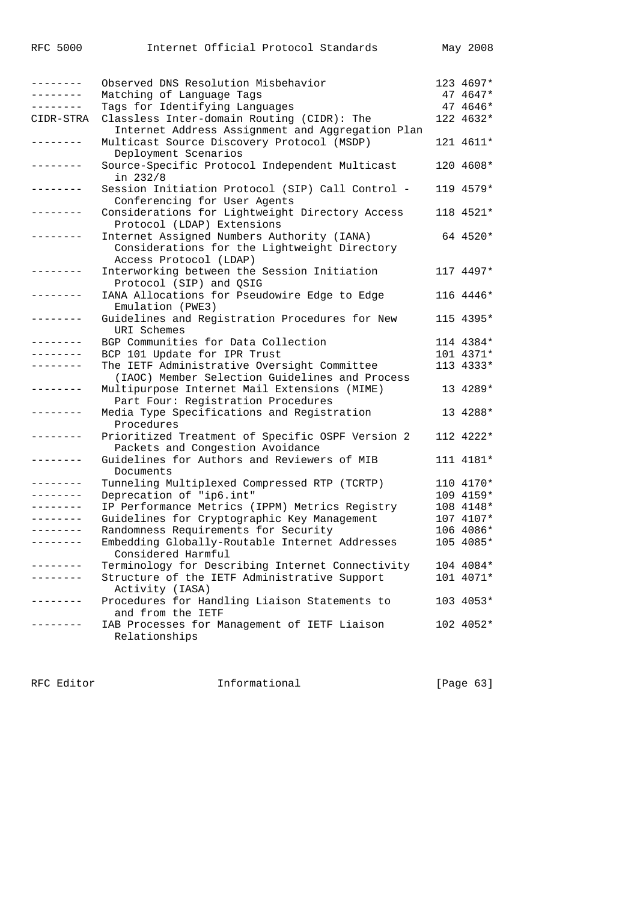```
--------  Observed DNS Resolution Misbehavior              123 4697*
--------  Matching of Language Tags                         47 4647*
--------  Tags for Identifying Languages                    47 4646*
CIDR-STRA Classless Inter-domain Routing (CIDR): The       122 4632*
            Internet Address Assignment and Aggregation Plan
--------  Multicast Source Discovery Protocol (MSDP)       121 4611*
            Deployment Scenarios
--------  Source-Specific Protocol Independent Multicast   120 4608*
            in 232/8
--------  Session Initiation Protocol (SIP) Call Control - 119 4579*
            Conferencing for User Agents
--------  Considerations for Lightweight Directory Access  118 4521*
            Protocol (LDAP) Extensions
--------  Internet Assigned Numbers Authority (IANA)        64 4520*
            Considerations for the Lightweight Directory
            Access Protocol (LDAP)
--------  Interworking between the Session Initiation      117 4497*
            Protocol (SIP) and QSIG
--------  IANA Allocations for Pseudowire Edge to Edge     116 4446*
            Emulation (PWE3)
--------  Guidelines and Registration Procedures for New   115 4395*
            URI Schemes
--------  BGP Communities for Data Collection              114 4384*
--------  BCP 101 Update for IPR Trust                     101 4371*
--------  The IETF Administrative Oversight Committee      113 4333*
            (IAOC) Member Selection Guidelines and Process
--------  Multipurpose Internet Mail Extensions (MIME)      13 4289*
            Part Four: Registration Procedures
--------  Media Type Specifications and Registration        13 4288*
            Procedures
--------  Prioritized Treatment of Specific OSPF Version 2 112 4222*
            Packets and Congestion Avoidance
--------  Guidelines for Authors and Reviewers of MIB      111 4181*
            Documents
--------  Tunneling Multiplexed Compressed RTP (TCRTP)     110 4170*
--------  Deprecation of "ip6.int"                         109 4159*
--------  IP Performance Metrics (IPPM) Metrics Registry   108 4148*
--------  Guidelines for Cryptographic Key Management      107 4107*
--------  Randomness Requirements for Security             106 4086*
--------  Embedding Globally-Routable Internet Addresses   105 4085*
            Considered Harmful
--------  Terminology for Describing Internet Connectivity 104 4084*
--------  Structure of the IETF Administrative Support     101 4071*
            Activity (IASA)
--------  Procedures for Handling Liaison Statements to    103 4053*
            and from the IETF
--------  IAB Processes for Management of IETF Liaison     102 4052*
            Relationships
```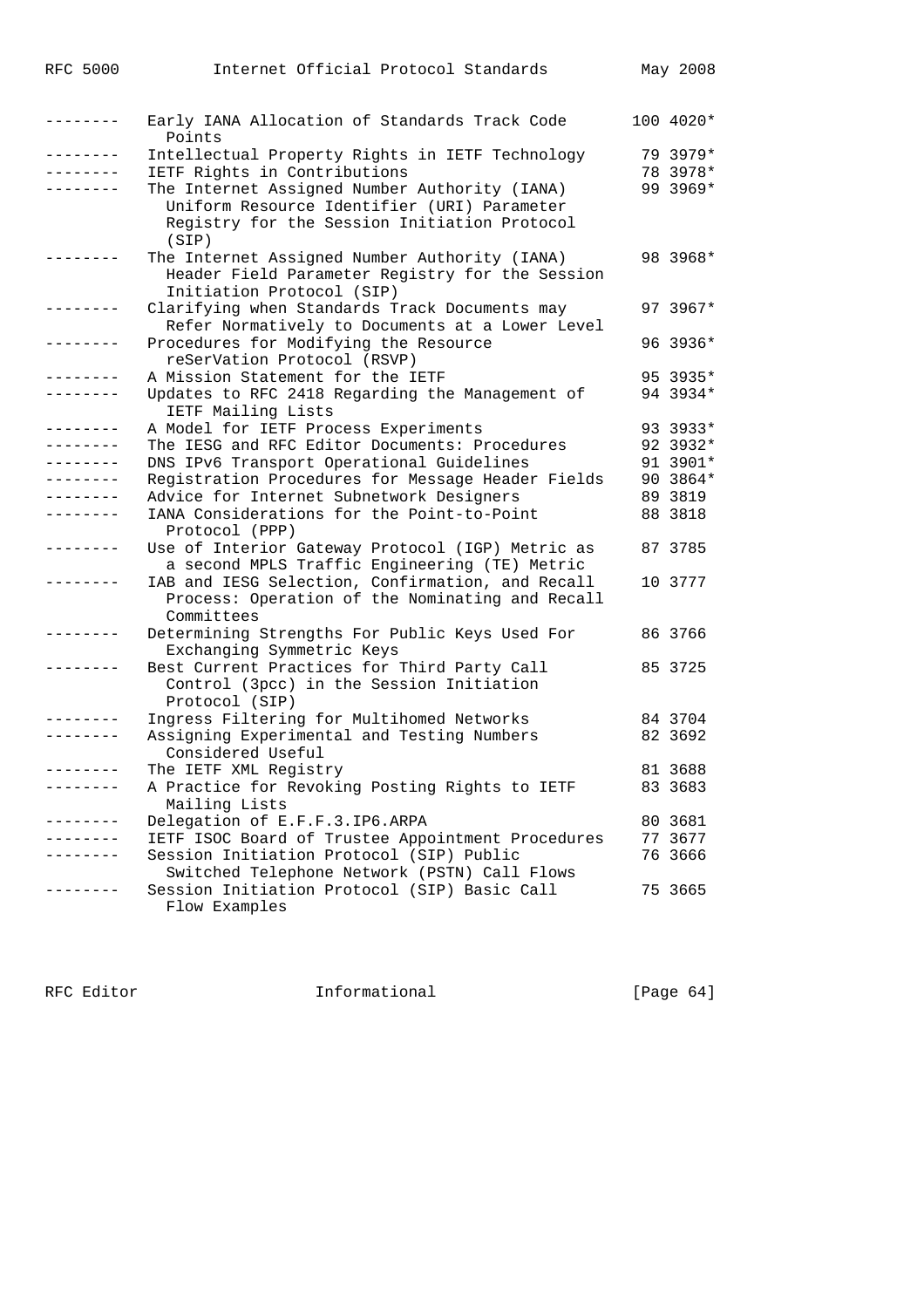```
--------   Early IANA Allocation of Standards Track Code     100 4020*
             Points
--------   Intellectual Property Rights in IETF Technology    79 3979*
--------   IETF Rights in Contributions                       78 3978*
--------   The Internet Assigned Number Authority (IANA)      99 3969*
             Uniform Resource Identifier (URI) Parameter
             Registry for the Session Initiation Protocol
             (SIP)
--------   The Internet Assigned Number Authority (IANA)      98 3968*
             Header Field Parameter Registry for the Session
             Initiation Protocol (SIP)
--------   Clarifying when Standards Track Documents may      97 3967*
             Refer Normatively to Documents at a Lower Level
--------   Procedures for Modifying the Resource              96 3936*
             reSerVation Protocol (RSVP)
--------   A Mission Statement for the IETF                   95 3935*
--------   Updates to RFC 2418 Regarding the Management of    94 3934*
             IETF Mailing Lists
--------   A Model for IETF Process Experiments               93 3933*
--------   The IESG and RFC Editor Documents: Procedures      92 3932*
--------   DNS IPv6 Transport Operational Guidelines          91 3901*
--------   Registration Procedures for Message Header Fields  90 3864*
--------   Advice for Internet Subnetwork Designers           89 3819
--------   IANA Considerations for the Point-to-Point         88 3818
             Protocol (PPP)
--------   Use of Interior Gateway Protocol (IGP) Metric as   87 3785
             a second MPLS Traffic Engineering (TE) Metric
--------   IAB and IESG Selection, Confirmation, and Recall   10 3777
             Process: Operation of the Nominating and Recall
             Committees
--------   Determining Strengths For Public Keys Used For     86 3766
             Exchanging Symmetric Keys
--------   Best Current Practices for Third Party Call        85 3725
             Control (3pcc) in the Session Initiation
             Protocol (SIP)
--------   Ingress Filtering for Multihomed Networks          84 3704
--------   Assigning Experimental and Testing Numbers         82 3692
             Considered Useful
--------   The IETF XML Registry                              81 3688
--------   A Practice for Revoking Posting Rights to IETF     83 3683
             Mailing Lists
--------   Delegation of E.F.F.3.IP6.ARPA                     80 3681
--------   IETF ISOC Board of Trustee Appointment Procedures  77 3677
--------   Session Initiation Protocol (SIP) Public           76 3666
             Switched Telephone Network (PSTN) Call Flows
--------   Session Initiation Protocol (SIP) Basic Call       75 3665
             Flow Examples
```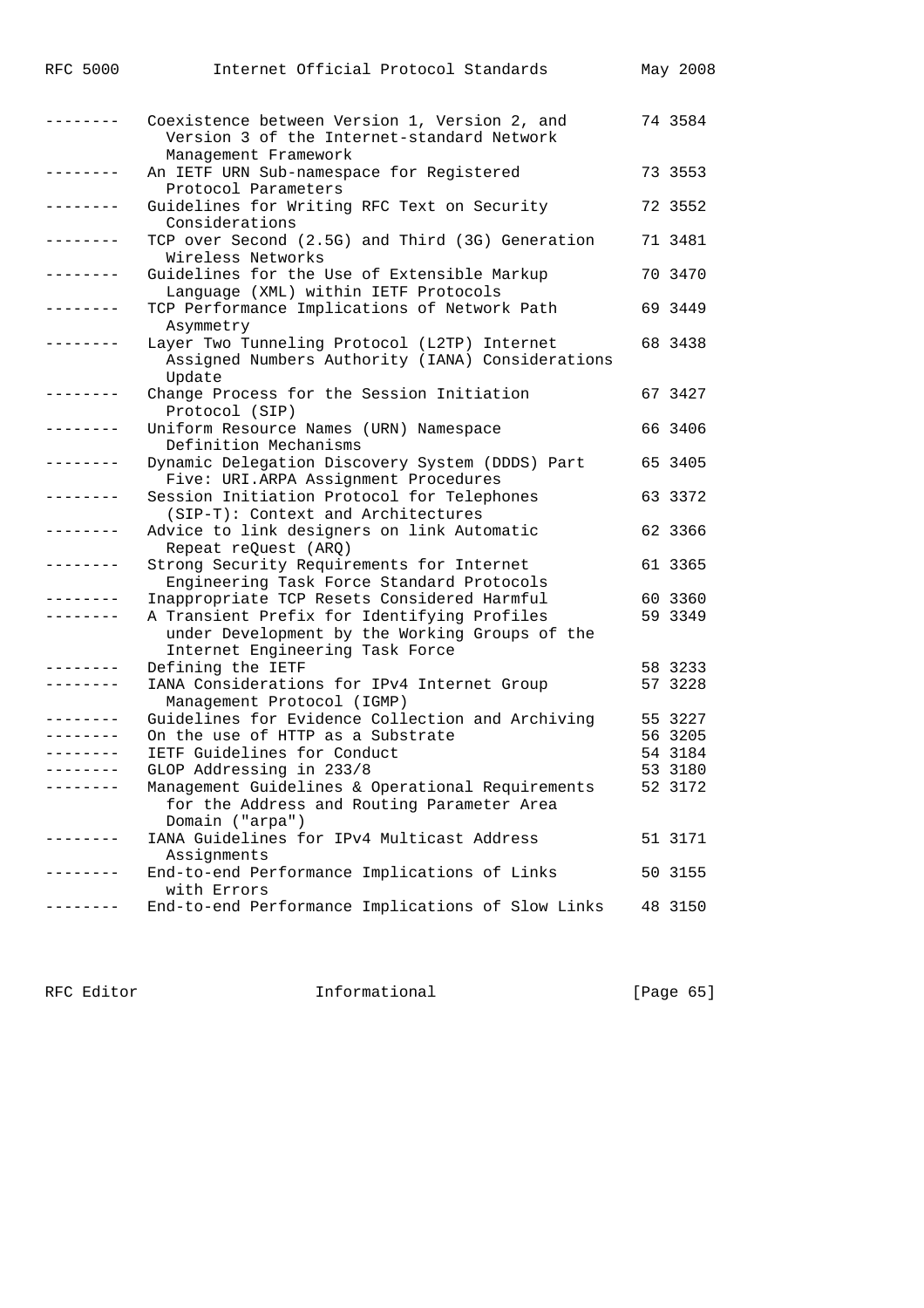| | | | |
|---|---|---|---|
| -------- | Coexistence between Version 1, Version 2, and Version 3 of the Internet-standard Network Management Framework | 74 | 3584 |
| -------- | An IETF URN Sub-namespace for Registered Protocol Parameters | 73 | 3553 |
| -------- | Guidelines for Writing RFC Text on Security Considerations | 72 | 3552 |
| -------- | TCP over Second (2.5G) and Third (3G) Generation Wireless Networks | 71 | 3481 |
| -------- | Guidelines for the Use of Extensible Markup Language (XML) within IETF Protocols | 70 | 3470 |
| -------- | TCP Performance Implications of Network Path Asymmetry | 69 | 3449 |
| -------- | Layer Two Tunneling Protocol (L2TP) Internet Assigned Numbers Authority (IANA) Considerations Update | 68 | 3438 |
| -------- | Change Process for the Session Initiation Protocol (SIP) | 67 | 3427 |
| -------- | Uniform Resource Names (URN) Namespace Definition Mechanisms | 66 | 3406 |
| -------- | Dynamic Delegation Discovery System (DDDS) Part Five: URI.ARPA Assignment Procedures | 65 | 3405 |
| -------- | Session Initiation Protocol for Telephones (SIP-T): Context and Architectures | 63 | 3372 |
| -------- | Advice to link designers on link Automatic Repeat reQuest (ARQ) | 62 | 3366 |
| -------- | Strong Security Requirements for Internet Engineering Task Force Standard Protocols | 61 | 3365 |
| -------- | Inappropriate TCP Resets Considered Harmful | 60 | 3360 |
| -------- | A Transient Prefix for Identifying Profiles under Development by the Working Groups of the Internet Engineering Task Force | 59 | 3349 |
| -------- | Defining the IETF | 58 | 3233 |
| -------- | IANA Considerations for IPv4 Internet Group Management Protocol (IGMP) | 57 | 3228 |
| -------- | Guidelines for Evidence Collection and Archiving | 55 | 3227 |
| -------- | On the use of HTTP as a Substrate | 56 | 3205 |
| -------- | IETF Guidelines for Conduct | 54 | 3184 |
| -------- | GLOP Addressing in 233/8 | 53 | 3180 |
| -------- | Management Guidelines & Operational Requirements for the Address and Routing Parameter Area Domain ("arpa") | 52 | 3172 |
| -------- | IANA Guidelines for IPv4 Multicast Address Assignments | 51 | 3171 |
| -------- | End-to-end Performance Implications of Links with Errors | 50 | 3155 |
| -------- | End-to-end Performance Implications of Slow Links | 48 | 3150 |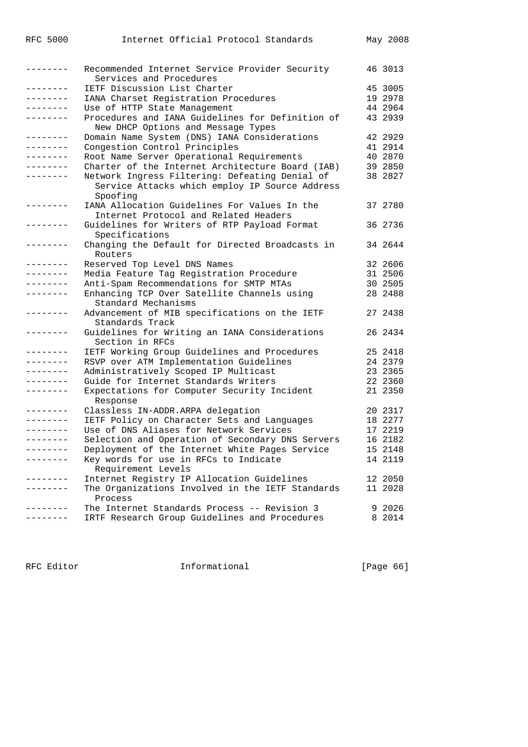```
--------   Recommended Internet Service Provider Security    46 3013
             Services and Procedures
--------   IETF Discussion List Charter                      45 3005
--------   IANA Charset Registration Procedures              19 2978
--------   Use of HTTP State Management                      44 2964
--------   Procedures and IANA Guidelines for Definition of  43 2939
             New DHCP Options and Message Types
--------   Domain Name System (DNS) IANA Considerations      42 2929
--------   Congestion Control Principles                     41 2914
--------   Root Name Server Operational Requirements         40 2870
--------   Charter of the Internet Architecture Board (IAB)  39 2850
--------   Network Ingress Filtering: Defeating Denial of    38 2827
             Service Attacks which employ IP Source Address
             Spoofing
--------   IANA Allocation Guidelines For Values In the      37 2780
             Internet Protocol and Related Headers
--------   Guidelines for Writers of RTP Payload Format      36 2736
             Specifications
--------   Changing the Default for Directed Broadcasts in   34 2644
             Routers
--------   Reserved Top Level DNS Names                      32 2606
--------   Media Feature Tag Registration Procedure          31 2506
--------   Anti-Spam Recommendations for SMTP MTAs           30 2505
--------   Enhancing TCP Over Satellite Channels using       28 2488
             Standard Mechanisms
--------   Advancement of MIB specifications on the IETF     27 2438
             Standards Track
--------   Guidelines for Writing an IANA Considerations     26 2434
             Section in RFCs
--------   IETF Working Group Guidelines and Procedures      25 2418
--------   RSVP over ATM Implementation Guidelines           24 2379
--------   Administratively Scoped IP Multicast              23 2365
--------   Guide for Internet Standards Writers              22 2360
--------   Expectations for Computer Security Incident       21 2350
             Response
--------   Classless IN-ADDR.ARPA delegation                 20 2317
--------   IETF Policy on Character Sets and Languages       18 2277
--------   Use of DNS Aliases for Network Services           17 2219
--------   Selection and Operation of Secondary DNS Servers  16 2182
--------   Deployment of the Internet White Pages Service    15 2148
--------   Key words for use in RFCs to Indicate             14 2119
             Requirement Levels
--------   Internet Registry IP Allocation Guidelines        12 2050
--------   The Organizations Involved in the IETF Standards  11 2028
             Process
--------   The Internet Standards Process -- Revision 3       9 2026
--------   IRTF Research Group Guidelines and Procedures      8 2014
```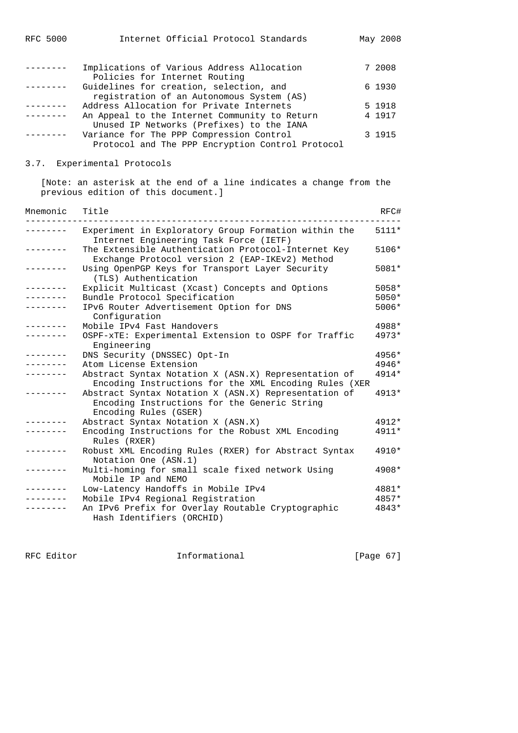| | | |
|---|---|---|
| -------- | Implications of Various Address Allocation Policies for Internet Routing | 7 2008 |
| -------- | Guidelines for creation, selection, and registration of an Autonomous System (AS) | 6 1930 |
| -------- | Address Allocation for Private Internets | 5 1918 |
| -------- | An Appeal to the Internet Community to Return Unused IP Networks (Prefixes) to the IANA | 4 1917 |
| -------- | Variance for The PPP Compression Control Protocol and The PPP Encryption Control Protocol | 3 1915 |

## 3.7. Experimental Protocols

[Note: an asterisk at the end of a line indicates a change from the previous edition of this document.]

| Mnemonic | Title | RFC# |
|---|---|---|
| -------- | Experiment in Exploratory Group Formation within the Internet Engineering Task Force (IETF) | 5111* |
| -------- | The Extensible Authentication Protocol-Internet Key Exchange Protocol version 2 (EAP-IKEv2) Method | 5106* |
| -------- | Using OpenPGP Keys for Transport Layer Security (TLS) Authentication | 5081* |
| -------- | Explicit Multicast (Xcast) Concepts and Options | 5058* |
| -------- | Bundle Protocol Specification | 5050* |
| -------- | IPv6 Router Advertisement Option for DNS Configuration | 5006* |
| -------- | Mobile IPv4 Fast Handovers | 4988* |
| -------- | OSPF-xTE: Experimental Extension to OSPF for Traffic Engineering | 4973* |
| -------- | DNS Security (DNSSEC) Opt-In | 4956* |
| -------- | Atom License Extension | 4946* |
| -------- | Abstract Syntax Notation X (ASN.X) Representation of Encoding Instructions for the XML Encoding Rules (XER | 4914* |
| -------- | Abstract Syntax Notation X (ASN.X) Representation of Encoding Instructions for the Generic String Encoding Rules (GSER) | 4913* |
| -------- | Abstract Syntax Notation X (ASN.X) | 4912* |
| -------- | Encoding Instructions for the Robust XML Encoding Rules (RXER) | 4911* |
| -------- | Robust XML Encoding Rules (RXER) for Abstract Syntax Notation One (ASN.1) | 4910* |
| -------- | Multi-homing for small scale fixed network Using Mobile IP and NEMO | 4908* |
| -------- | Low-Latency Handoffs in Mobile IPv4 | 4881* |
| -------- | Mobile IPv4 Regional Registration | 4857* |
| -------- | An IPv6 Prefix for Overlay Routable Cryptographic Hash Identifiers (ORCHID) | 4843* |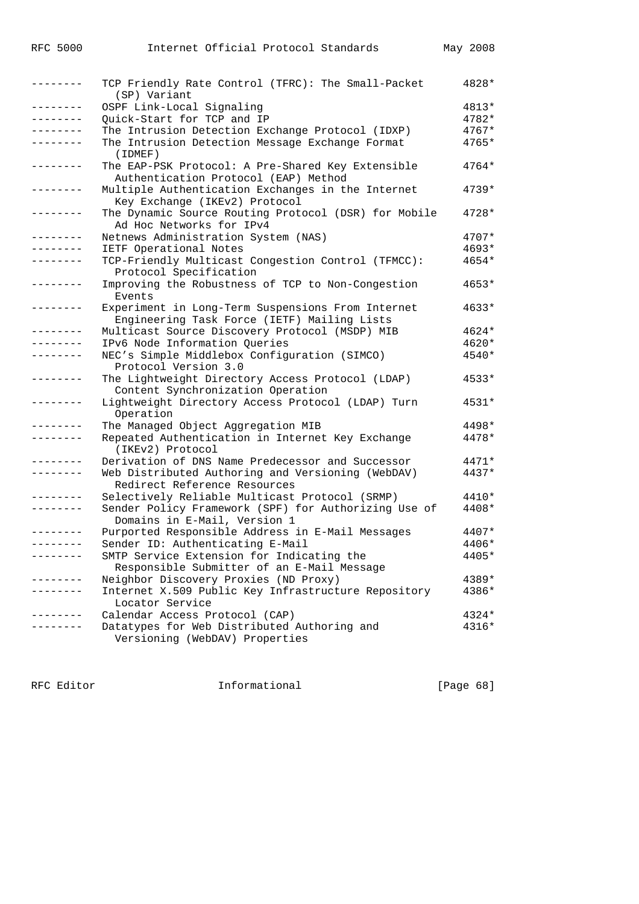| | | |
|---|---|---|
| -------- | TCP Friendly Rate Control (TFRC): The Small-Packet (SP) Variant | 4828* |
| -------- | OSPF Link-Local Signaling | 4813* |
| -------- | Quick-Start for TCP and IP | 4782* |
| -------- | The Intrusion Detection Exchange Protocol (IDXP) | 4767* |
| -------- | The Intrusion Detection Message Exchange Format (IDMEF) | 4765* |
| -------- | The EAP-PSK Protocol: A Pre-Shared Key Extensible Authentication Protocol (EAP) Method | 4764* |
| -------- | Multiple Authentication Exchanges in the Internet Key Exchange (IKEv2) Protocol | 4739* |
| -------- | The Dynamic Source Routing Protocol (DSR) for Mobile Ad Hoc Networks for IPv4 | 4728* |
| -------- | Netnews Administration System (NAS) | 4707* |
| -------- | IETF Operational Notes | 4693* |
| -------- | TCP-Friendly Multicast Congestion Control (TFMCC): Protocol Specification | 4654* |
| -------- | Improving the Robustness of TCP to Non-Congestion Events | 4653* |
| -------- | Experiment in Long-Term Suspensions From Internet Engineering Task Force (IETF) Mailing Lists | 4633* |
| -------- | Multicast Source Discovery Protocol (MSDP) MIB | 4624* |
| -------- | IPv6 Node Information Queries | 4620* |
| -------- | NEC's Simple Middlebox Configuration (SIMCO) Protocol Version 3.0 | 4540* |
| -------- | The Lightweight Directory Access Protocol (LDAP) Content Synchronization Operation | 4533* |
| -------- | Lightweight Directory Access Protocol (LDAP) Turn Operation | 4531* |
| -------- | The Managed Object Aggregation MIB | 4498* |
| -------- | Repeated Authentication in Internet Key Exchange (IKEv2) Protocol | 4478* |
| -------- | Derivation of DNS Name Predecessor and Successor | 4471* |
| -------- | Web Distributed Authoring and Versioning (WebDAV) Redirect Reference Resources | 4437* |
| -------- | Selectively Reliable Multicast Protocol (SRMP) | 4410* |
| -------- | Sender Policy Framework (SPF) for Authorizing Use of Domains in E-Mail, Version 1 | 4408* |
| -------- | Purported Responsible Address in E-Mail Messages | 4407* |
| -------- | Sender ID: Authenticating E-Mail | 4406* |
| -------- | SMTP Service Extension for Indicating the Responsible Submitter of an E-Mail Message | 4405* |
| -------- | Neighbor Discovery Proxies (ND Proxy) | 4389* |
| -------- | Internet X.509 Public Key Infrastructure Repository Locator Service | 4386* |
| -------- | Calendar Access Protocol (CAP) | 4324* |
| -------- | Datatypes for Web Distributed Authoring and Versioning (WebDAV) Properties | 4316* |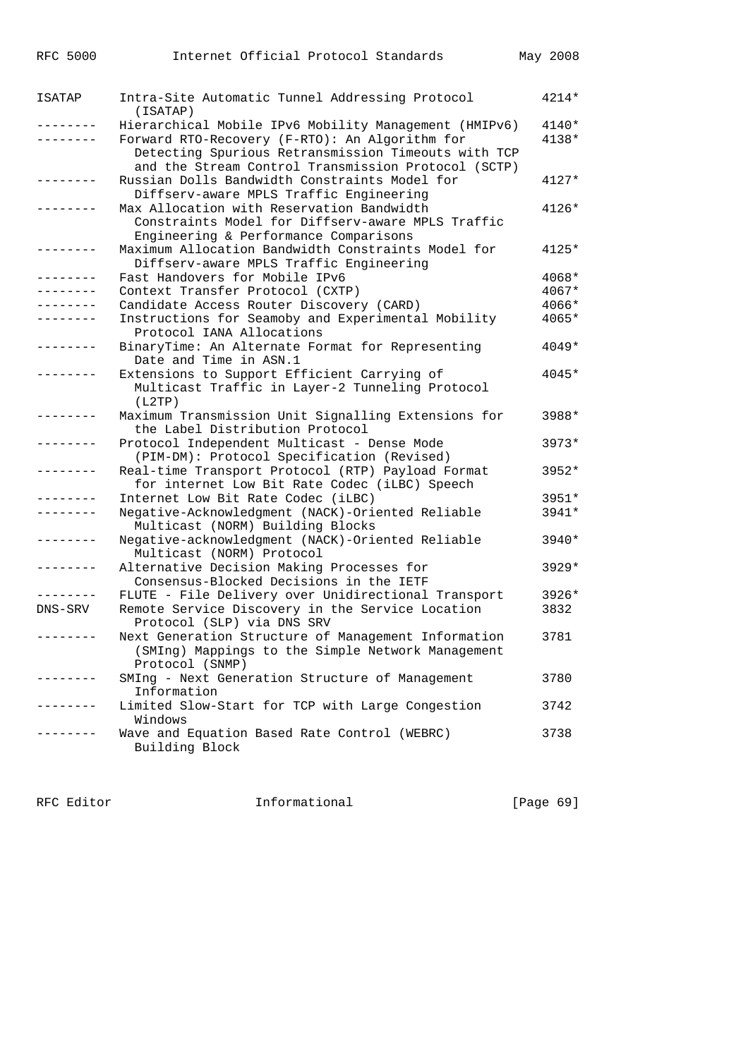| Mnemonic | Title | RFC |
|---|---|---|
| ISATAP | Intra-Site Automatic Tunnel Addressing Protocol (ISATAP) | 4214* |
| -------- | Hierarchical Mobile IPv6 Mobility Management (HMIPv6) | 4140* |
| -------- | Forward RTO-Recovery (F-RTO): An Algorithm for Detecting Spurious Retransmission Timeouts with TCP and the Stream Control Transmission Protocol (SCTP) | 4138* |
| -------- | Russian Dolls Bandwidth Constraints Model for Diffserv-aware MPLS Traffic Engineering | 4127* |
| -------- | Max Allocation with Reservation Bandwidth Constraints Model for Diffserv-aware MPLS Traffic Engineering & Performance Comparisons | 4126* |
| -------- | Maximum Allocation Bandwidth Constraints Model for Diffserv-aware MPLS Traffic Engineering | 4125* |
| -------- | Fast Handovers for Mobile IPv6 | 4068* |
| -------- | Context Transfer Protocol (CXTP) | 4067* |
| -------- | Candidate Access Router Discovery (CARD) | 4066* |
| -------- | Instructions for Seamoby and Experimental Mobility Protocol IANA Allocations | 4065* |
| -------- | BinaryTime: An Alternate Format for Representing Date and Time in ASN.1 | 4049* |
| -------- | Extensions to Support Efficient Carrying of Multicast Traffic in Layer-2 Tunneling Protocol (L2TP) | 4045* |
| -------- | Maximum Transmission Unit Signalling Extensions for the Label Distribution Protocol | 3988* |
| -------- | Protocol Independent Multicast - Dense Mode (PIM-DM): Protocol Specification (Revised) | 3973* |
| -------- | Real-time Transport Protocol (RTP) Payload Format for internet Low Bit Rate Codec (iLBC) Speech | 3952* |
| -------- | Internet Low Bit Rate Codec (iLBC) | 3951* |
| -------- | Negative-Acknowledgment (NACK)-Oriented Reliable Multicast (NORM) Building Blocks | 3941* |
| -------- | Negative-acknowledgment (NACK)-Oriented Reliable Multicast (NORM) Protocol | 3940* |
| -------- | Alternative Decision Making Processes for Consensus-Blocked Decisions in the IETF | 3929* |
| -------- | FLUTE - File Delivery over Unidirectional Transport | 3926* |
| DNS-SRV | Remote Service Discovery in the Service Location Protocol (SLP) via DNS SRV | 3832 |
| -------- | Next Generation Structure of Management Information (SMIng) Mappings to the Simple Network Management Protocol (SNMP) | 3781 |
| -------- | SMIng - Next Generation Structure of Management Information | 3780 |
| -------- | Limited Slow-Start for TCP with Large Congestion Windows | 3742 |
| -------- | Wave and Equation Based Rate Control (WEBRC) Building Block | 3738 |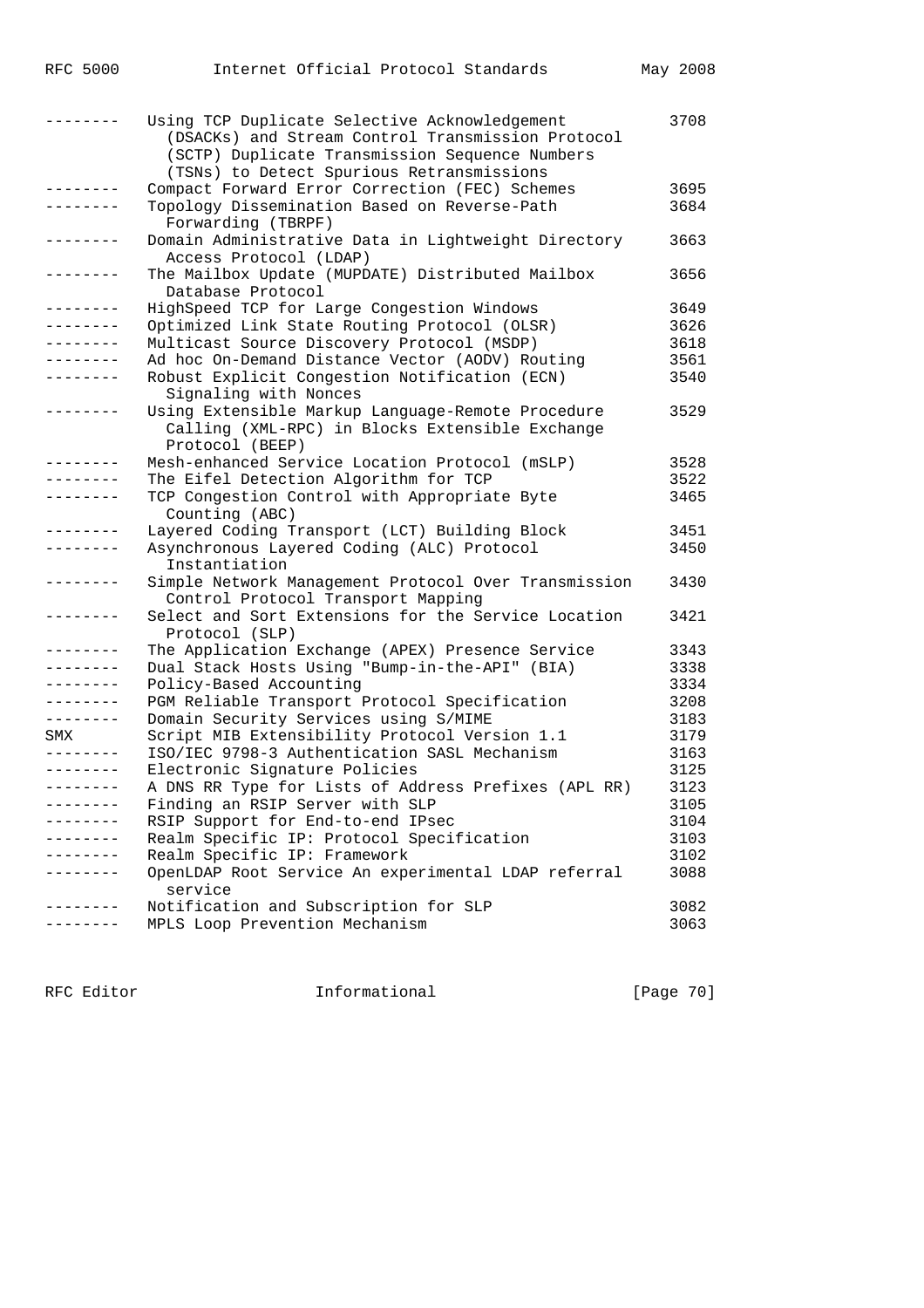```
--------  Using TCP Duplicate Selective Acknowledgement          3708
            (DSACKs) and Stream Control Transmission Protocol
            (SCTP) Duplicate Transmission Sequence Numbers
            (TSNs) to Detect Spurious Retransmissions
--------  Compact Forward Error Correction (FEC) Schemes          3695
--------  Topology Dissemination Based on Reverse-Path            3684
            Forwarding (TBRPF)
--------  Domain Administrative Data in Lightweight Directory     3663
            Access Protocol (LDAP)
--------  The Mailbox Update (MUPDATE) Distributed Mailbox        3656
            Database Protocol
--------  HighSpeed TCP for Large Congestion Windows              3649
--------  Optimized Link State Routing Protocol (OLSR)            3626
--------  Multicast Source Discovery Protocol (MSDP)              3618
--------  Ad hoc On-Demand Distance Vector (AODV) Routing         3561
--------  Robust Explicit Congestion Notification (ECN)           3540
            Signaling with Nonces
--------  Using Extensible Markup Language-Remote Procedure       3529
            Calling (XML-RPC) in Blocks Extensible Exchange
            Protocol (BEEP)
--------  Mesh-enhanced Service Location Protocol (mSLP)          3528
--------  The Eifel Detection Algorithm for TCP                   3522
--------  TCP Congestion Control with Appropriate Byte            3465
            Counting (ABC)
--------  Layered Coding Transport (LCT) Building Block           3451
--------  Asynchronous Layered Coding (ALC) Protocol              3450
            Instantiation
--------  Simple Network Management Protocol Over Transmission    3430
            Control Protocol Transport Mapping
--------  Select and Sort Extensions for the Service Location     3421
            Protocol (SLP)
--------  The Application Exchange (APEX) Presence Service        3343
--------  Dual Stack Hosts Using "Bump-in-the-API" (BIA)          3338
--------  Policy-Based Accounting                                 3334
--------  PGM Reliable Transport Protocol Specification           3208
--------  Domain Security Services using S/MIME                   3183
SMX       Script MIB Extensibility Protocol Version 1.1           3179
--------  ISO/IEC 9798-3 Authentication SASL Mechanism            3163
--------  Electronic Signature Policies                           3125
--------  A DNS RR Type for Lists of Address Prefixes (APL RR)    3123
--------  Finding an RSIP Server with SLP                         3105
--------  RSIP Support for End-to-end IPsec                       3104
--------  Realm Specific IP: Protocol Specification               3103
--------  Realm Specific IP: Framework                            3102
--------  OpenLDAP Root Service An experimental LDAP referral     3088
            service
--------  Notification and Subscription for SLP                   3082
--------  MPLS Loop Prevention Mechanism                          3063
```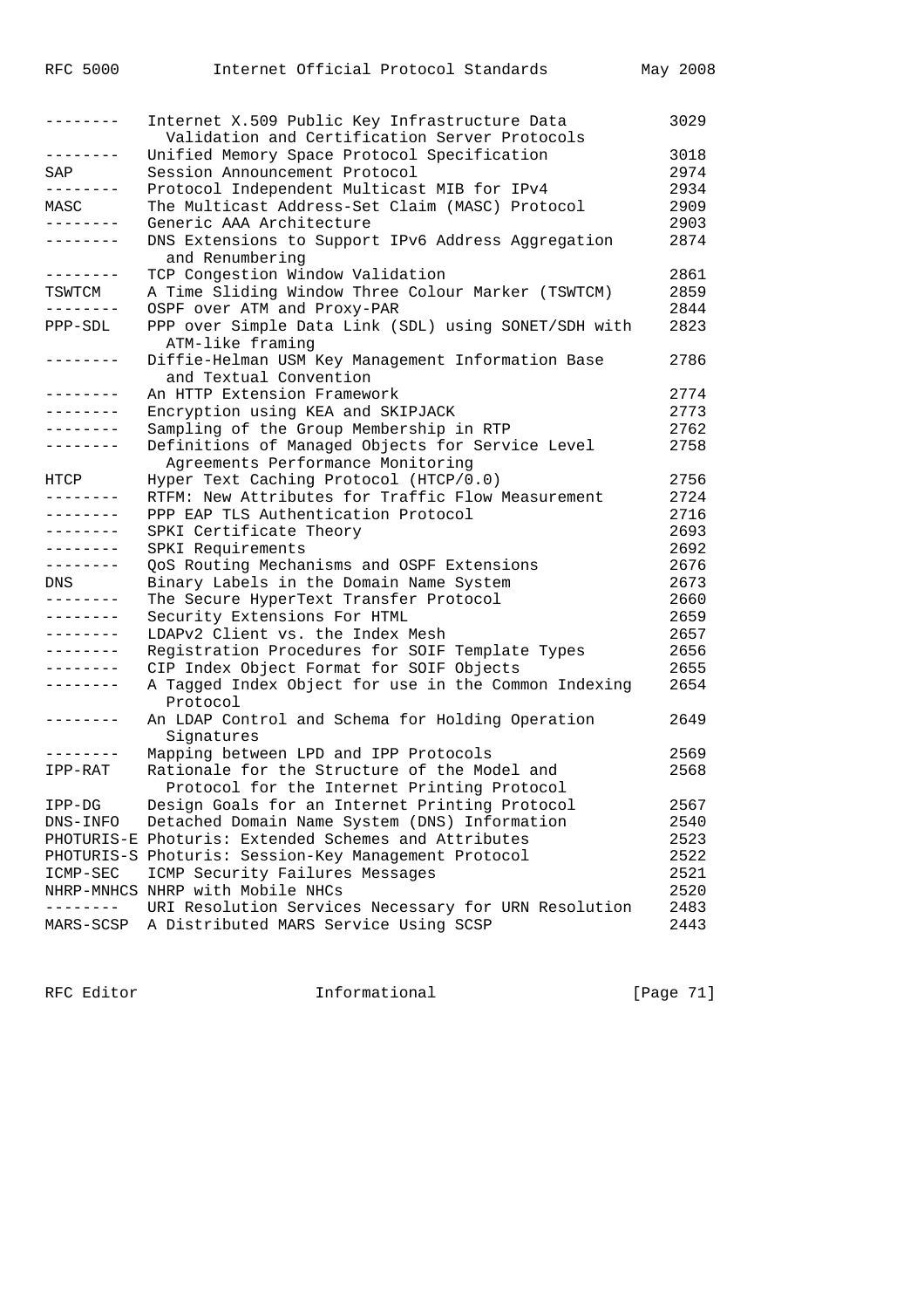| | | |
|---|---|---|
| -------- | Internet X.509 Public Key Infrastructure Data Validation and Certification Server Protocols | 3029 |
| -------- | Unified Memory Space Protocol Specification | 3018 |
| SAP | Session Announcement Protocol | 2974 |
| -------- | Protocol Independent Multicast MIB for IPv4 | 2934 |
| MASC | The Multicast Address-Set Claim (MASC) Protocol | 2909 |
| -------- | Generic AAA Architecture | 2903 |
| -------- | DNS Extensions to Support IPv6 Address Aggregation and Renumbering | 2874 |
| -------- | TCP Congestion Window Validation | 2861 |
| TSWTCM | A Time Sliding Window Three Colour Marker (TSWTCM) | 2859 |
| -------- | OSPF over ATM and Proxy-PAR | 2844 |
| PPP-SDL | PPP over Simple Data Link (SDL) using SONET/SDH with ATM-like framing | 2823 |
| -------- | Diffie-Helman USM Key Management Information Base and Textual Convention | 2786 |
| -------- | An HTTP Extension Framework | 2774 |
| -------- | Encryption using KEA and SKIPJACK | 2773 |
| -------- | Sampling of the Group Membership in RTP | 2762 |
| -------- | Definitions of Managed Objects for Service Level Agreements Performance Monitoring | 2758 |
| HTCP | Hyper Text Caching Protocol (HTCP/0.0) | 2756 |
| -------- | RTFM: New Attributes for Traffic Flow Measurement | 2724 |
| -------- | PPP EAP TLS Authentication Protocol | 2716 |
| -------- | SPKI Certificate Theory | 2693 |
| -------- | SPKI Requirements | 2692 |
| -------- | QoS Routing Mechanisms and OSPF Extensions | 2676 |
| DNS | Binary Labels in the Domain Name System | 2673 |
| -------- | The Secure HyperText Transfer Protocol | 2660 |
| -------- | Security Extensions For HTML | 2659 |
| -------- | LDAPv2 Client vs. the Index Mesh | 2657 |
| -------- | Registration Procedures for SOIF Template Types | 2656 |
| -------- | CIP Index Object Format for SOIF Objects | 2655 |
| -------- | A Tagged Index Object for use in the Common Indexing Protocol | 2654 |
| -------- | An LDAP Control and Schema for Holding Operation Signatures | 2649 |
| -------- | Mapping between LPD and IPP Protocols | 2569 |
| IPP-RAT | Rationale for the Structure of the Model and Protocol for the Internet Printing Protocol | 2568 |
| IPP-DG | Design Goals for an Internet Printing Protocol | 2567 |
| DNS-INFO | Detached Domain Name System (DNS) Information | 2540 |
| PHOTURIS-E | Photuris: Extended Schemes and Attributes | 2523 |
| PHOTURIS-S | Photuris: Session-Key Management Protocol | 2522 |
| ICMP-SEC | ICMP Security Failures Messages | 2521 |
| NHRP-MNHCS | NHRP with Mobile NHCs | 2520 |
| -------- | URI Resolution Services Necessary for URN Resolution | 2483 |
| MARS-SCSP | A Distributed MARS Service Using SCSP | 2443 |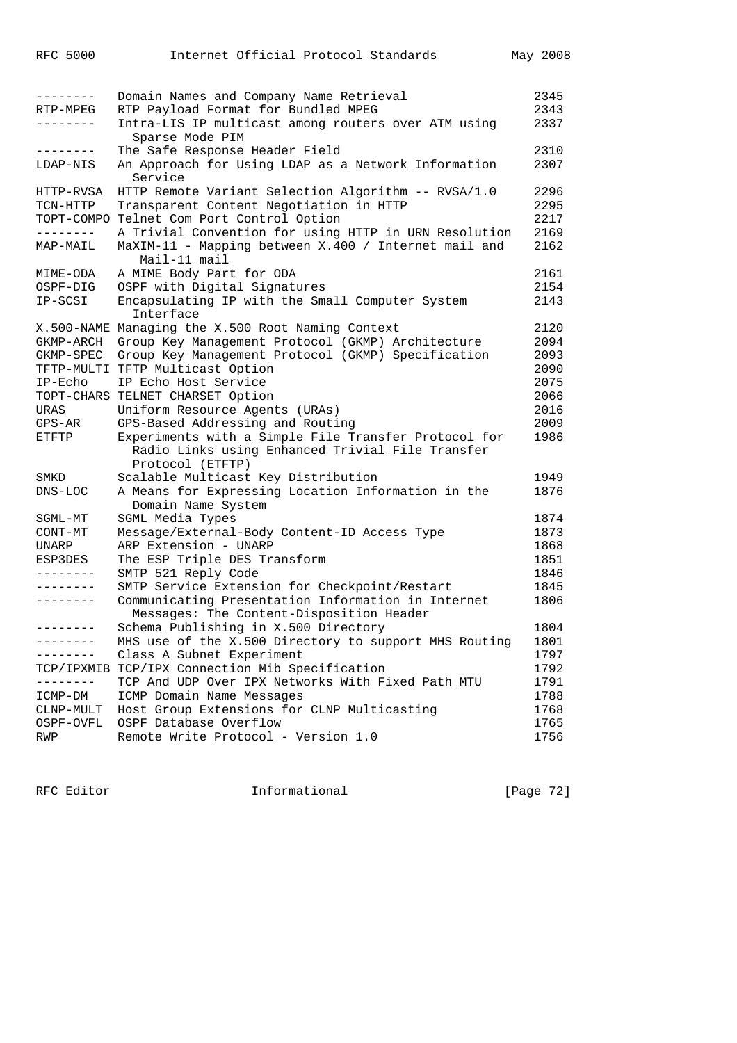| | | |
|---|---|---|
| -------- | Domain Names and Company Name Retrieval | 2345 |
| RTP-MPEG | RTP Payload Format for Bundled MPEG | 2343 |
| -------- | Intra-LIS IP multicast among routers over ATM using Sparse Mode PIM | 2337 |
| -------- | The Safe Response Header Field | 2310 |
| LDAP-NIS | An Approach for Using LDAP as a Network Information Service | 2307 |
| HTTP-RVSA | HTTP Remote Variant Selection Algorithm -- RVSA/1.0 | 2296 |
| TCN-HTTP | Transparent Content Negotiation in HTTP | 2295 |
| TOPT-COMPO | Telnet Com Port Control Option | 2217 |
| -------- | A Trivial Convention for using HTTP in URN Resolution | 2169 |
| MAP-MAIL | MaXIM-11 - Mapping between X.400 / Internet mail and Mail-11 mail | 2162 |
| MIME-ODA | A MIME Body Part for ODA | 2161 |
| OSPF-DIG | OSPF with Digital Signatures | 2154 |
| IP-SCSI | Encapsulating IP with the Small Computer System Interface | 2143 |
| X.500-NAME | Managing the X.500 Root Naming Context | 2120 |
| GKMP-ARCH | Group Key Management Protocol (GKMP) Architecture | 2094 |
| GKMP-SPEC | Group Key Management Protocol (GKMP) Specification | 2093 |
| TFTP-MULTI | TFTP Multicast Option | 2090 |
| IP-Echo | IP Echo Host Service | 2075 |
| TOPT-CHARS | TELNET CHARSET Option | 2066 |
| URAS | Uniform Resource Agents (URAs) | 2016 |
| GPS-AR | GPS-Based Addressing and Routing | 2009 |
| ETFTP | Experiments with a Simple File Transfer Protocol for Radio Links using Enhanced Trivial File Transfer Protocol (ETFTP) | 1986 |
| SMKD | Scalable Multicast Key Distribution | 1949 |
| DNS-LOC | A Means for Expressing Location Information in the Domain Name System | 1876 |
| SGML-MT | SGML Media Types | 1874 |
| CONT-MT | Message/External-Body Content-ID Access Type | 1873 |
| UNARP | ARP Extension - UNARP | 1868 |
| ESP3DES | The ESP Triple DES Transform | 1851 |
| -------- | SMTP 521 Reply Code | 1846 |
| -------- | SMTP Service Extension for Checkpoint/Restart | 1845 |
| -------- | Communicating Presentation Information in Internet Messages: The Content-Disposition Header | 1806 |
| -------- | Schema Publishing in X.500 Directory | 1804 |
| -------- | MHS use of the X.500 Directory to support MHS Routing | 1801 |
| -------- | Class A Subnet Experiment | 1797 |
| TCP/IPXMIB | TCP/IPX Connection Mib Specification | 1792 |
| -------- | TCP And UDP Over IPX Networks With Fixed Path MTU | 1791 |
| ICMP-DM | ICMP Domain Name Messages | 1788 |
| CLNP-MULT | Host Group Extensions for CLNP Multicasting | 1768 |
| OSPF-OVFL | OSPF Database Overflow | 1765 |
| RWP | Remote Write Protocol - Version 1.0 | 1756 |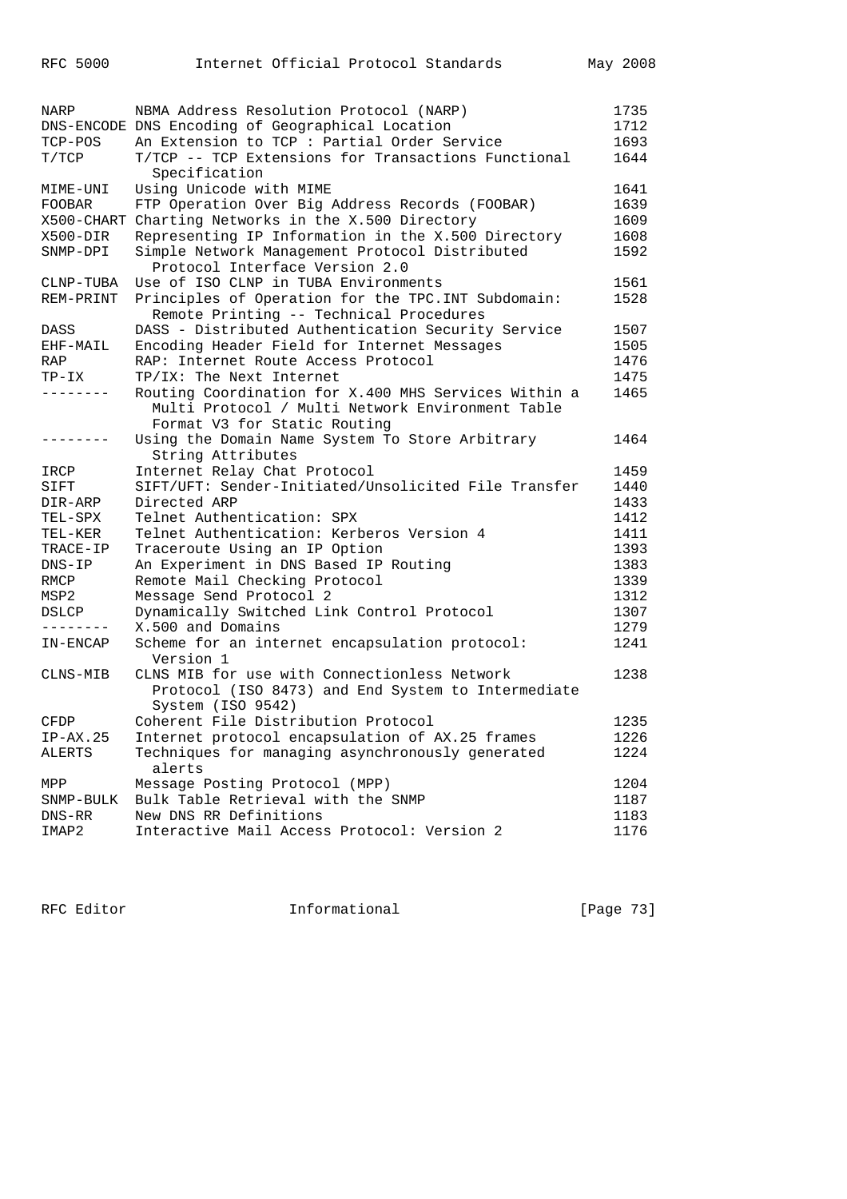| | | |
|---|---|---|
| NARP | NBMA Address Resolution Protocol (NARP) | 1735 |
| DNS-ENCODE | DNS Encoding of Geographical Location | 1712 |
| TCP-POS | An Extension to TCP : Partial Order Service | 1693 |
| T/TCP | T/TCP -- TCP Extensions for Transactions Functional Specification | 1644 |
| MIME-UNI | Using Unicode with MIME | 1641 |
| FOOBAR | FTP Operation Over Big Address Records (FOOBAR) | 1639 |
| X500-CHART | Charting Networks in the X.500 Directory | 1609 |
| X500-DIR | Representing IP Information in the X.500 Directory | 1608 |
| SNMP-DPI | Simple Network Management Protocol Distributed Protocol Interface Version 2.0 | 1592 |
| CLNP-TUBA | Use of ISO CLNP in TUBA Environments | 1561 |
| REM-PRINT | Principles of Operation for the TPC.INT Subdomain: Remote Printing -- Technical Procedures | 1528 |
| DASS | DASS - Distributed Authentication Security Service | 1507 |
| EHF-MAIL | Encoding Header Field for Internet Messages | 1505 |
| RAP | RAP: Internet Route Access Protocol | 1476 |
| TP-IX | TP/IX: The Next Internet | 1475 |
| -------- | Routing Coordination for X.400 MHS Services Within a Multi Protocol / Multi Network Environment Table Format V3 for Static Routing | 1465 |
| -------- | Using the Domain Name System To Store Arbitrary String Attributes | 1464 |
| IRCP | Internet Relay Chat Protocol | 1459 |
| SIFT | SIFT/UFT: Sender-Initiated/Unsolicited File Transfer | 1440 |
| DIR-ARP | Directed ARP | 1433 |
| TEL-SPX | Telnet Authentication: SPX | 1412 |
| TEL-KER | Telnet Authentication: Kerberos Version 4 | 1411 |
| TRACE-IP | Traceroute Using an IP Option | 1393 |
| DNS-IP | An Experiment in DNS Based IP Routing | 1383 |
| RMCP | Remote Mail Checking Protocol | 1339 |
| MSP2 | Message Send Protocol 2 | 1312 |
| DSLCP | Dynamically Switched Link Control Protocol | 1307 |
| -------- | X.500 and Domains | 1279 |
| IN-ENCAP | Scheme for an internet encapsulation protocol: Version 1 | 1241 |
| CLNS-MIB | CLNS MIB for use with Connectionless Network Protocol (ISO 8473) and End System to Intermediate System (ISO 9542) | 1238 |
| CFDP | Coherent File Distribution Protocol | 1235 |
| IP-AX.25 | Internet protocol encapsulation of AX.25 frames | 1226 |
| ALERTS | Techniques for managing asynchronously generated alerts | 1224 |
| MPP | Message Posting Protocol (MPP) | 1204 |
| SNMP-BULK | Bulk Table Retrieval with the SNMP | 1187 |
| DNS-RR | New DNS RR Definitions | 1183 |
| IMAP2 | Interactive Mail Access Protocol: Version 2 | 1176 |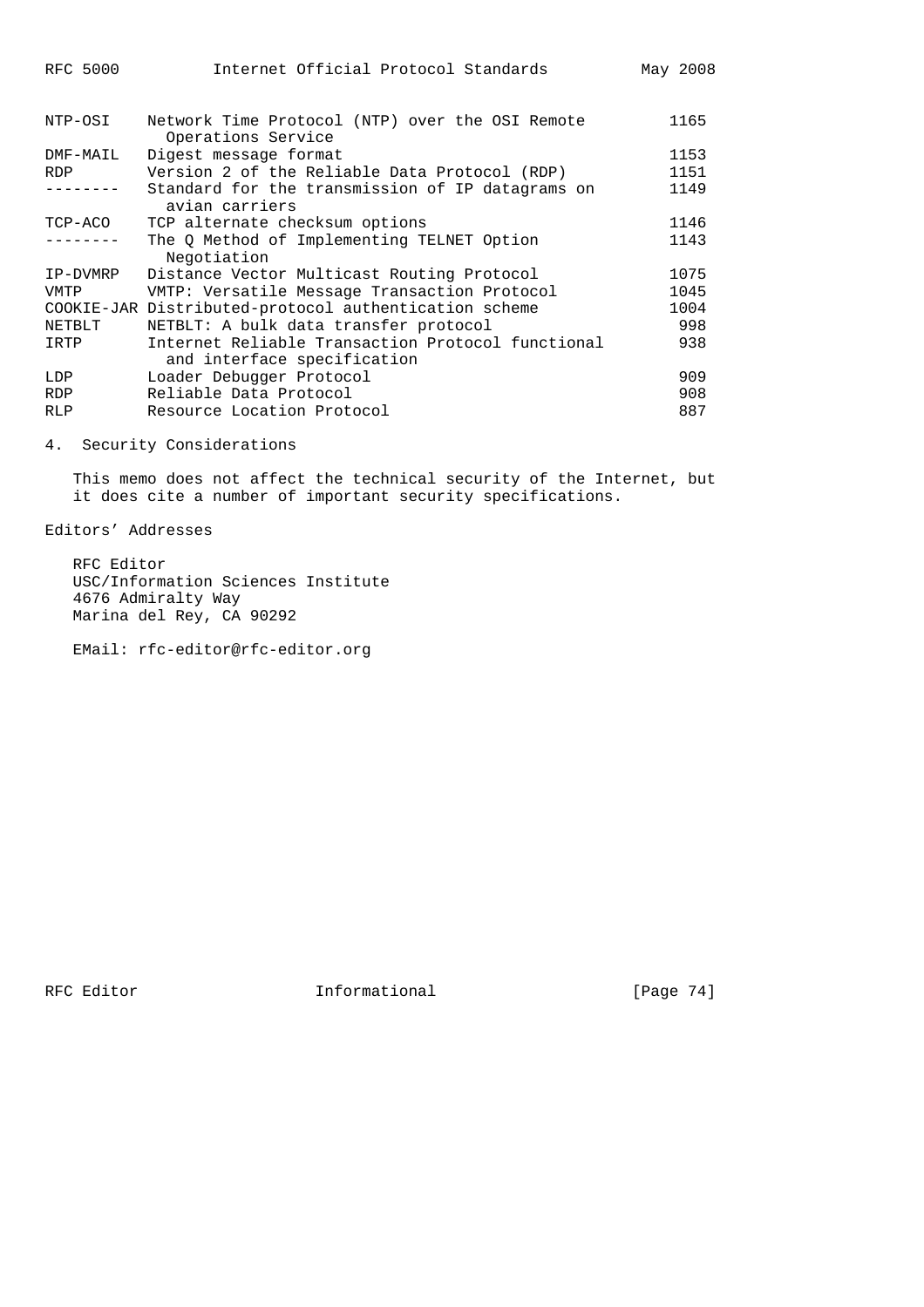| Mnemonic | Title | RFC |
|---|---|---|
| NTP-OSI | Network Time Protocol (NTP) over the OSI Remote Operations Service | 1165 |
| DMF-MAIL | Digest message format | 1153 |
| RDP | Version 2 of the Reliable Data Protocol (RDP) | 1151 |
| -------- | Standard for the transmission of IP datagrams on avian carriers | 1149 |
| TCP-ACO | TCP alternate checksum options | 1146 |
| -------- | The Q Method of Implementing TELNET Option Negotiation | 1143 |
| IP-DVMRP | Distance Vector Multicast Routing Protocol | 1075 |
| VMTP | VMTP: Versatile Message Transaction Protocol | 1045 |
| COOKIE-JAR | Distributed-protocol authentication scheme | 1004 |
| NETBLT | NETBLT: A bulk data transfer protocol | 998 |
| IRTP | Internet Reliable Transaction Protocol functional and interface specification | 938 |
| LDP | Loader Debugger Protocol | 909 |
| RDP | Reliable Data Protocol | 908 |
| RLP | Resource Location Protocol | 887 |

## 4. Security Considerations

This memo does not affect the technical security of the Internet, but it does cite a number of important security specifications.

## Editors' Addresses

RFC Editor
USC/Information Sciences Institute
4676 Admiralty Way
Marina del Rey, CA 90292

EMail: rfc-editor@rfc-editor.org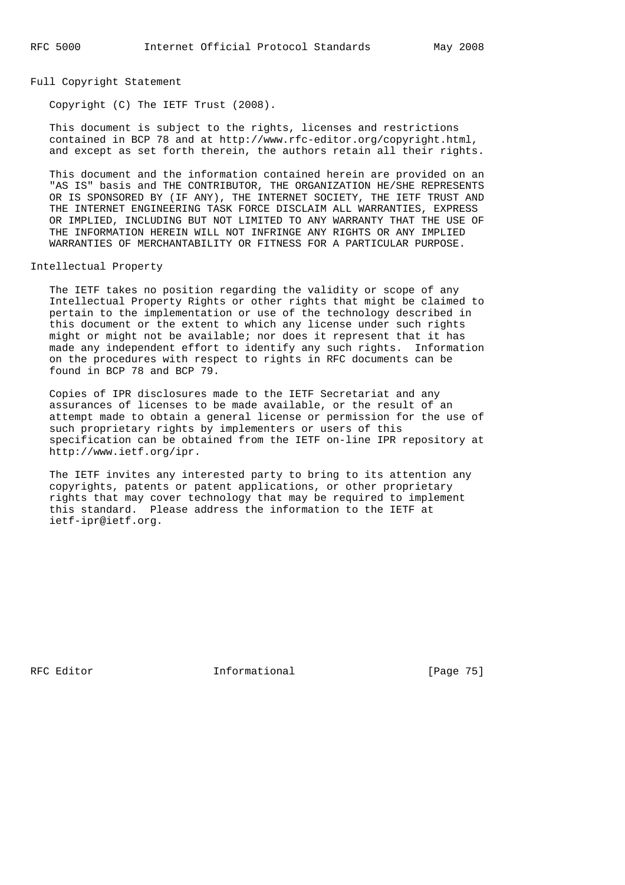## Full Copyright Statement

Copyright (C) The IETF Trust (2008).

This document is subject to the rights, licenses and restrictions contained in BCP 78 and at http://www.rfc-editor.org/copyright.html, and except as set forth therein, the authors retain all their rights.

This document and the information contained herein are provided on an "AS IS" basis and THE CONTRIBUTOR, THE ORGANIZATION HE/SHE REPRESENTS OR IS SPONSORED BY (IF ANY), THE INTERNET SOCIETY, THE IETF TRUST AND THE INTERNET ENGINEERING TASK FORCE DISCLAIM ALL WARRANTIES, EXPRESS OR IMPLIED, INCLUDING BUT NOT LIMITED TO ANY WARRANTY THAT THE USE OF THE INFORMATION HEREIN WILL NOT INFRINGE ANY RIGHTS OR ANY IMPLIED WARRANTIES OF MERCHANTABILITY OR FITNESS FOR A PARTICULAR PURPOSE.

## Intellectual Property

The IETF takes no position regarding the validity or scope of any Intellectual Property Rights or other rights that might be claimed to pertain to the implementation or use of the technology described in this document or the extent to which any license under such rights might or might not be available; nor does it represent that it has made any independent effort to identify any such rights. Information on the procedures with respect to rights in RFC documents can be found in BCP 78 and BCP 79.

Copies of IPR disclosures made to the IETF Secretariat and any assurances of licenses to be made available, or the result of an attempt made to obtain a general license or permission for the use of such proprietary rights by implementers or users of this specification can be obtained from the IETF on-line IPR repository at http://www.ietf.org/ipr.

The IETF invites any interested party to bring to its attention any copyrights, patents or patent applications, or other proprietary rights that may cover technology that may be required to implement this standard. Please address the information to the IETF at ietf-ipr@ietf.org.